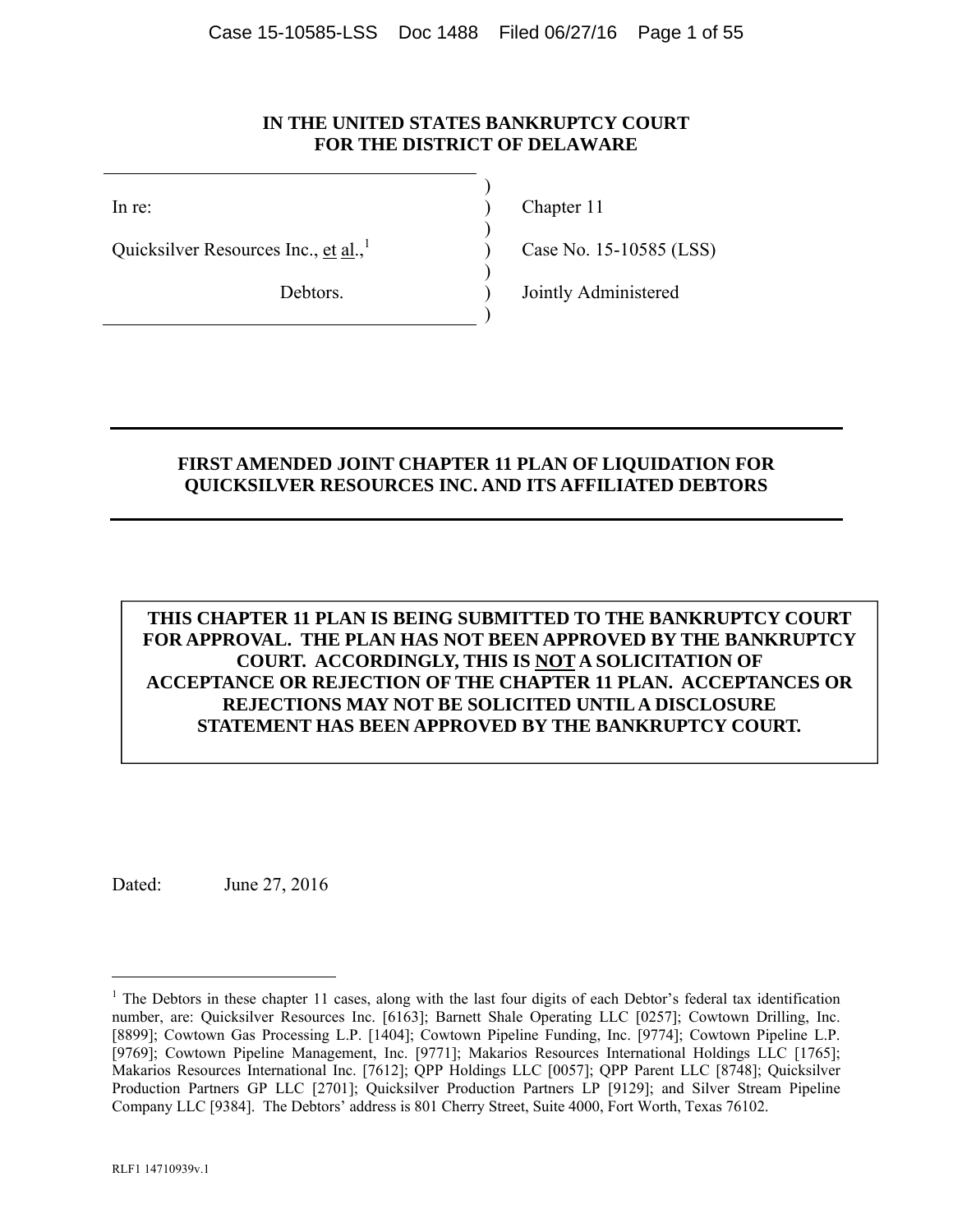**IN THE UNITED STATES BANKRUPTCY COURT**
**FOR THE DISTRICT OF DELAWARE**

| | | |
|---|---|---|
| In re: | ) | Chapter 11 |
| Quicksilver Resources Inc., et al.,[1] | ) | Case No. 15-10585 (LSS) |
| Debtors. | ) | Jointly Administered |

---

**FIRST AMENDED JOINT CHAPTER 11 PLAN OF LIQUIDATION FOR QUICKSILVER RESOURCES INC. AND ITS AFFILIATED DEBTORS**

---

**THIS CHAPTER 11 PLAN IS BEING SUBMITTED TO THE BANKRUPTCY COURT FOR APPROVAL. THE PLAN HAS NOT BEEN APPROVED BY THE BANKRUPTCY COURT. ACCORDINGLY, THIS IS NOT A SOLICITATION OF ACCEPTANCE OR REJECTION OF THE CHAPTER 11 PLAN. ACCEPTANCES OR REJECTIONS MAY NOT BE SOLICITED UNTIL A DISCLOSURE STATEMENT HAS BEEN APPROVED BY THE BANKRUPTCY COURT.**

Dated: June 27, 2016

[1] The Debtors in these chapter 11 cases, along with the last four digits of each Debtor's federal tax identification number, are: Quicksilver Resources Inc. [6163]; Barnett Shale Operating LLC [0257]; Cowtown Drilling, Inc. [8899]; Cowtown Gas Processing L.P. [1404]; Cowtown Pipeline Funding, Inc. [9774]; Cowtown Pipeline L.P. [9769]; Cowtown Pipeline Management, Inc. [9771]; Makarios Resources International Holdings LLC [1765]; Makarios Resources International Inc. [7612]; QPP Holdings LLC [0057]; QPP Parent LLC [8748]; Quicksilver Production Partners GP LLC [2701]; Quicksilver Production Partners LP [9129]; and Silver Stream Pipeline Company LLC [9384]. The Debtors' address is 801 Cherry Street, Suite 4000, Fort Worth, Texas 76102.

RLF1 14710939v.1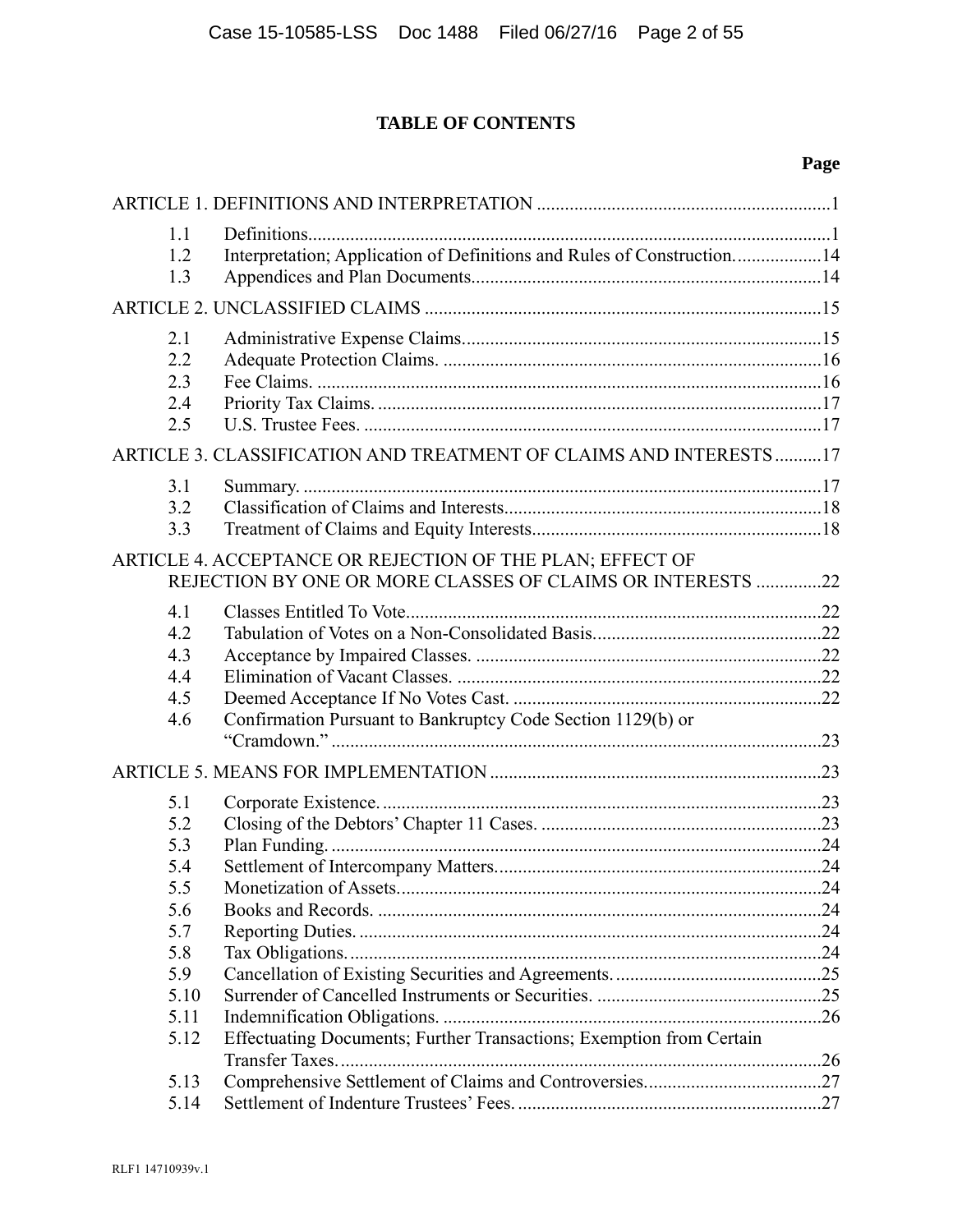## TABLE OF CONTENTS

| | | Page |
|---|---|---|
| ARTICLE 1. DEFINITIONS AND INTERPRETATION | | 1 |
| 1.1 | Definitions | 1 |
| 1.2 | Interpretation; Application of Definitions and Rules of Construction. | 14 |
| 1.3 | Appendices and Plan Documents | 14 |
| ARTICLE 2. UNCLASSIFIED CLAIMS | | 15 |
| 2.1 | Administrative Expense Claims | 15 |
| 2.2 | Adequate Protection Claims. | 16 |
| 2.3 | Fee Claims. | 16 |
| 2.4 | Priority Tax Claims. | 17 |
| 2.5 | U.S. Trustee Fees. | 17 |
| ARTICLE 3. CLASSIFICATION AND TREATMENT OF CLAIMS AND INTERESTS | | 17 |
| 3.1 | Summary. | 17 |
| 3.2 | Classification of Claims and Interests | 18 |
| 3.3 | Treatment of Claims and Equity Interests | 18 |
| ARTICLE 4. ACCEPTANCE OR REJECTION OF THE PLAN; EFFECT OF REJECTION BY ONE OR MORE CLASSES OF CLAIMS OR INTERESTS | | 22 |
| 4.1 | Classes Entitled To Vote | 22 |
| 4.2 | Tabulation of Votes on a Non-Consolidated Basis | 22 |
| 4.3 | Acceptance by Impaired Classes. | 22 |
| 4.4 | Elimination of Vacant Classes. | 22 |
| 4.5 | Deemed Acceptance If No Votes Cast. | 22 |
| 4.6 | Confirmation Pursuant to Bankruptcy Code Section 1129(b) or "Cramdown." | 23 |
| ARTICLE 5. MEANS FOR IMPLEMENTATION | | 23 |
| 5.1 | Corporate Existence. | 23 |
| 5.2 | Closing of the Debtors' Chapter 11 Cases. | 23 |
| 5.3 | Plan Funding. | 24 |
| 5.4 | Settlement of Intercompany Matters | 24 |
| 5.5 | Monetization of Assets | 24 |
| 5.6 | Books and Records. | 24 |
| 5.7 | Reporting Duties. | 24 |
| 5.8 | Tax Obligations. | 24 |
| 5.9 | Cancellation of Existing Securities and Agreements. | 25 |
| 5.10 | Surrender of Cancelled Instruments or Securities. | 25 |
| 5.11 | Indemnification Obligations. | 26 |
| 5.12 | Effectuating Documents; Further Transactions; Exemption from Certain Transfer Taxes. | 26 |
| 5.13 | Comprehensive Settlement of Claims and Controversies | 27 |
| 5.14 | Settlement of Indenture Trustees' Fees. | 27 |

RLF1 14710939v.1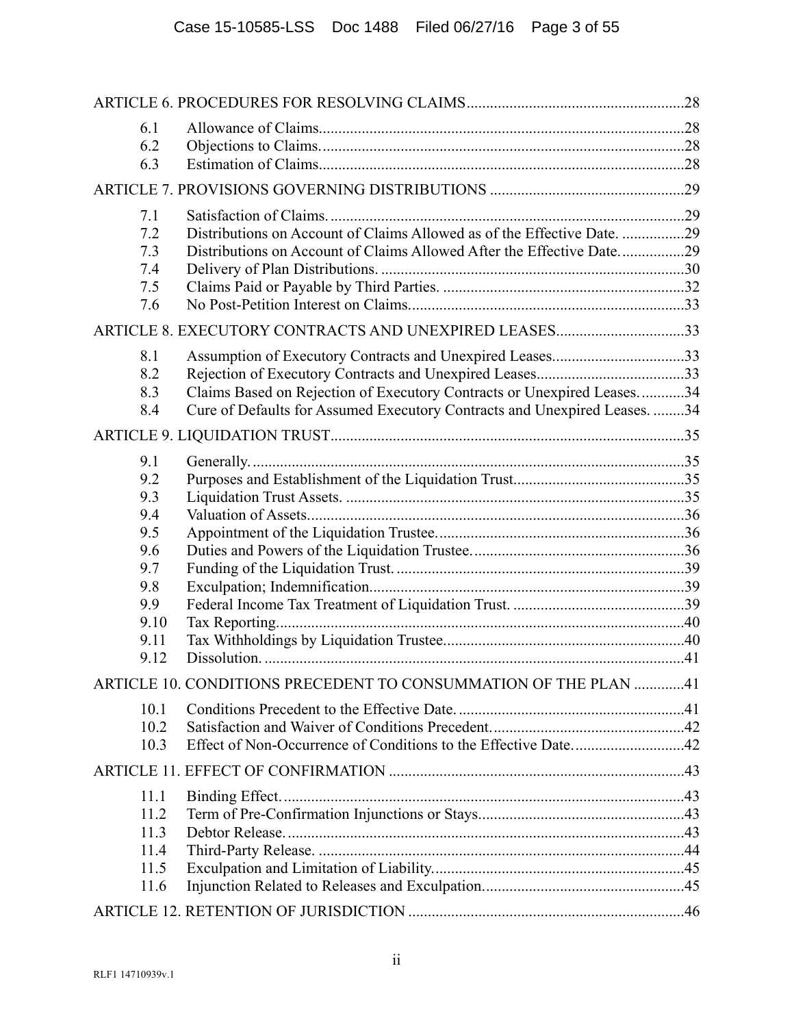| | | |
|---|---|---|
| ARTICLE 6. PROCEDURES FOR RESOLVING CLAIMS | | 28 |
| 6.1 | Allowance of Claims. | 28 |
| 6.2 | Objections to Claims. | 28 |
| 6.3 | Estimation of Claims. | 28 |
| ARTICLE 7. PROVISIONS GOVERNING DISTRIBUTIONS | | 29 |
| 7.1 | Satisfaction of Claims. | 29 |
| 7.2 | Distributions on Account of Claims Allowed as of the Effective Date. | 29 |
| 7.3 | Distributions on Account of Claims Allowed After the Effective Date. | 29 |
| 7.4 | Delivery of Plan Distributions. | 30 |
| 7.5 | Claims Paid or Payable by Third Parties. | 32 |
| 7.6 | No Post-Petition Interest on Claims. | 33 |
| ARTICLE 8. EXECUTORY CONTRACTS AND UNEXPIRED LEASES | | 33 |
| 8.1 | Assumption of Executory Contracts and Unexpired Leases. | 33 |
| 8.2 | Rejection of Executory Contracts and Unexpired Leases. | 33 |
| 8.3 | Claims Based on Rejection of Executory Contracts or Unexpired Leases. | 34 |
| 8.4 | Cure of Defaults for Assumed Executory Contracts and Unexpired Leases. | 34 |
| ARTICLE 9. LIQUIDATION TRUST | | 35 |
| 9.1 | Generally. | 35 |
| 9.2 | Purposes and Establishment of the Liquidation Trust. | 35 |
| 9.3 | Liquidation Trust Assets. | 35 |
| 9.4 | Valuation of Assets. | 36 |
| 9.5 | Appointment of the Liquidation Trustee. | 36 |
| 9.6 | Duties and Powers of the Liquidation Trustee. | 36 |
| 9.7 | Funding of the Liquidation Trust. | 39 |
| 9.8 | Exculpation; Indemnification. | 39 |
| 9.9 | Federal Income Tax Treatment of Liquidation Trust. | 39 |
| 9.10 | Tax Reporting. | 40 |
| 9.11 | Tax Withholdings by Liquidation Trustee. | 40 |
| 9.12 | Dissolution. | 41 |
| ARTICLE 10. CONDITIONS PRECEDENT TO CONSUMMATION OF THE PLAN | | 41 |
| 10.1 | Conditions Precedent to the Effective Date. | 41 |
| 10.2 | Satisfaction and Waiver of Conditions Precedent. | 42 |
| 10.3 | Effect of Non-Occurrence of Conditions to the Effective Date. | 42 |
| ARTICLE 11. EFFECT OF CONFIRMATION | | 43 |
| 11.1 | Binding Effect. | 43 |
| 11.2 | Term of Pre-Confirmation Injunctions or Stays. | 43 |
| 11.3 | Debtor Release. | 43 |
| 11.4 | Third-Party Release. | 44 |
| 11.5 | Exculpation and Limitation of Liability. | 45 |
| 11.6 | Injunction Related to Releases and Exculpation. | 45 |
| ARTICLE 12. RETENTION OF JURISDICTION | | 46 |

RLF1 14710939v.1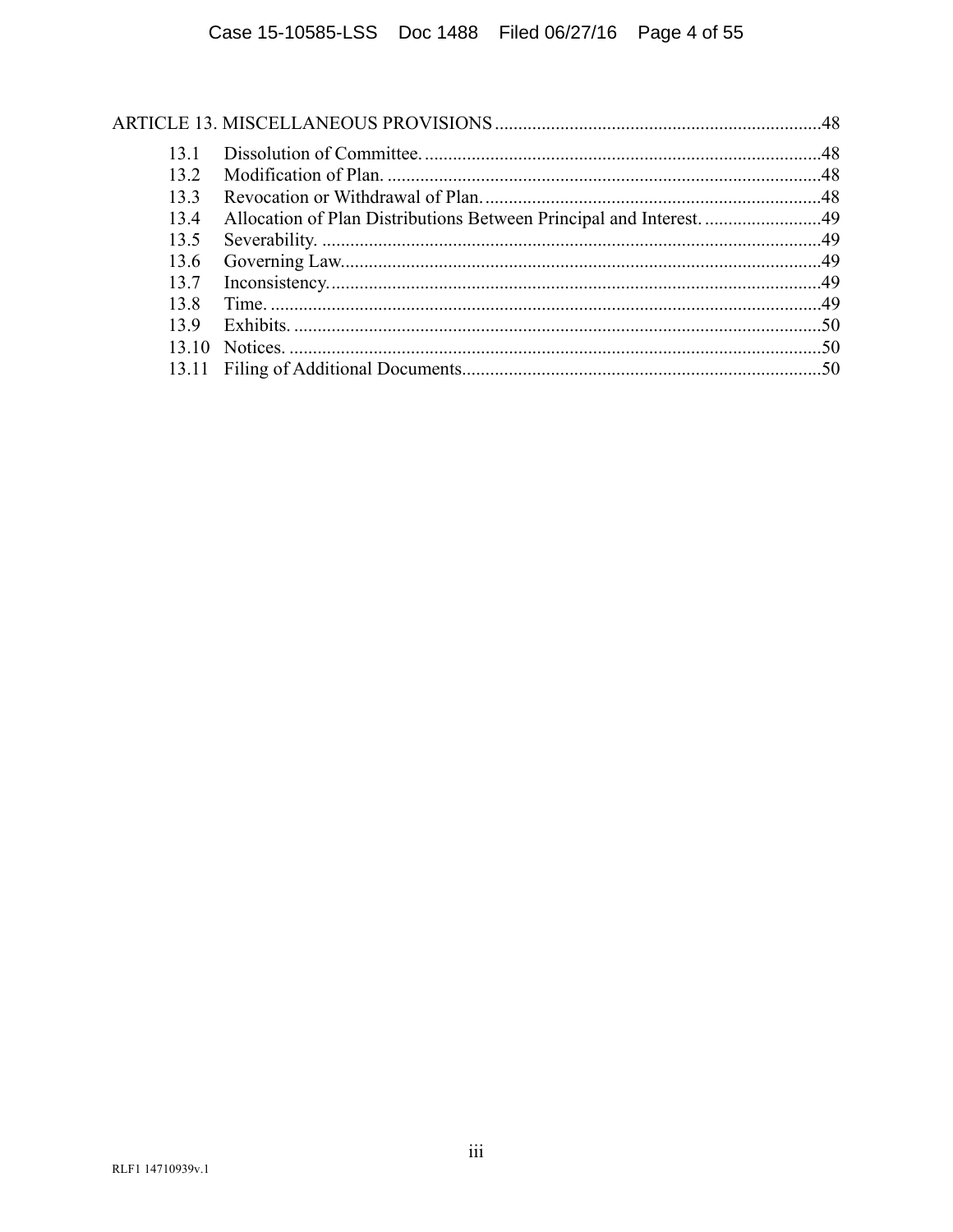ARTICLE 13. MISCELLANEOUS PROVISIONS .....................................................................48

13.1 Dissolution of Committee. ....................................................................................48
13.2 Modification of Plan. ............................................................................................48
13.3 Revocation or Withdrawal of Plan. .......................................................................48
13.4 Allocation of Plan Distributions Between Principal and Interest. .........................49
13.5 Severability. ..........................................................................................................49
13.6 Governing Law. .....................................................................................................49
13.7 Inconsistency. ........................................................................................................49
13.8 Time. .....................................................................................................................49
13.9 Exhibits. ................................................................................................................50
13.10 Notices. .................................................................................................................50
13.11 Filing of Additional Documents. ...........................................................................50

RLF1 14710939v.1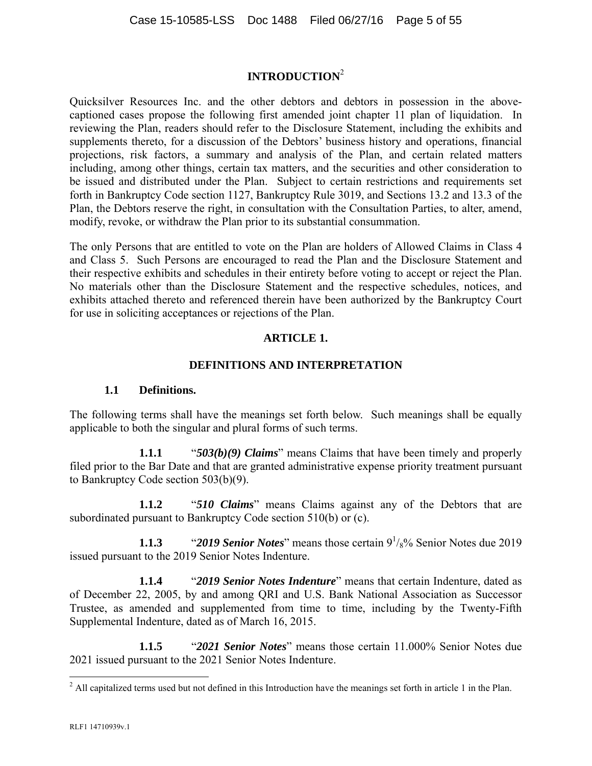## INTRODUCTION[2]

Quicksilver Resources Inc. and the other debtors and debtors in possession in the above-captioned cases propose the following first amended joint chapter 11 plan of liquidation. In reviewing the Plan, readers should refer to the Disclosure Statement, including the exhibits and supplements thereto, for a discussion of the Debtors' business history and operations, financial projections, risk factors, a summary and analysis of the Plan, and certain related matters including, among other things, certain tax matters, and the securities and other consideration to be issued and distributed under the Plan. Subject to certain restrictions and requirements set forth in Bankruptcy Code section 1127, Bankruptcy Rule 3019, and Sections 13.2 and 13.3 of the Plan, the Debtors reserve the right, in consultation with the Consultation Parties, to alter, amend, modify, revoke, or withdraw the Plan prior to its substantial consummation.

The only Persons that are entitled to vote on the Plan are holders of Allowed Claims in Class 4 and Class 5. Such Persons are encouraged to read the Plan and the Disclosure Statement and their respective exhibits and schedules in their entirety before voting to accept or reject the Plan. No materials other than the Disclosure Statement and the respective schedules, notices, and exhibits attached thereto and referenced therein have been authorized by the Bankruptcy Court for use in soliciting acceptances or rejections of the Plan.

## ARTICLE 1.

## DEFINITIONS AND INTERPRETATION

### 1.1 Definitions.

The following terms shall have the meanings set forth below. Such meanings shall be equally applicable to both the singular and plural forms of such terms.

**1.1.1** "***503(b)(9) Claims***" means Claims that have been timely and properly filed prior to the Bar Date and that are granted administrative expense priority treatment pursuant to Bankruptcy Code section 503(b)(9).

**1.1.2** "***510 Claims***" means Claims against any of the Debtors that are subordinated pursuant to Bankruptcy Code section 510(b) or (c).

**1.1.3** "***2019 Senior Notes***" means those certain 9 1/8% Senior Notes due 2019 issued pursuant to the 2019 Senior Notes Indenture.

**1.1.4** "***2019 Senior Notes Indenture***" means that certain Indenture, dated as of December 22, 2005, by and among QRI and U.S. Bank National Association as Successor Trustee, as amended and supplemented from time to time, including by the Twenty-Fifth Supplemental Indenture, dated as of March 16, 2015.

**1.1.5** "***2021 Senior Notes***" means those certain 11.000% Senior Notes due 2021 issued pursuant to the 2021 Senior Notes Indenture.

---

[2] All capitalized terms used but not defined in this Introduction have the meanings set forth in article 1 in the Plan.

RLF1 14710939v.1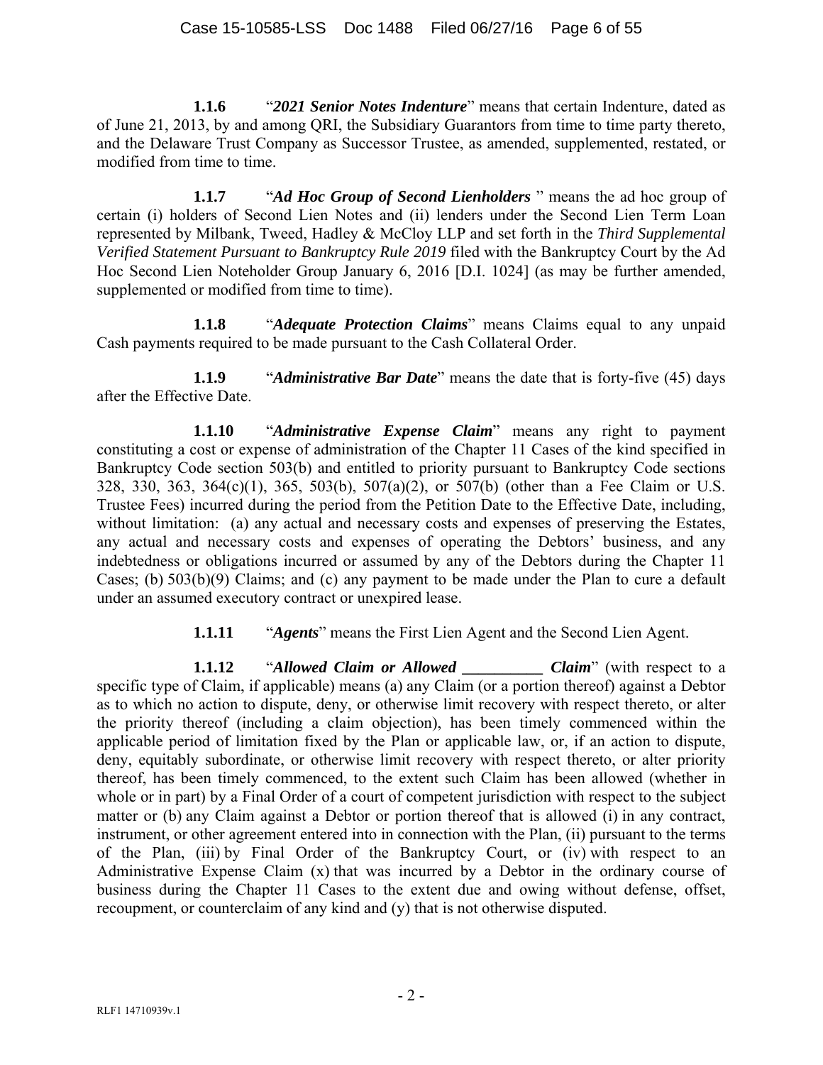**1.1.6** "***2021 Senior Notes Indenture***" means that certain Indenture, dated as of June 21, 2013, by and among QRI, the Subsidiary Guarantors from time to time party thereto, and the Delaware Trust Company as Successor Trustee, as amended, supplemented, restated, or modified from time to time.

**1.1.7** "***Ad Hoc Group of Second Lienholders*** " means the ad hoc group of certain (i) holders of Second Lien Notes and (ii) lenders under the Second Lien Term Loan represented by Milbank, Tweed, Hadley & McCloy LLP and set forth in the *Third Supplemental Verified Statement Pursuant to Bankruptcy Rule 2019* filed with the Bankruptcy Court by the Ad Hoc Second Lien Noteholder Group January 6, 2016 [D.I. 1024] (as may be further amended, supplemented or modified from time to time).

**1.1.8** "***Adequate Protection Claims***" means Claims equal to any unpaid Cash payments required to be made pursuant to the Cash Collateral Order.

**1.1.9** "***Administrative Bar Date***" means the date that is forty-five (45) days after the Effective Date.

**1.1.10** "***Administrative Expense Claim***" means any right to payment constituting a cost or expense of administration of the Chapter 11 Cases of the kind specified in Bankruptcy Code section 503(b) and entitled to priority pursuant to Bankruptcy Code sections 328, 330, 363, 364(c)(1), 365, 503(b), 507(a)(2), or 507(b) (other than a Fee Claim or U.S. Trustee Fees) incurred during the period from the Petition Date to the Effective Date, including, without limitation: (a) any actual and necessary costs and expenses of preserving the Estates, any actual and necessary costs and expenses of operating the Debtors' business, and any indebtedness or obligations incurred or assumed by any of the Debtors during the Chapter 11 Cases; (b) 503(b)(9) Claims; and (c) any payment to be made under the Plan to cure a default under an assumed executory contract or unexpired lease.

**1.1.11** "***Agents***" means the First Lien Agent and the Second Lien Agent.

**1.1.12** "***Allowed Claim or Allowed __________ Claim***" (with respect to a specific type of Claim, if applicable) means (a) any Claim (or a portion thereof) against a Debtor as to which no action to dispute, deny, or otherwise limit recovery with respect thereto, or alter the priority thereof (including a claim objection), has been timely commenced within the applicable period of limitation fixed by the Plan or applicable law, or, if an action to dispute, deny, equitably subordinate, or otherwise limit recovery with respect thereto, or alter priority thereof, has been timely commenced, to the extent such Claim has been allowed (whether in whole or in part) by a Final Order of a court of competent jurisdiction with respect to the subject matter or (b) any Claim against a Debtor or portion thereof that is allowed (i) in any contract, instrument, or other agreement entered into in connection with the Plan, (ii) pursuant to the terms of the Plan, (iii) by Final Order of the Bankruptcy Court, or (iv) with respect to an Administrative Expense Claim (x) that was incurred by a Debtor in the ordinary course of business during the Chapter 11 Cases to the extent due and owing without defense, offset, recoupment, or counterclaim of any kind and (y) that is not otherwise disputed.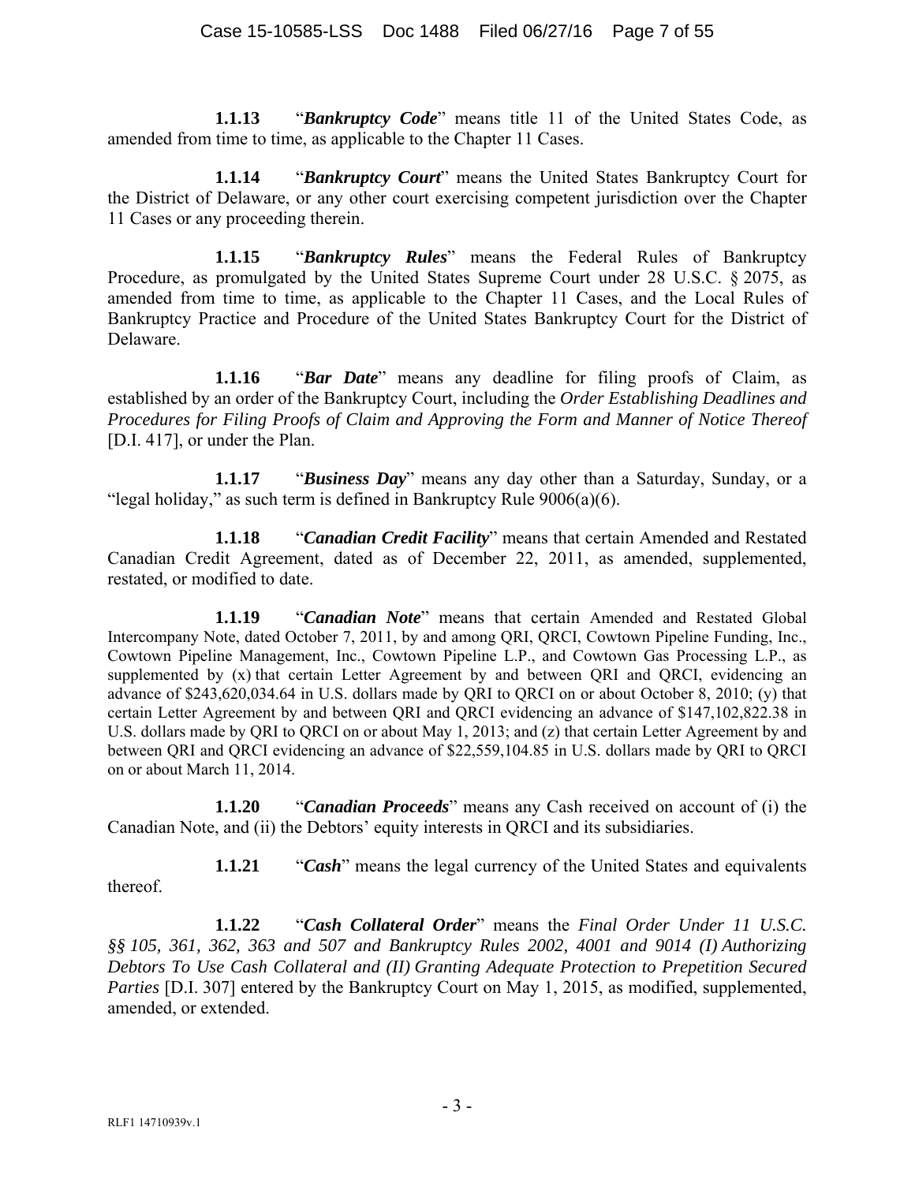**1.1.13** "***Bankruptcy Code***" means title 11 of the United States Code, as amended from time to time, as applicable to the Chapter 11 Cases.

**1.1.14** "***Bankruptcy Court***" means the United States Bankruptcy Court for the District of Delaware, or any other court exercising competent jurisdiction over the Chapter 11 Cases or any proceeding therein.

**1.1.15** "***Bankruptcy Rules***" means the Federal Rules of Bankruptcy Procedure, as promulgated by the United States Supreme Court under 28 U.S.C. § 2075, as amended from time to time, as applicable to the Chapter 11 Cases, and the Local Rules of Bankruptcy Practice and Procedure of the United States Bankruptcy Court for the District of Delaware.

**1.1.16** "***Bar Date***" means any deadline for filing proofs of Claim, as established by an order of the Bankruptcy Court, including the *Order Establishing Deadlines and Procedures for Filing Proofs of Claim and Approving the Form and Manner of Notice Thereof* [D.I. 417], or under the Plan.

**1.1.17** "***Business Day***" means any day other than a Saturday, Sunday, or a "legal holiday," as such term is defined in Bankruptcy Rule 9006(a)(6).

**1.1.18** "***Canadian Credit Facility***" means that certain Amended and Restated Canadian Credit Agreement, dated as of December 22, 2011, as amended, supplemented, restated, or modified to date.

**1.1.19** "***Canadian Note***" means that certain Amended and Restated Global Intercompany Note, dated October 7, 2011, by and among QRI, QRCI, Cowtown Pipeline Funding, Inc., Cowtown Pipeline Management, Inc., Cowtown Pipeline L.P., and Cowtown Gas Processing L.P., as supplemented by (x) that certain Letter Agreement by and between QRI and QRCI, evidencing an advance of $243,620,034.64 in U.S. dollars made by QRI to QRCI on or about October 8, 2010; (y) that certain Letter Agreement by and between QRI and QRCI evidencing an advance of $147,102,822.38 in U.S. dollars made by QRI to QRCI on or about May 1, 2013; and (z) that certain Letter Agreement by and between QRI and QRCI evidencing an advance of $22,559,104.85 in U.S. dollars made by QRI to QRCI on or about March 11, 2014.

**1.1.20** "***Canadian Proceeds***" means any Cash received on account of (i) the Canadian Note, and (ii) the Debtors' equity interests in QRCI and its subsidiaries.

**1.1.21** "***Cash***" means the legal currency of the United States and equivalents thereof.

**1.1.22** "***Cash Collateral Order***" means the *Final Order Under 11 U.S.C. §§ 105, 361, 362, 363 and 507 and Bankruptcy Rules 2002, 4001 and 9014 (I) Authorizing Debtors To Use Cash Collateral and (II) Granting Adequate Protection to Prepetition Secured Parties* [D.I. 307] entered by the Bankruptcy Court on May 1, 2015, as modified, supplemented, amended, or extended.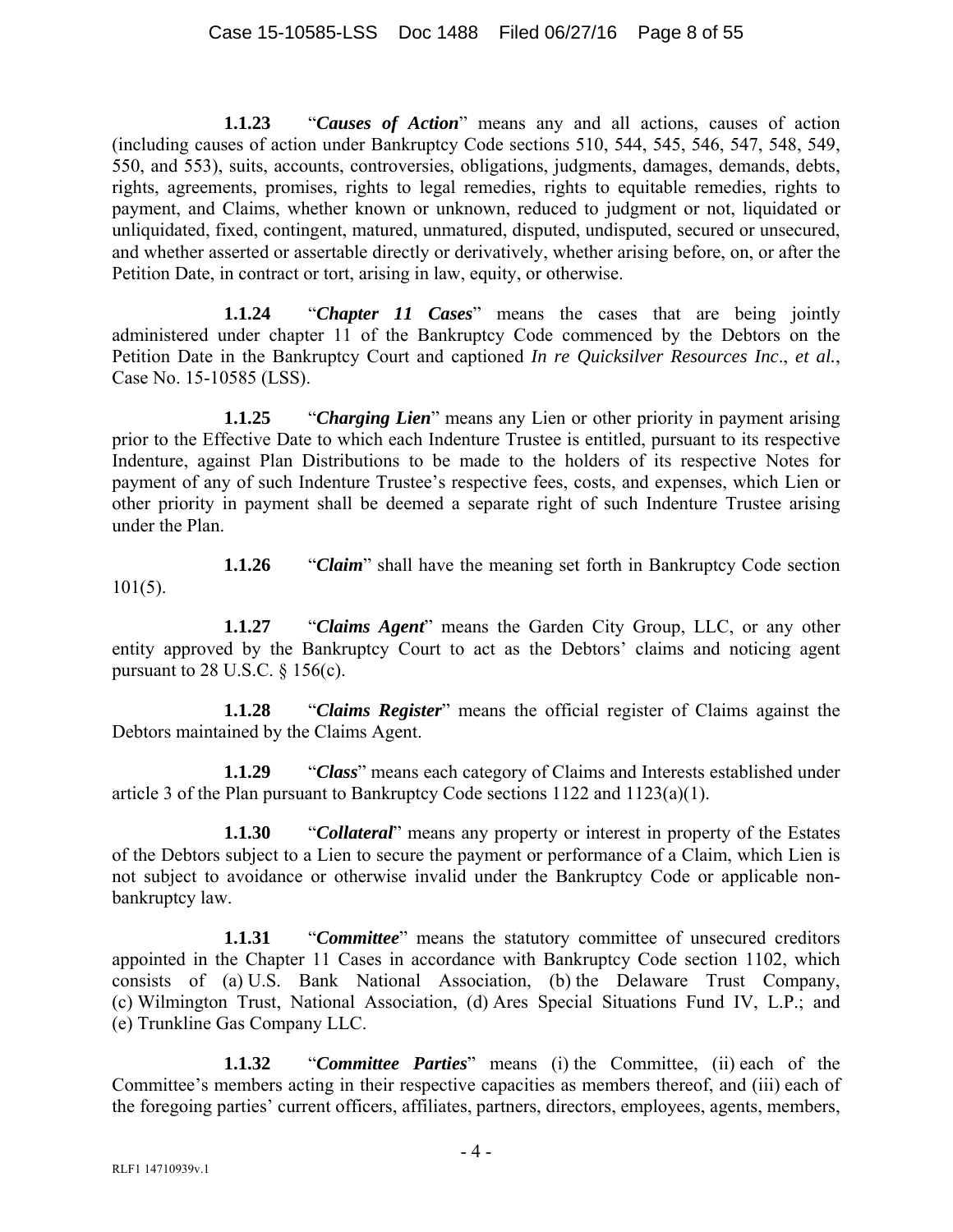**1.1.23** "***Causes of Action***" means any and all actions, causes of action (including causes of action under Bankruptcy Code sections 510, 544, 545, 546, 547, 548, 549, 550, and 553), suits, accounts, controversies, obligations, judgments, damages, demands, debts, rights, agreements, promises, rights to legal remedies, rights to equitable remedies, rights to payment, and Claims, whether known or unknown, reduced to judgment or not, liquidated or unliquidated, fixed, contingent, matured, unmatured, disputed, undisputed, secured or unsecured, and whether asserted or assertable directly or derivatively, whether arising before, on, or after the Petition Date, in contract or tort, arising in law, equity, or otherwise.

**1.1.24** "***Chapter 11 Cases***" means the cases that are being jointly administered under chapter 11 of the Bankruptcy Code commenced by the Debtors on the Petition Date in the Bankruptcy Court and captioned *In re Quicksilver Resources Inc*., *et al.*, Case No. 15-10585 (LSS).

**1.1.25** "***Charging Lien***" means any Lien or other priority in payment arising prior to the Effective Date to which each Indenture Trustee is entitled, pursuant to its respective Indenture, against Plan Distributions to be made to the holders of its respective Notes for payment of any of such Indenture Trustee's respective fees, costs, and expenses, which Lien or other priority in payment shall be deemed a separate right of such Indenture Trustee arising under the Plan.

**1.1.26** "***Claim***" shall have the meaning set forth in Bankruptcy Code section 101(5).

**1.1.27** "***Claims Agent***" means the Garden City Group, LLC, or any other entity approved by the Bankruptcy Court to act as the Debtors' claims and noticing agent pursuant to 28 U.S.C. § 156(c).

**1.1.28** "***Claims Register***" means the official register of Claims against the Debtors maintained by the Claims Agent.

**1.1.29** "***Class***" means each category of Claims and Interests established under article 3 of the Plan pursuant to Bankruptcy Code sections 1122 and 1123(a)(1).

**1.1.30** "***Collateral***" means any property or interest in property of the Estates of the Debtors subject to a Lien to secure the payment or performance of a Claim, which Lien is not subject to avoidance or otherwise invalid under the Bankruptcy Code or applicable non-bankruptcy law.

**1.1.31** "***Committee***" means the statutory committee of unsecured creditors appointed in the Chapter 11 Cases in accordance with Bankruptcy Code section 1102, which consists of (a) U.S. Bank National Association, (b) the Delaware Trust Company, (c) Wilmington Trust, National Association, (d) Ares Special Situations Fund IV, L.P.; and (e) Trunkline Gas Company LLC.

**1.1.32** "***Committee Parties***" means (i) the Committee, (ii) each of the Committee's members acting in their respective capacities as members thereof, and (iii) each of the foregoing parties' current officers, affiliates, partners, directors, employees, agents, members,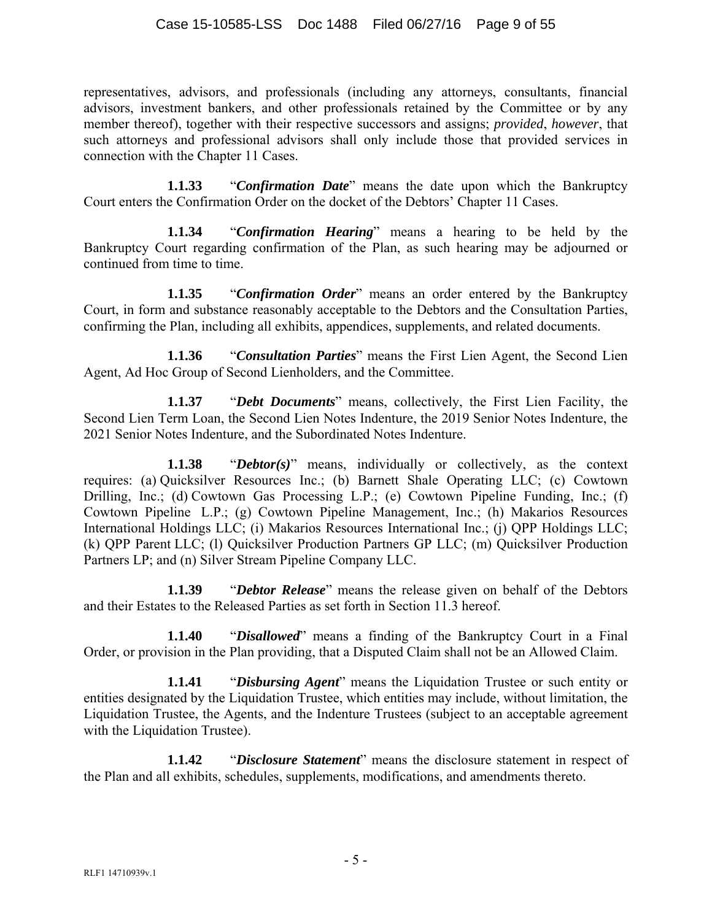representatives, advisors, and professionals (including any attorneys, consultants, financial advisors, investment bankers, and other professionals retained by the Committee or by any member thereof), together with their respective successors and assigns; *provided*, *however*, that such attorneys and professional advisors shall only include those that provided services in connection with the Chapter 11 Cases.

**1.1.33** "***Confirmation Date***" means the date upon which the Bankruptcy Court enters the Confirmation Order on the docket of the Debtors' Chapter 11 Cases.

**1.1.34** "***Confirmation Hearing***" means a hearing to be held by the Bankruptcy Court regarding confirmation of the Plan, as such hearing may be adjourned or continued from time to time.

**1.1.35** "***Confirmation Order***" means an order entered by the Bankruptcy Court, in form and substance reasonably acceptable to the Debtors and the Consultation Parties, confirming the Plan, including all exhibits, appendices, supplements, and related documents.

**1.1.36** "***Consultation Parties***" means the First Lien Agent, the Second Lien Agent, Ad Hoc Group of Second Lienholders, and the Committee.

**1.1.37** "***Debt Documents***" means, collectively, the First Lien Facility, the Second Lien Term Loan, the Second Lien Notes Indenture, the 2019 Senior Notes Indenture, the 2021 Senior Notes Indenture, and the Subordinated Notes Indenture.

**1.1.38** "***Debtor(s)***" means, individually or collectively, as the context requires: (a) Quicksilver Resources Inc.; (b) Barnett Shale Operating LLC; (c) Cowtown Drilling, Inc.; (d) Cowtown Gas Processing L.P.; (e) Cowtown Pipeline Funding, Inc.; (f) Cowtown Pipeline L.P.; (g) Cowtown Pipeline Management, Inc.; (h) Makarios Resources International Holdings LLC; (i) Makarios Resources International Inc.; (j) QPP Holdings LLC; (k) QPP Parent LLC; (l) Quicksilver Production Partners GP LLC; (m) Quicksilver Production Partners LP; and (n) Silver Stream Pipeline Company LLC.

**1.1.39** "***Debtor Release***" means the release given on behalf of the Debtors and their Estates to the Released Parties as set forth in Section 11.3 hereof.

**1.1.40** "***Disallowed***" means a finding of the Bankruptcy Court in a Final Order, or provision in the Plan providing, that a Disputed Claim shall not be an Allowed Claim.

**1.1.41** "***Disbursing Agent***" means the Liquidation Trustee or such entity or entities designated by the Liquidation Trustee, which entities may include, without limitation, the Liquidation Trustee, the Agents, and the Indenture Trustees (subject to an acceptable agreement with the Liquidation Trustee).

**1.1.42** "***Disclosure Statement***" means the disclosure statement in respect of the Plan and all exhibits, schedules, supplements, modifications, and amendments thereto.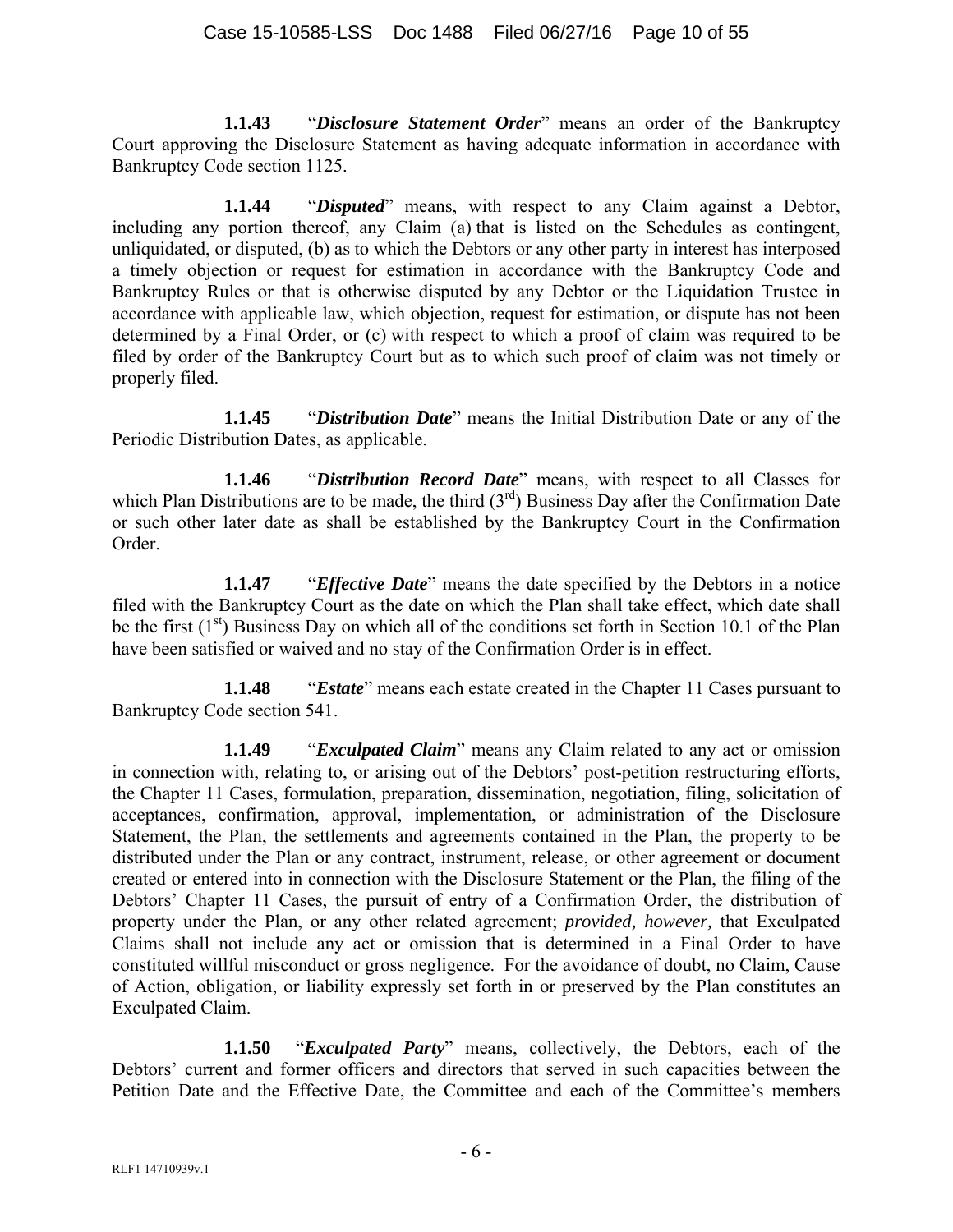**1.1.43** "***Disclosure Statement Order***" means an order of the Bankruptcy Court approving the Disclosure Statement as having adequate information in accordance with Bankruptcy Code section 1125.

**1.1.44** "***Disputed***" means, with respect to any Claim against a Debtor, including any portion thereof, any Claim (a) that is listed on the Schedules as contingent, unliquidated, or disputed, (b) as to which the Debtors or any other party in interest has interposed a timely objection or request for estimation in accordance with the Bankruptcy Code and Bankruptcy Rules or that is otherwise disputed by any Debtor or the Liquidation Trustee in accordance with applicable law, which objection, request for estimation, or dispute has not been determined by a Final Order, or (c) with respect to which a proof of claim was required to be filed by order of the Bankruptcy Court but as to which such proof of claim was not timely or properly filed.

**1.1.45** "***Distribution Date***" means the Initial Distribution Date or any of the Periodic Distribution Dates, as applicable.

**1.1.46** "***Distribution Record Date***" means, with respect to all Classes for which Plan Distributions are to be made, the third (3rd) Business Day after the Confirmation Date or such other later date as shall be established by the Bankruptcy Court in the Confirmation Order.

**1.1.47** "***Effective Date***" means the date specified by the Debtors in a notice filed with the Bankruptcy Court as the date on which the Plan shall take effect, which date shall be the first (1st) Business Day on which all of the conditions set forth in Section 10.1 of the Plan have been satisfied or waived and no stay of the Confirmation Order is in effect.

**1.1.48** "***Estate***" means each estate created in the Chapter 11 Cases pursuant to Bankruptcy Code section 541.

**1.1.49** "***Exculpated Claim***" means any Claim related to any act or omission in connection with, relating to, or arising out of the Debtors' post-petition restructuring efforts, the Chapter 11 Cases, formulation, preparation, dissemination, negotiation, filing, solicitation of acceptances, confirmation, approval, implementation, or administration of the Disclosure Statement, the Plan, the settlements and agreements contained in the Plan, the property to be distributed under the Plan or any contract, instrument, release, or other agreement or document created or entered into in connection with the Disclosure Statement or the Plan, the filing of the Debtors' Chapter 11 Cases, the pursuit of entry of a Confirmation Order, the distribution of property under the Plan, or any other related agreement; *provided, however,* that Exculpated Claims shall not include any act or omission that is determined in a Final Order to have constituted willful misconduct or gross negligence. For the avoidance of doubt, no Claim, Cause of Action, obligation, or liability expressly set forth in or preserved by the Plan constitutes an Exculpated Claim.

**1.1.50** "***Exculpated Party***" means, collectively, the Debtors, each of the Debtors' current and former officers and directors that served in such capacities between the Petition Date and the Effective Date, the Committee and each of the Committee's members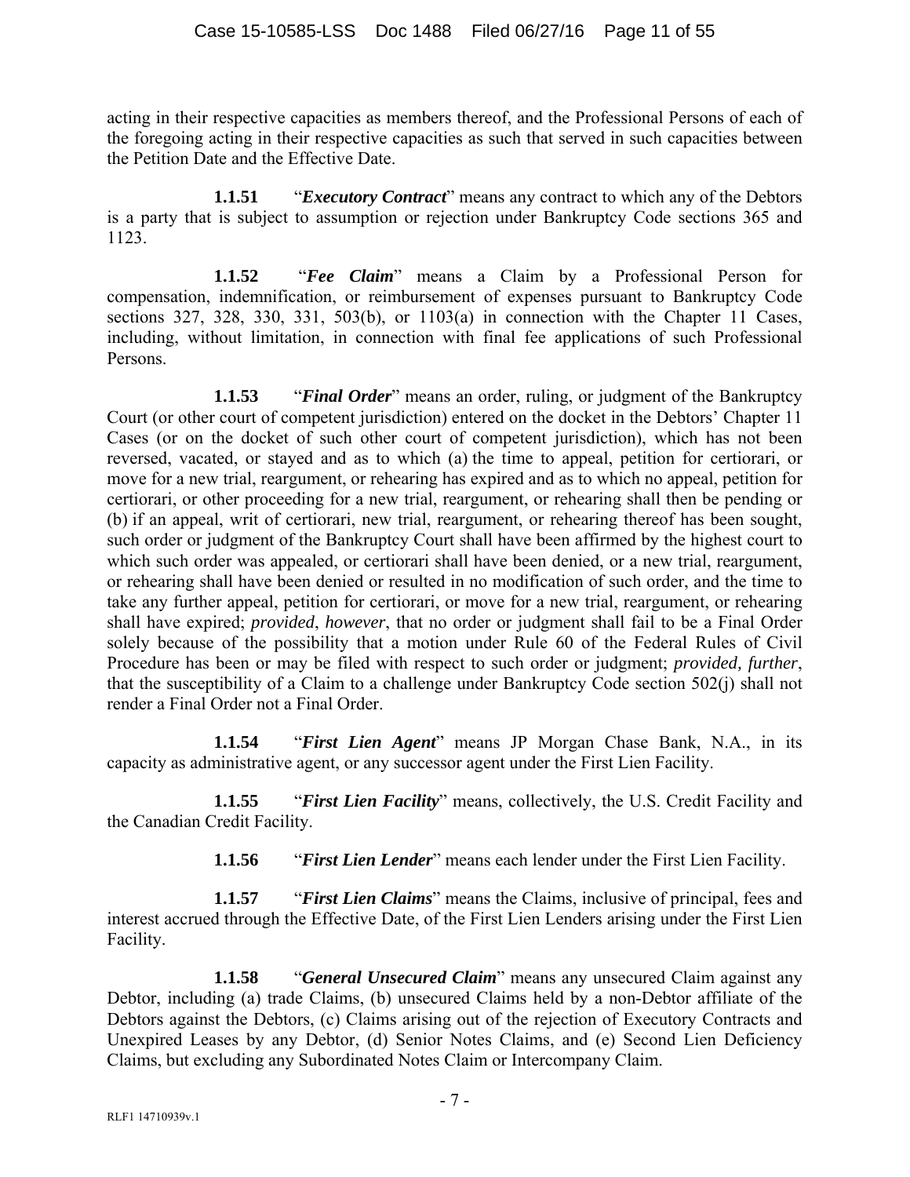acting in their respective capacities as members thereof, and the Professional Persons of each of the foregoing acting in their respective capacities as such that served in such capacities between the Petition Date and the Effective Date.

**1.1.51** "***Executory Contract***" means any contract to which any of the Debtors is a party that is subject to assumption or rejection under Bankruptcy Code sections 365 and 1123.

**1.1.52** "***Fee Claim***" means a Claim by a Professional Person for compensation, indemnification, or reimbursement of expenses pursuant to Bankruptcy Code sections 327, 328, 330, 331, 503(b), or 1103(a) in connection with the Chapter 11 Cases, including, without limitation, in connection with final fee applications of such Professional Persons.

**1.1.53** "***Final Order***" means an order, ruling, or judgment of the Bankruptcy Court (or other court of competent jurisdiction) entered on the docket in the Debtors' Chapter 11 Cases (or on the docket of such other court of competent jurisdiction), which has not been reversed, vacated, or stayed and as to which (a) the time to appeal, petition for certiorari, or move for a new trial, reargument, or rehearing has expired and as to which no appeal, petition for certiorari, or other proceeding for a new trial, reargument, or rehearing shall then be pending or (b) if an appeal, writ of certiorari, new trial, reargument, or rehearing thereof has been sought, such order or judgment of the Bankruptcy Court shall have been affirmed by the highest court to which such order was appealed, or certiorari shall have been denied, or a new trial, reargument, or rehearing shall have been denied or resulted in no modification of such order, and the time to take any further appeal, petition for certiorari, or move for a new trial, reargument, or rehearing shall have expired; *provided*, *however*, that no order or judgment shall fail to be a Final Order solely because of the possibility that a motion under Rule 60 of the Federal Rules of Civil Procedure has been or may be filed with respect to such order or judgment; *provided, further*, that the susceptibility of a Claim to a challenge under Bankruptcy Code section 502(j) shall not render a Final Order not a Final Order.

**1.1.54** "***First Lien Agent***" means JP Morgan Chase Bank, N.A., in its capacity as administrative agent, or any successor agent under the First Lien Facility.

**1.1.55** "***First Lien Facility***" means, collectively, the U.S. Credit Facility and the Canadian Credit Facility.

**1.1.56** "***First Lien Lender***" means each lender under the First Lien Facility.

**1.1.57** "***First Lien Claims***" means the Claims, inclusive of principal, fees and interest accrued through the Effective Date, of the First Lien Lenders arising under the First Lien Facility.

**1.1.58** "***General Unsecured Claim***" means any unsecured Claim against any Debtor, including (a) trade Claims, (b) unsecured Claims held by a non-Debtor affiliate of the Debtors against the Debtors, (c) Claims arising out of the rejection of Executory Contracts and Unexpired Leases by any Debtor, (d) Senior Notes Claims, and (e) Second Lien Deficiency Claims, but excluding any Subordinated Notes Claim or Intercompany Claim.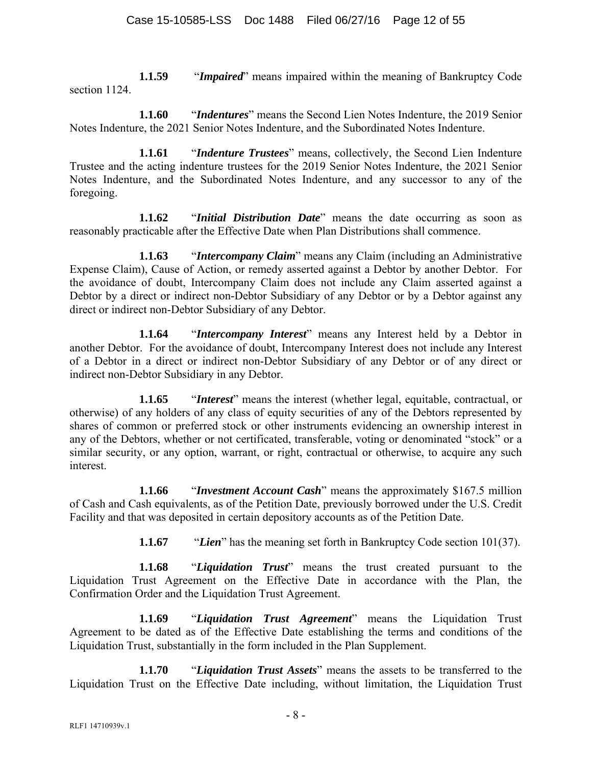**1.1.59** "***Impaired***" means impaired within the meaning of Bankruptcy Code section 1124.

**1.1.60** "***Indentures***" means the Second Lien Notes Indenture, the 2019 Senior Notes Indenture, the 2021 Senior Notes Indenture, and the Subordinated Notes Indenture.

**1.1.61** "***Indenture Trustees***" means, collectively, the Second Lien Indenture Trustee and the acting indenture trustees for the 2019 Senior Notes Indenture, the 2021 Senior Notes Indenture, and the Subordinated Notes Indenture, and any successor to any of the foregoing.

**1.1.62** "***Initial Distribution Date***" means the date occurring as soon as reasonably practicable after the Effective Date when Plan Distributions shall commence.

**1.1.63** "***Intercompany Claim***" means any Claim (including an Administrative Expense Claim), Cause of Action, or remedy asserted against a Debtor by another Debtor. For the avoidance of doubt, Intercompany Claim does not include any Claim asserted against a Debtor by a direct or indirect non-Debtor Subsidiary of any Debtor or by a Debtor against any direct or indirect non-Debtor Subsidiary of any Debtor.

**1.1.64** "***Intercompany Interest***" means any Interest held by a Debtor in another Debtor. For the avoidance of doubt, Intercompany Interest does not include any Interest of a Debtor in a direct or indirect non-Debtor Subsidiary of any Debtor or of any direct or indirect non-Debtor Subsidiary in any Debtor.

**1.1.65** "***Interest***" means the interest (whether legal, equitable, contractual, or otherwise) of any holders of any class of equity securities of any of the Debtors represented by shares of common or preferred stock or other instruments evidencing an ownership interest in any of the Debtors, whether or not certificated, transferable, voting or denominated "stock" or a similar security, or any option, warrant, or right, contractual or otherwise, to acquire any such interest.

**1.1.66** "***Investment Account Cash***" means the approximately $167.5 million of Cash and Cash equivalents, as of the Petition Date, previously borrowed under the U.S. Credit Facility and that was deposited in certain depository accounts as of the Petition Date.

**1.1.67** "***Lien***" has the meaning set forth in Bankruptcy Code section 101(37).

**1.1.68** "***Liquidation Trust***" means the trust created pursuant to the Liquidation Trust Agreement on the Effective Date in accordance with the Plan, the Confirmation Order and the Liquidation Trust Agreement.

**1.1.69** "***Liquidation Trust Agreement***" means the Liquidation Trust Agreement to be dated as of the Effective Date establishing the terms and conditions of the Liquidation Trust, substantially in the form included in the Plan Supplement.

**1.1.70** "***Liquidation Trust Assets***" means the assets to be transferred to the Liquidation Trust on the Effective Date including, without limitation, the Liquidation Trust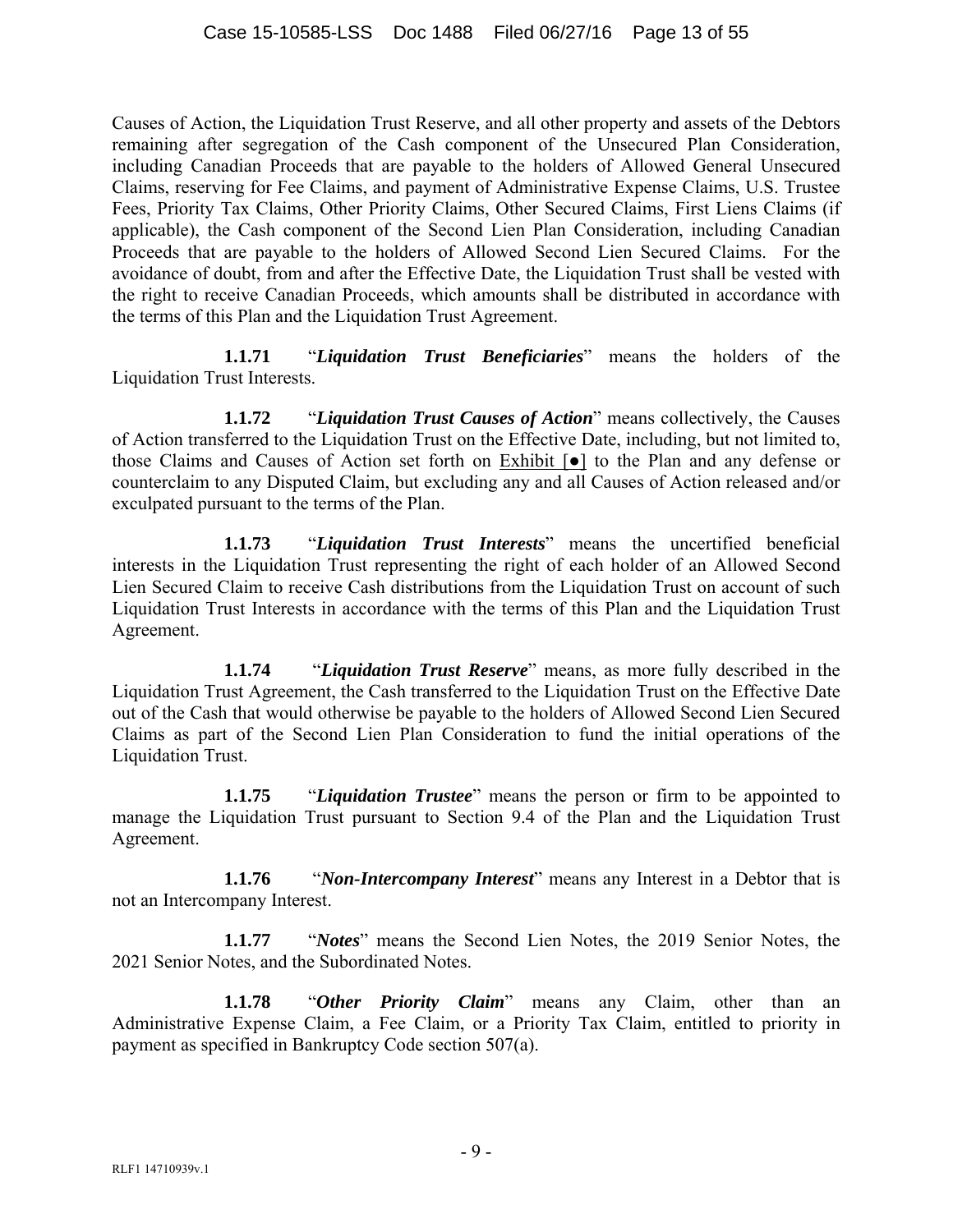Causes of Action, the Liquidation Trust Reserve, and all other property and assets of the Debtors remaining after segregation of the Cash component of the Unsecured Plan Consideration, including Canadian Proceeds that are payable to the holders of Allowed General Unsecured Claims, reserving for Fee Claims, and payment of Administrative Expense Claims, U.S. Trustee Fees, Priority Tax Claims, Other Priority Claims, Other Secured Claims, First Liens Claims (if applicable), the Cash component of the Second Lien Plan Consideration, including Canadian Proceeds that are payable to the holders of Allowed Second Lien Secured Claims. For the avoidance of doubt, from and after the Effective Date, the Liquidation Trust shall be vested with the right to receive Canadian Proceeds, which amounts shall be distributed in accordance with the terms of this Plan and the Liquidation Trust Agreement.

**1.1.71** "***Liquidation Trust Beneficiaries***" means the holders of the Liquidation Trust Interests.

**1.1.72** "***Liquidation Trust Causes of Action***" means collectively, the Causes of Action transferred to the Liquidation Trust on the Effective Date, including, but not limited to, those Claims and Causes of Action set forth on Exhibit [●] to the Plan and any defense or counterclaim to any Disputed Claim, but excluding any and all Causes of Action released and/or exculpated pursuant to the terms of the Plan.

**1.1.73** "***Liquidation Trust Interests***" means the uncertified beneficial interests in the Liquidation Trust representing the right of each holder of an Allowed Second Lien Secured Claim to receive Cash distributions from the Liquidation Trust on account of such Liquidation Trust Interests in accordance with the terms of this Plan and the Liquidation Trust Agreement.

**1.1.74** "***Liquidation Trust Reserve***" means, as more fully described in the Liquidation Trust Agreement, the Cash transferred to the Liquidation Trust on the Effective Date out of the Cash that would otherwise be payable to the holders of Allowed Second Lien Secured Claims as part of the Second Lien Plan Consideration to fund the initial operations of the Liquidation Trust.

**1.1.75** "***Liquidation Trustee***" means the person or firm to be appointed to manage the Liquidation Trust pursuant to Section 9.4 of the Plan and the Liquidation Trust Agreement.

**1.1.76** "***Non-Intercompany Interest***" means any Interest in a Debtor that is not an Intercompany Interest.

**1.1.77** "***Notes***" means the Second Lien Notes, the 2019 Senior Notes, the 2021 Senior Notes, and the Subordinated Notes.

**1.1.78** "***Other Priority Claim***" means any Claim, other than an Administrative Expense Claim, a Fee Claim, or a Priority Tax Claim, entitled to priority in payment as specified in Bankruptcy Code section 507(a).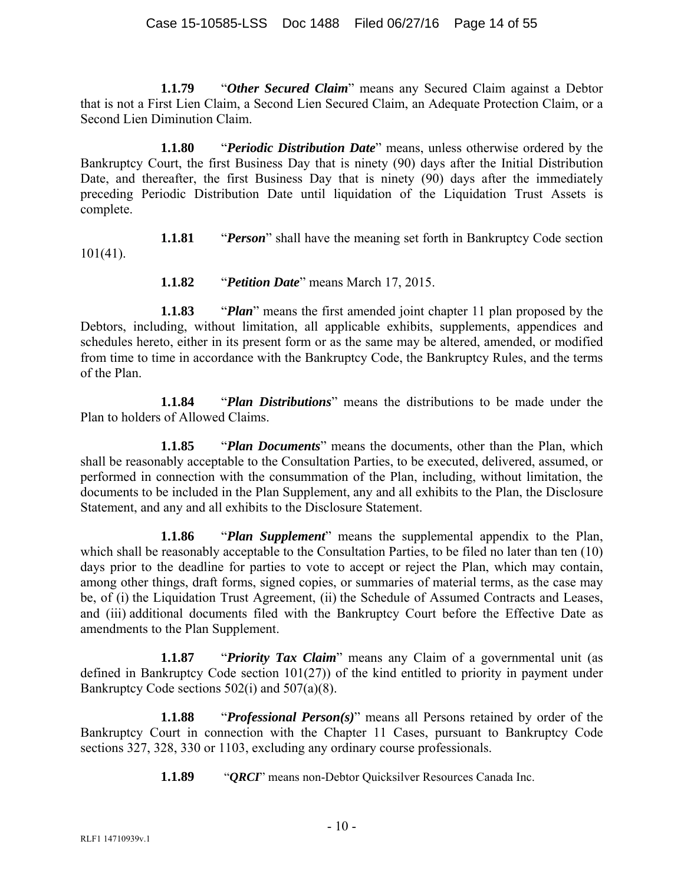**1.1.79** "***Other Secured Claim***" means any Secured Claim against a Debtor that is not a First Lien Claim, a Second Lien Secured Claim, an Adequate Protection Claim, or a Second Lien Diminution Claim.

**1.1.80** "***Periodic Distribution Date***" means, unless otherwise ordered by the Bankruptcy Court, the first Business Day that is ninety (90) days after the Initial Distribution Date, and thereafter, the first Business Day that is ninety (90) days after the immediately preceding Periodic Distribution Date until liquidation of the Liquidation Trust Assets is complete.

**1.1.81** "***Person***" shall have the meaning set forth in Bankruptcy Code section 101(41).

**1.1.82** "***Petition Date***" means March 17, 2015.

**1.1.83** "***Plan***" means the first amended joint chapter 11 plan proposed by the Debtors, including, without limitation, all applicable exhibits, supplements, appendices and schedules hereto, either in its present form or as the same may be altered, amended, or modified from time to time in accordance with the Bankruptcy Code, the Bankruptcy Rules, and the terms of the Plan.

**1.1.84** "***Plan Distributions***" means the distributions to be made under the Plan to holders of Allowed Claims.

**1.1.85** "***Plan Documents***" means the documents, other than the Plan, which shall be reasonably acceptable to the Consultation Parties, to be executed, delivered, assumed, or performed in connection with the consummation of the Plan, including, without limitation, the documents to be included in the Plan Supplement, any and all exhibits to the Plan, the Disclosure Statement, and any and all exhibits to the Disclosure Statement.

**1.1.86** "***Plan Supplement***" means the supplemental appendix to the Plan, which shall be reasonably acceptable to the Consultation Parties, to be filed no later than ten (10) days prior to the deadline for parties to vote to accept or reject the Plan, which may contain, among other things, draft forms, signed copies, or summaries of material terms, as the case may be, of (i) the Liquidation Trust Agreement, (ii) the Schedule of Assumed Contracts and Leases, and (iii) additional documents filed with the Bankruptcy Court before the Effective Date as amendments to the Plan Supplement.

**1.1.87** "***Priority Tax Claim***" means any Claim of a governmental unit (as defined in Bankruptcy Code section 101(27)) of the kind entitled to priority in payment under Bankruptcy Code sections 502(i) and 507(a)(8).

**1.1.88** "***Professional Person(s)***" means all Persons retained by order of the Bankruptcy Court in connection with the Chapter 11 Cases, pursuant to Bankruptcy Code sections 327, 328, 330 or 1103, excluding any ordinary course professionals.

**1.1.89** "***QRCI***" means non-Debtor Quicksilver Resources Canada Inc.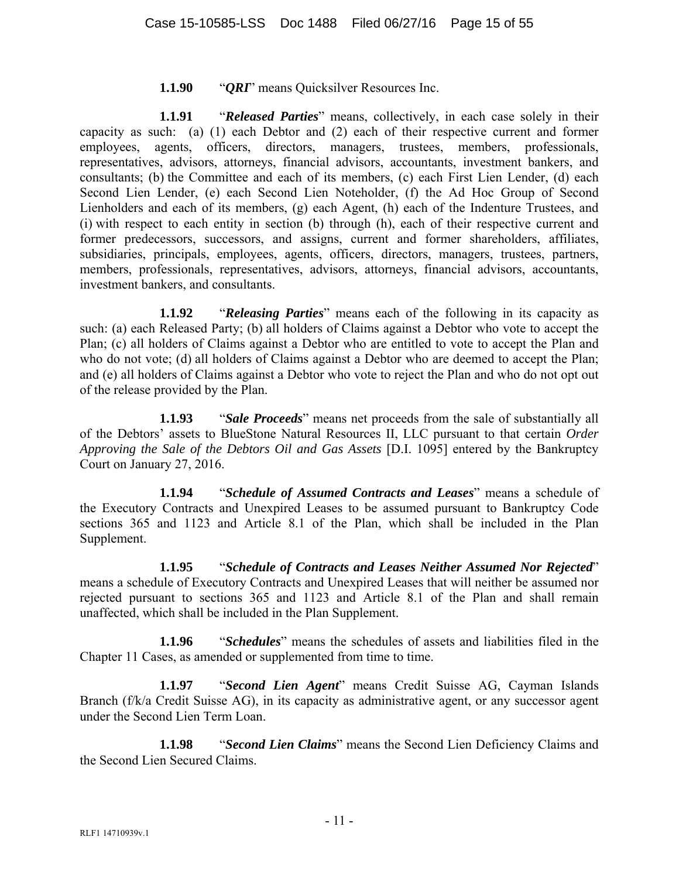**1.1.90** "***QRI***" means Quicksilver Resources Inc.

**1.1.91** "***Released Parties***" means, collectively, in each case solely in their capacity as such: (a) (1) each Debtor and (2) each of their respective current and former employees, agents, officers, directors, managers, trustees, members, professionals, representatives, advisors, attorneys, financial advisors, accountants, investment bankers, and consultants; (b) the Committee and each of its members, (c) each First Lien Lender, (d) each Second Lien Lender, (e) each Second Lien Noteholder, (f) the Ad Hoc Group of Second Lienholders and each of its members, (g) each Agent, (h) each of the Indenture Trustees, and (i) with respect to each entity in section (b) through (h), each of their respective current and former predecessors, successors, and assigns, current and former shareholders, affiliates, subsidiaries, principals, employees, agents, officers, directors, managers, trustees, partners, members, professionals, representatives, advisors, attorneys, financial advisors, accountants, investment bankers, and consultants.

**1.1.92** "***Releasing Parties***" means each of the following in its capacity as such: (a) each Released Party; (b) all holders of Claims against a Debtor who vote to accept the Plan; (c) all holders of Claims against a Debtor who are entitled to vote to accept the Plan and who do not vote; (d) all holders of Claims against a Debtor who are deemed to accept the Plan; and (e) all holders of Claims against a Debtor who vote to reject the Plan and who do not opt out of the release provided by the Plan.

**1.1.93** "***Sale Proceeds***" means net proceeds from the sale of substantially all of the Debtors' assets to BlueStone Natural Resources II, LLC pursuant to that certain *Order Approving the Sale of the Debtors Oil and Gas Assets* [D.I. 1095] entered by the Bankruptcy Court on January 27, 2016.

**1.1.94** "***Schedule of Assumed Contracts and Leases***" means a schedule of the Executory Contracts and Unexpired Leases to be assumed pursuant to Bankruptcy Code sections 365 and 1123 and Article 8.1 of the Plan, which shall be included in the Plan Supplement.

**1.1.95** "***Schedule of Contracts and Leases Neither Assumed Nor Rejected***" means a schedule of Executory Contracts and Unexpired Leases that will neither be assumed nor rejected pursuant to sections 365 and 1123 and Article 8.1 of the Plan and shall remain unaffected, which shall be included in the Plan Supplement.

**1.1.96** "***Schedules***" means the schedules of assets and liabilities filed in the Chapter 11 Cases, as amended or supplemented from time to time.

**1.1.97** "***Second Lien Agent***" means Credit Suisse AG, Cayman Islands Branch (f/k/a Credit Suisse AG), in its capacity as administrative agent, or any successor agent under the Second Lien Term Loan.

**1.1.98** "***Second Lien Claims***" means the Second Lien Deficiency Claims and the Second Lien Secured Claims.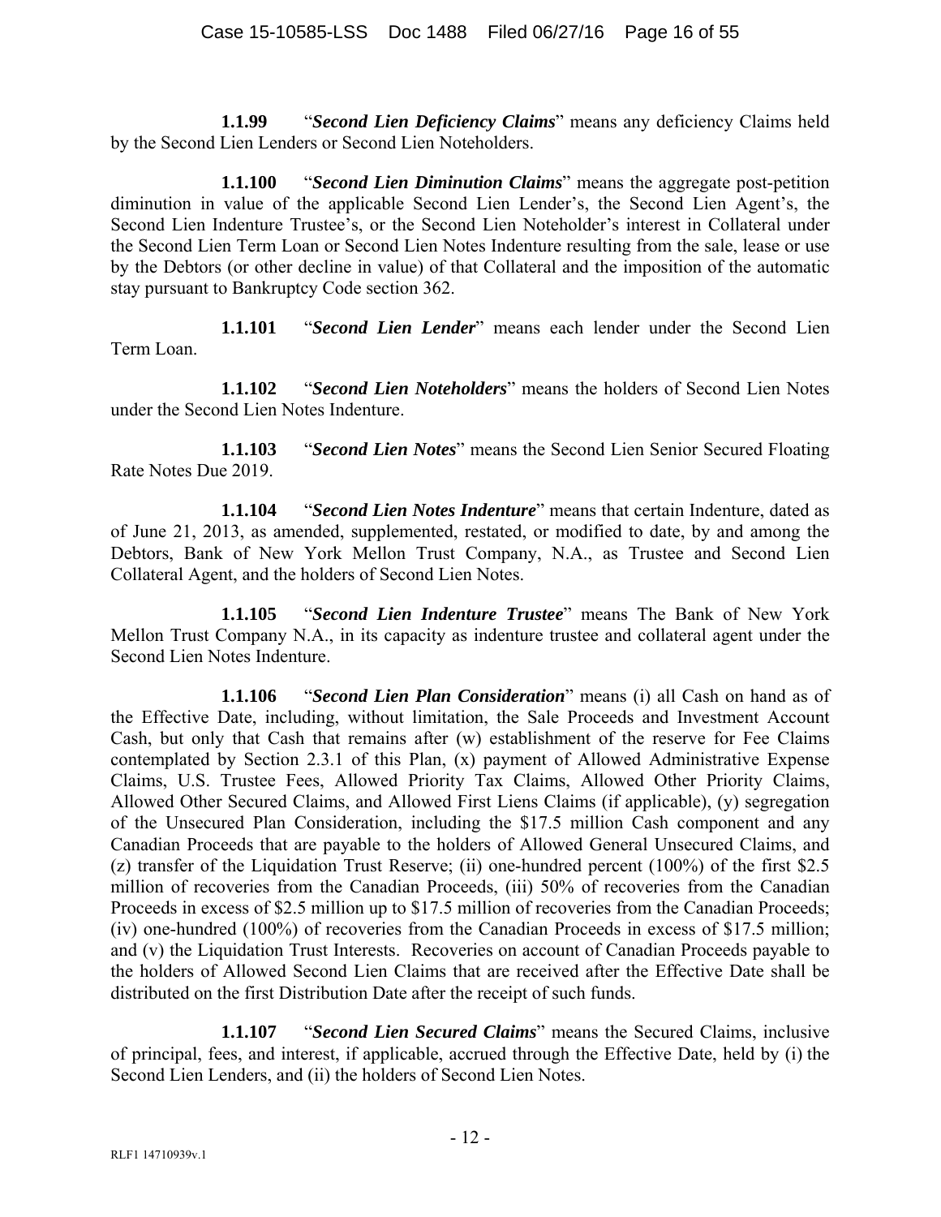**1.1.99** "***Second Lien Deficiency Claims***" means any deficiency Claims held by the Second Lien Lenders or Second Lien Noteholders.

**1.1.100** "***Second Lien Diminution Claims***" means the aggregate post-petition diminution in value of the applicable Second Lien Lender's, the Second Lien Agent's, the Second Lien Indenture Trustee's, or the Second Lien Noteholder's interest in Collateral under the Second Lien Term Loan or Second Lien Notes Indenture resulting from the sale, lease or use by the Debtors (or other decline in value) of that Collateral and the imposition of the automatic stay pursuant to Bankruptcy Code section 362.

**1.1.101** "***Second Lien Lender***" means each lender under the Second Lien Term Loan.

**1.1.102** "***Second Lien Noteholders***" means the holders of Second Lien Notes under the Second Lien Notes Indenture.

**1.1.103** "***Second Lien Notes***" means the Second Lien Senior Secured Floating Rate Notes Due 2019.

**1.1.104** "***Second Lien Notes Indenture***" means that certain Indenture, dated as of June 21, 2013, as amended, supplemented, restated, or modified to date, by and among the Debtors, Bank of New York Mellon Trust Company, N.A., as Trustee and Second Lien Collateral Agent, and the holders of Second Lien Notes.

**1.1.105** "***Second Lien Indenture Trustee***" means The Bank of New York Mellon Trust Company N.A., in its capacity as indenture trustee and collateral agent under the Second Lien Notes Indenture.

**1.1.106** "***Second Lien Plan Consideration***" means (i) all Cash on hand as of the Effective Date, including, without limitation, the Sale Proceeds and Investment Account Cash, but only that Cash that remains after (w) establishment of the reserve for Fee Claims contemplated by Section 2.3.1 of this Plan, (x) payment of Allowed Administrative Expense Claims, U.S. Trustee Fees, Allowed Priority Tax Claims, Allowed Other Priority Claims, Allowed Other Secured Claims, and Allowed First Liens Claims (if applicable), (y) segregation of the Unsecured Plan Consideration, including the $17.5 million Cash component and any Canadian Proceeds that are payable to the holders of Allowed General Unsecured Claims, and (z) transfer of the Liquidation Trust Reserve; (ii) one-hundred percent (100%) of the first $2.5 million of recoveries from the Canadian Proceeds, (iii) 50% of recoveries from the Canadian Proceeds in excess of $2.5 million up to $17.5 million of recoveries from the Canadian Proceeds; (iv) one-hundred (100%) of recoveries from the Canadian Proceeds in excess of $17.5 million; and (v) the Liquidation Trust Interests. Recoveries on account of Canadian Proceeds payable to the holders of Allowed Second Lien Claims that are received after the Effective Date shall be distributed on the first Distribution Date after the receipt of such funds.

**1.1.107** "***Second Lien Secured Claims***" means the Secured Claims, inclusive of principal, fees, and interest, if applicable, accrued through the Effective Date, held by (i) the Second Lien Lenders, and (ii) the holders of Second Lien Notes.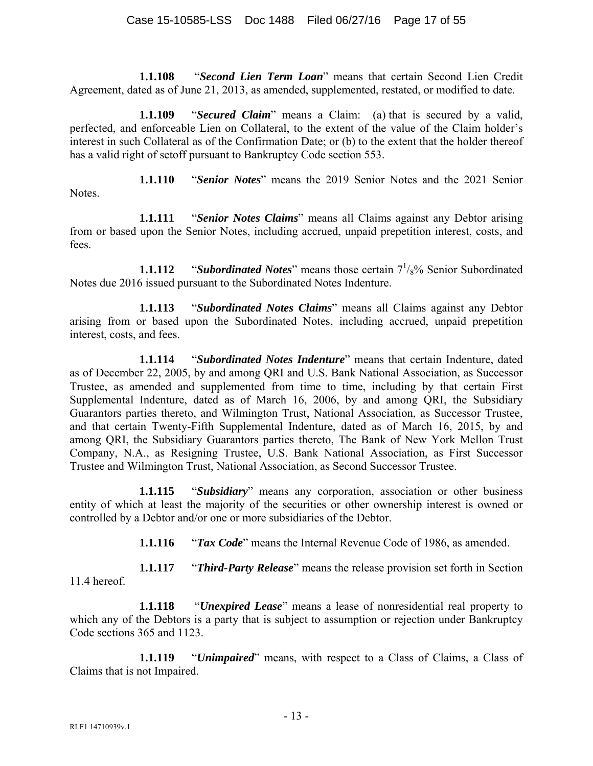**1.1.108** "***Second Lien Term Loan***" means that certain Second Lien Credit Agreement, dated as of June 21, 2013, as amended, supplemented, restated, or modified to date.

**1.1.109** "***Secured Claim***" means a Claim: (a) that is secured by a valid, perfected, and enforceable Lien on Collateral, to the extent of the value of the Claim holder's interest in such Collateral as of the Confirmation Date; or (b) to the extent that the holder thereof has a valid right of setoff pursuant to Bankruptcy Code section 553.

**1.1.110** "***Senior Notes***" means the 2019 Senior Notes and the 2021 Senior Notes.

**1.1.111** "***Senior Notes Claims***" means all Claims against any Debtor arising from or based upon the Senior Notes, including accrued, unpaid prepetition interest, costs, and fees.

**1.1.112** "***Subordinated Notes***" means those certain $7^{1}/_{8}$% Senior Subordinated Notes due 2016 issued pursuant to the Subordinated Notes Indenture.

**1.1.113** "***Subordinated Notes Claims***" means all Claims against any Debtor arising from or based upon the Subordinated Notes, including accrued, unpaid prepetition interest, costs, and fees.

**1.1.114** "***Subordinated Notes Indenture***" means that certain Indenture, dated as of December 22, 2005, by and among QRI and U.S. Bank National Association, as Successor Trustee, as amended and supplemented from time to time, including by that certain First Supplemental Indenture, dated as of March 16, 2006, by and among QRI, the Subsidiary Guarantors parties thereto, and Wilmington Trust, National Association, as Successor Trustee, and that certain Twenty-Fifth Supplemental Indenture, dated as of March 16, 2015, by and among QRI, the Subsidiary Guarantors parties thereto, The Bank of New York Mellon Trust Company, N.A., as Resigning Trustee, U.S. Bank National Association, as First Successor Trustee and Wilmington Trust, National Association, as Second Successor Trustee.

**1.1.115** "***Subsidiary***" means any corporation, association or other business entity of which at least the majority of the securities or other ownership interest is owned or controlled by a Debtor and/or one or more subsidiaries of the Debtor.

**1.1.116** "***Tax Code***" means the Internal Revenue Code of 1986, as amended.

**1.1.117** "***Third-Party Release***" means the release provision set forth in Section 11.4 hereof.

**1.1.118** "***Unexpired Lease***" means a lease of nonresidential real property to which any of the Debtors is a party that is subject to assumption or rejection under Bankruptcy Code sections 365 and 1123.

**1.1.119** "***Unimpaired***" means, with respect to a Class of Claims, a Class of Claims that is not Impaired.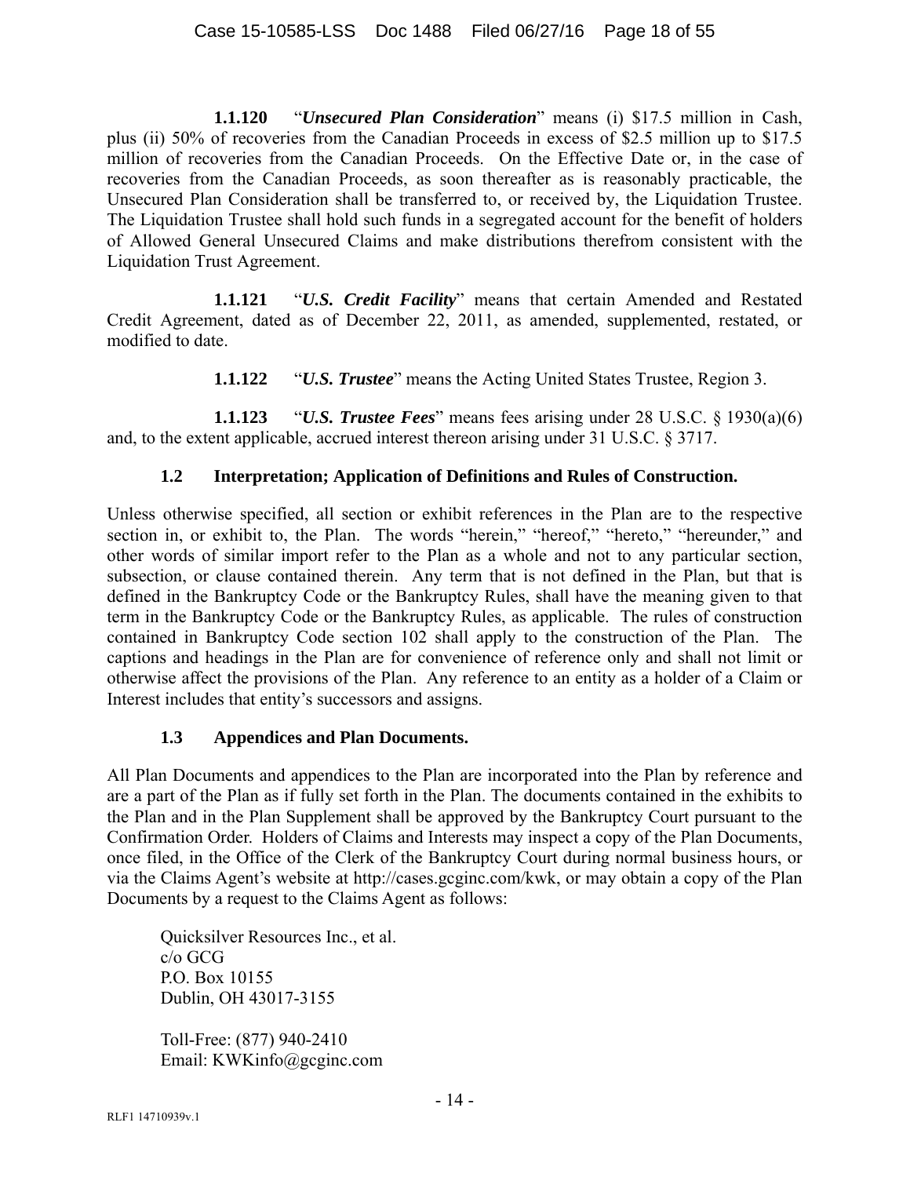**1.1.120** "***Unsecured Plan Consideration***" means (i) \$17.5 million in Cash, plus (ii) 50% of recoveries from the Canadian Proceeds in excess of \$2.5 million up to \$17.5 million of recoveries from the Canadian Proceeds. On the Effective Date or, in the case of recoveries from the Canadian Proceeds, as soon thereafter as is reasonably practicable, the Unsecured Plan Consideration shall be transferred to, or received by, the Liquidation Trustee. The Liquidation Trustee shall hold such funds in a segregated account for the benefit of holders of Allowed General Unsecured Claims and make distributions therefrom consistent with the Liquidation Trust Agreement.

**1.1.121** "***U.S. Credit Facility***" means that certain Amended and Restated Credit Agreement, dated as of December 22, 2011, as amended, supplemented, restated, or modified to date.

**1.1.122** "***U.S. Trustee***" means the Acting United States Trustee, Region 3.

**1.1.123** "***U.S. Trustee Fees***" means fees arising under 28 U.S.C. § 1930(a)(6) and, to the extent applicable, accrued interest thereon arising under 31 U.S.C. § 3717.

### 1.2 Interpretation; Application of Definitions and Rules of Construction.

Unless otherwise specified, all section or exhibit references in the Plan are to the respective section in, or exhibit to, the Plan. The words "herein," "hereof," "hereto," "hereunder," and other words of similar import refer to the Plan as a whole and not to any particular section, subsection, or clause contained therein. Any term that is not defined in the Plan, but that is defined in the Bankruptcy Code or the Bankruptcy Rules, shall have the meaning given to that term in the Bankruptcy Code or the Bankruptcy Rules, as applicable. The rules of construction contained in Bankruptcy Code section 102 shall apply to the construction of the Plan. The captions and headings in the Plan are for convenience of reference only and shall not limit or otherwise affect the provisions of the Plan. Any reference to an entity as a holder of a Claim or Interest includes that entity's successors and assigns.

### 1.3 Appendices and Plan Documents.

All Plan Documents and appendices to the Plan are incorporated into the Plan by reference and are a part of the Plan as if fully set forth in the Plan. The documents contained in the exhibits to the Plan and in the Plan Supplement shall be approved by the Bankruptcy Court pursuant to the Confirmation Order. Holders of Claims and Interests may inspect a copy of the Plan Documents, once filed, in the Office of the Clerk of the Bankruptcy Court during normal business hours, or via the Claims Agent's website at http://cases.gcginc.com/kwk, or may obtain a copy of the Plan Documents by a request to the Claims Agent as follows:

Quicksilver Resources Inc., et al.
c/o GCG
P.O. Box 10155
Dublin, OH 43017-3155

Toll-Free: (877) 940-2410
Email: KWKinfo@gcginc.com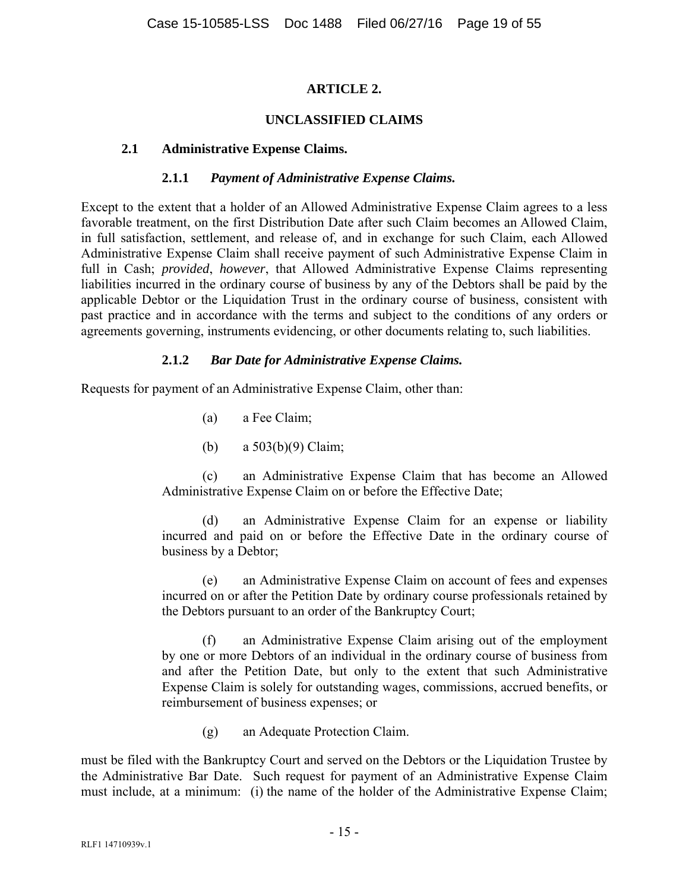## ARTICLE 2.

## UNCLASSIFIED CLAIMS

### 2.1 Administrative Expense Claims.

#### 2.1.1 *Payment of Administrative Expense Claims.*

Except to the extent that a holder of an Allowed Administrative Expense Claim agrees to a less favorable treatment, on the first Distribution Date after such Claim becomes an Allowed Claim, in full satisfaction, settlement, and release of, and in exchange for such Claim, each Allowed Administrative Expense Claim shall receive payment of such Administrative Expense Claim in full in Cash; *provided*, *however*, that Allowed Administrative Expense Claims representing liabilities incurred in the ordinary course of business by any of the Debtors shall be paid by the applicable Debtor or the Liquidation Trust in the ordinary course of business, consistent with past practice and in accordance with the terms and subject to the conditions of any orders or agreements governing, instruments evidencing, or other documents relating to, such liabilities.

#### 2.1.2 *Bar Date for Administrative Expense Claims.*

Requests for payment of an Administrative Expense Claim, other than:

(a) a Fee Claim;

(b) a 503(b)(9) Claim;

(c) an Administrative Expense Claim that has become an Allowed Administrative Expense Claim on or before the Effective Date;

(d) an Administrative Expense Claim for an expense or liability incurred and paid on or before the Effective Date in the ordinary course of business by a Debtor;

(e) an Administrative Expense Claim on account of fees and expenses incurred on or after the Petition Date by ordinary course professionals retained by the Debtors pursuant to an order of the Bankruptcy Court;

(f) an Administrative Expense Claim arising out of the employment by one or more Debtors of an individual in the ordinary course of business from and after the Petition Date, but only to the extent that such Administrative Expense Claim is solely for outstanding wages, commissions, accrued benefits, or reimbursement of business expenses; or

(g) an Adequate Protection Claim.

must be filed with the Bankruptcy Court and served on the Debtors or the Liquidation Trustee by the Administrative Bar Date. Such request for payment of an Administrative Expense Claim must include, at a minimum: (i) the name of the holder of the Administrative Expense Claim;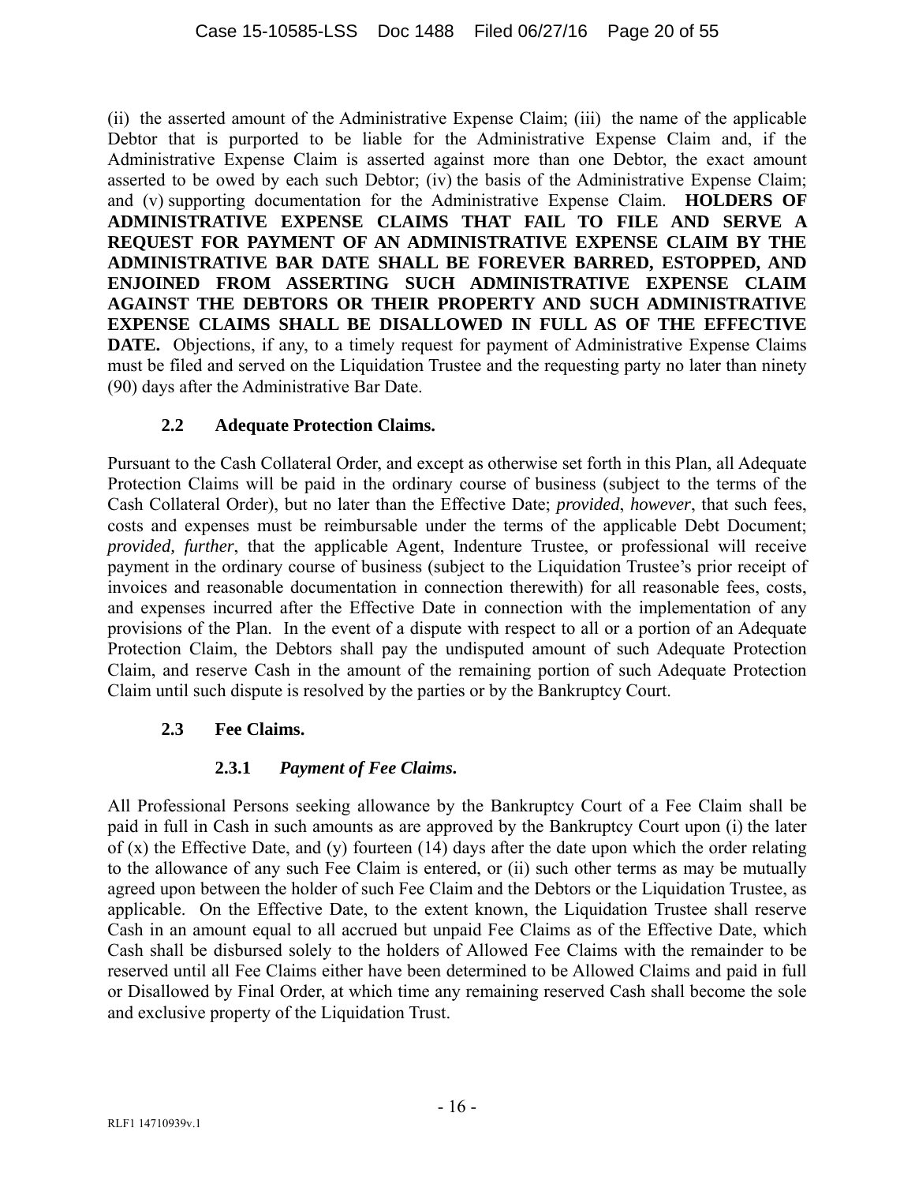(ii) the asserted amount of the Administrative Expense Claim; (iii) the name of the applicable Debtor that is purported to be liable for the Administrative Expense Claim and, if the Administrative Expense Claim is asserted against more than one Debtor, the exact amount asserted to be owed by each such Debtor; (iv) the basis of the Administrative Expense Claim; and (v) supporting documentation for the Administrative Expense Claim. **HOLDERS OF ADMINISTRATIVE EXPENSE CLAIMS THAT FAIL TO FILE AND SERVE A REQUEST FOR PAYMENT OF AN ADMINISTRATIVE EXPENSE CLAIM BY THE ADMINISTRATIVE BAR DATE SHALL BE FOREVER BARRED, ESTOPPED, AND ENJOINED FROM ASSERTING SUCH ADMINISTRATIVE EXPENSE CLAIM AGAINST THE DEBTORS OR THEIR PROPERTY AND SUCH ADMINISTRATIVE EXPENSE CLAIMS SHALL BE DISALLOWED IN FULL AS OF THE EFFECTIVE DATE.** Objections, if any, to a timely request for payment of Administrative Expense Claims must be filed and served on the Liquidation Trustee and the requesting party no later than ninety (90) days after the Administrative Bar Date.

### 2.2 Adequate Protection Claims.

Pursuant to the Cash Collateral Order, and except as otherwise set forth in this Plan, all Adequate Protection Claims will be paid in the ordinary course of business (subject to the terms of the Cash Collateral Order), but no later than the Effective Date; *provided*, *however*, that such fees, costs and expenses must be reimbursable under the terms of the applicable Debt Document; *provided, further*, that the applicable Agent, Indenture Trustee, or professional will receive payment in the ordinary course of business (subject to the Liquidation Trustee's prior receipt of invoices and reasonable documentation in connection therewith) for all reasonable fees, costs, and expenses incurred after the Effective Date in connection with the implementation of any provisions of the Plan. In the event of a dispute with respect to all or a portion of an Adequate Protection Claim, the Debtors shall pay the undisputed amount of such Adequate Protection Claim, and reserve Cash in the amount of the remaining portion of such Adequate Protection Claim until such dispute is resolved by the parties or by the Bankruptcy Court.

### 2.3 Fee Claims.

#### 2.3.1 *Payment of Fee Claims.*

All Professional Persons seeking allowance by the Bankruptcy Court of a Fee Claim shall be paid in full in Cash in such amounts as are approved by the Bankruptcy Court upon (i) the later of (x) the Effective Date, and (y) fourteen (14) days after the date upon which the order relating to the allowance of any such Fee Claim is entered, or (ii) such other terms as may be mutually agreed upon between the holder of such Fee Claim and the Debtors or the Liquidation Trustee, as applicable. On the Effective Date, to the extent known, the Liquidation Trustee shall reserve Cash in an amount equal to all accrued but unpaid Fee Claims as of the Effective Date, which Cash shall be disbursed solely to the holders of Allowed Fee Claims with the remainder to be reserved until all Fee Claims either have been determined to be Allowed Claims and paid in full or Disallowed by Final Order, at which time any remaining reserved Cash shall become the sole and exclusive property of the Liquidation Trust.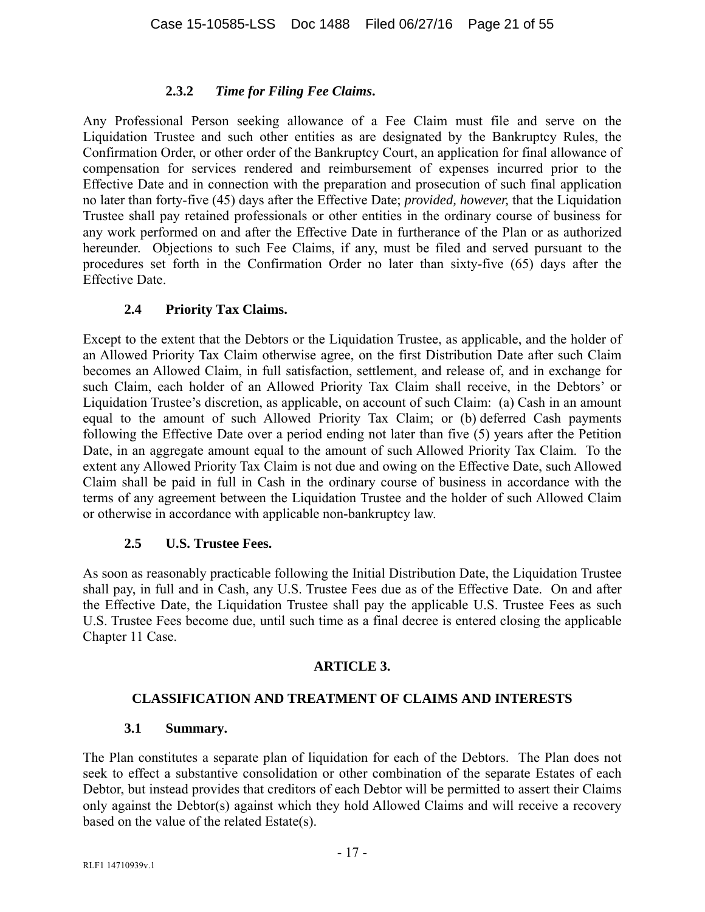#### 2.3.2 *Time for Filing Fee Claims*.

Any Professional Person seeking allowance of a Fee Claim must file and serve on the Liquidation Trustee and such other entities as are designated by the Bankruptcy Rules, the Confirmation Order, or other order of the Bankruptcy Court, an application for final allowance of compensation for services rendered and reimbursement of expenses incurred prior to the Effective Date and in connection with the preparation and prosecution of such final application no later than forty-five (45) days after the Effective Date; *provided, however,* that the Liquidation Trustee shall pay retained professionals or other entities in the ordinary course of business for any work performed on and after the Effective Date in furtherance of the Plan or as authorized hereunder. Objections to such Fee Claims, if any, must be filed and served pursuant to the procedures set forth in the Confirmation Order no later than sixty-five (65) days after the Effective Date.

### 2.4 Priority Tax Claims.

Except to the extent that the Debtors or the Liquidation Trustee, as applicable, and the holder of an Allowed Priority Tax Claim otherwise agree, on the first Distribution Date after such Claim becomes an Allowed Claim, in full satisfaction, settlement, and release of, and in exchange for such Claim, each holder of an Allowed Priority Tax Claim shall receive, in the Debtors' or Liquidation Trustee's discretion, as applicable, on account of such Claim: (a) Cash in an amount equal to the amount of such Allowed Priority Tax Claim; or (b) deferred Cash payments following the Effective Date over a period ending not later than five (5) years after the Petition Date, in an aggregate amount equal to the amount of such Allowed Priority Tax Claim. To the extent any Allowed Priority Tax Claim is not due and owing on the Effective Date, such Allowed Claim shall be paid in full in Cash in the ordinary course of business in accordance with the terms of any agreement between the Liquidation Trustee and the holder of such Allowed Claim or otherwise in accordance with applicable non-bankruptcy law.

### 2.5 U.S. Trustee Fees.

As soon as reasonably practicable following the Initial Distribution Date, the Liquidation Trustee shall pay, in full and in Cash, any U.S. Trustee Fees due as of the Effective Date. On and after the Effective Date, the Liquidation Trustee shall pay the applicable U.S. Trustee Fees as such U.S. Trustee Fees become due, until such time as a final decree is entered closing the applicable Chapter 11 Case.

## ARTICLE 3.

## CLASSIFICATION AND TREATMENT OF CLAIMS AND INTERESTS

### 3.1 Summary.

The Plan constitutes a separate plan of liquidation for each of the Debtors. The Plan does not seek to effect a substantive consolidation or other combination of the separate Estates of each Debtor, but instead provides that creditors of each Debtor will be permitted to assert their Claims only against the Debtor(s) against which they hold Allowed Claims and will receive a recovery based on the value of the related Estate(s).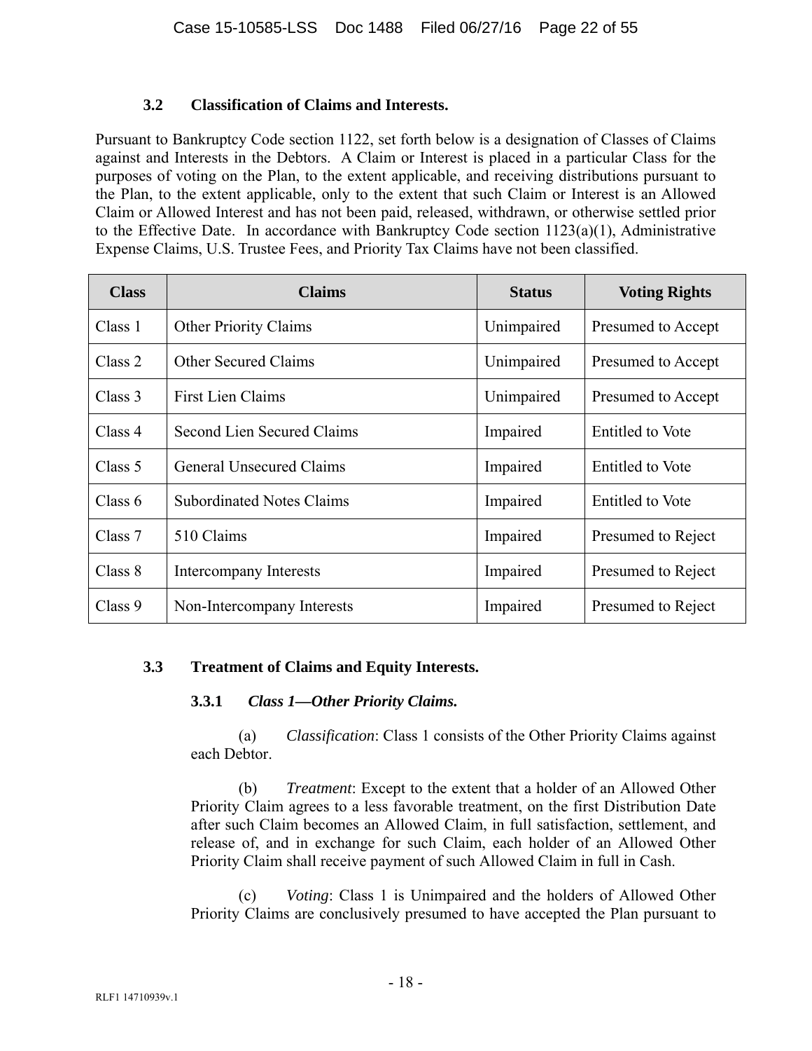### 3.2 Classification of Claims and Interests.

Pursuant to Bankruptcy Code section 1122, set forth below is a designation of Classes of Claims against and Interests in the Debtors. A Claim or Interest is placed in a particular Class for the purposes of voting on the Plan, to the extent applicable, and receiving distributions pursuant to the Plan, to the extent applicable, only to the extent that such Claim or Interest is an Allowed Claim or Allowed Interest and has not been paid, released, withdrawn, or otherwise settled prior to the Effective Date. In accordance with Bankruptcy Code section 1123(a)(1), Administrative Expense Claims, U.S. Trustee Fees, and Priority Tax Claims have not been classified.

| Class | Claims | Status | Voting Rights |
|---|---|---|---|
| Class 1 | Other Priority Claims | Unimpaired | Presumed to Accept |
| Class 2 | Other Secured Claims | Unimpaired | Presumed to Accept |
| Class 3 | First Lien Claims | Unimpaired | Presumed to Accept |
| Class 4 | Second Lien Secured Claims | Impaired | Entitled to Vote |
| Class 5 | General Unsecured Claims | Impaired | Entitled to Vote |
| Class 6 | Subordinated Notes Claims | Impaired | Entitled to Vote |
| Class 7 | 510 Claims | Impaired | Presumed to Reject |
| Class 8 | Intercompany Interests | Impaired | Presumed to Reject |
| Class 9 | Non-Intercompany Interests | Impaired | Presumed to Reject |

### 3.3 Treatment of Claims and Equity Interests.

#### 3.3.1 *Class 1—Other Priority Claims.*

(a) *Classification*: Class 1 consists of the Other Priority Claims against each Debtor.

(b) *Treatment*: Except to the extent that a holder of an Allowed Other Priority Claim agrees to a less favorable treatment, on the first Distribution Date after such Claim becomes an Allowed Claim, in full satisfaction, settlement, and release of, and in exchange for such Claim, each holder of an Allowed Other Priority Claim shall receive payment of such Allowed Claim in full in Cash.

(c) *Voting*: Class 1 is Unimpaired and the holders of Allowed Other Priority Claims are conclusively presumed to have accepted the Plan pursuant to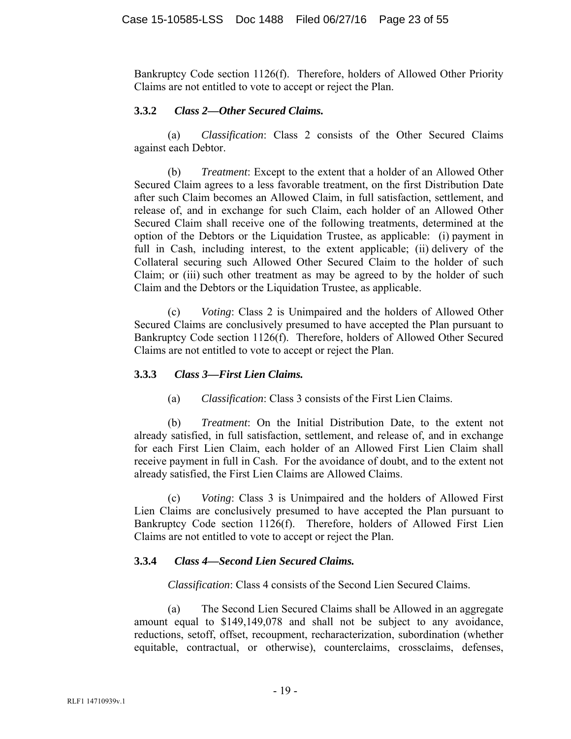Bankruptcy Code section 1126(f). Therefore, holders of Allowed Other Priority Claims are not entitled to vote to accept or reject the Plan.

### 3.3.2 *Class 2—Other Secured Claims.*

(a) *Classification*: Class 2 consists of the Other Secured Claims against each Debtor.

(b) *Treatment*: Except to the extent that a holder of an Allowed Other Secured Claim agrees to a less favorable treatment, on the first Distribution Date after such Claim becomes an Allowed Claim, in full satisfaction, settlement, and release of, and in exchange for such Claim, each holder of an Allowed Other Secured Claim shall receive one of the following treatments, determined at the option of the Debtors or the Liquidation Trustee, as applicable: (i) payment in full in Cash, including interest, to the extent applicable; (ii) delivery of the Collateral securing such Allowed Other Secured Claim to the holder of such Claim; or (iii) such other treatment as may be agreed to by the holder of such Claim and the Debtors or the Liquidation Trustee, as applicable.

(c) *Voting*: Class 2 is Unimpaired and the holders of Allowed Other Secured Claims are conclusively presumed to have accepted the Plan pursuant to Bankruptcy Code section 1126(f). Therefore, holders of Allowed Other Secured Claims are not entitled to vote to accept or reject the Plan.

### 3.3.3 *Class 3—First Lien Claims.*

(a) *Classification*: Class 3 consists of the First Lien Claims.

(b) *Treatment*: On the Initial Distribution Date, to the extent not already satisfied, in full satisfaction, settlement, and release of, and in exchange for each First Lien Claim, each holder of an Allowed First Lien Claim shall receive payment in full in Cash. For the avoidance of doubt, and to the extent not already satisfied, the First Lien Claims are Allowed Claims.

(c) *Voting*: Class 3 is Unimpaired and the holders of Allowed First Lien Claims are conclusively presumed to have accepted the Plan pursuant to Bankruptcy Code section 1126(f). Therefore, holders of Allowed First Lien Claims are not entitled to vote to accept or reject the Plan.

### 3.3.4 *Class 4—Second Lien Secured Claims.*

*Classification*: Class 4 consists of the Second Lien Secured Claims.

(a) The Second Lien Secured Claims shall be Allowed in an aggregate amount equal to $149,149,078 and shall not be subject to any avoidance, reductions, setoff, offset, recoupment, recharacterization, subordination (whether equitable, contractual, or otherwise), counterclaims, crossclaims, defenses,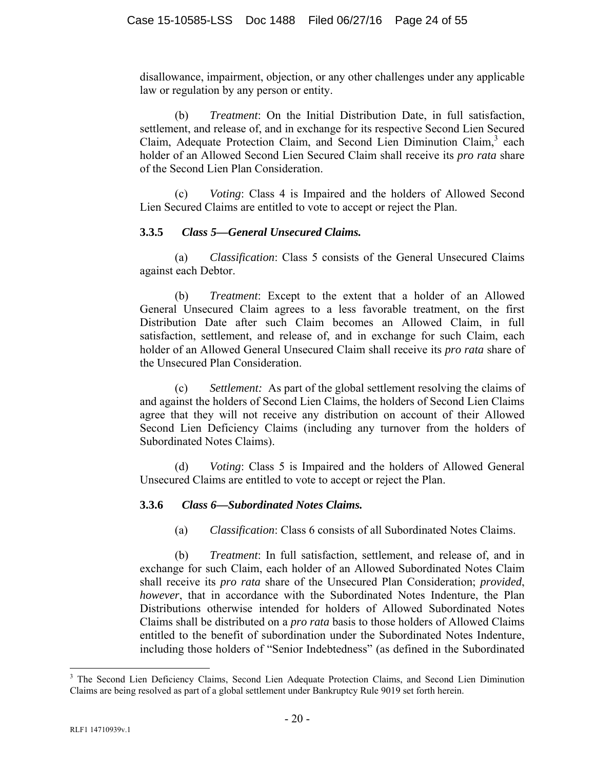disallowance, impairment, objection, or any other challenges under any applicable law or regulation by any person or entity.

(b) *Treatment*: On the Initial Distribution Date, in full satisfaction, settlement, and release of, and in exchange for its respective Second Lien Secured Claim, Adequate Protection Claim, and Second Lien Diminution Claim,[3] each holder of an Allowed Second Lien Secured Claim shall receive its *pro rata* share of the Second Lien Plan Consideration.

(c) *Voting*: Class 4 is Impaired and the holders of Allowed Second Lien Secured Claims are entitled to vote to accept or reject the Plan.

**3.3.5 *Class 5—General Unsecured Claims.***

(a) *Classification*: Class 5 consists of the General Unsecured Claims against each Debtor.

(b) *Treatment*: Except to the extent that a holder of an Allowed General Unsecured Claim agrees to a less favorable treatment, on the first Distribution Date after such Claim becomes an Allowed Claim, in full satisfaction, settlement, and release of, and in exchange for such Claim, each holder of an Allowed General Unsecured Claim shall receive its *pro rata* share of the Unsecured Plan Consideration.

(c) *Settlement:* As part of the global settlement resolving the claims of and against the holders of Second Lien Claims, the holders of Second Lien Claims agree that they will not receive any distribution on account of their Allowed Second Lien Deficiency Claims (including any turnover from the holders of Subordinated Notes Claims).

(d) *Voting*: Class 5 is Impaired and the holders of Allowed General Unsecured Claims are entitled to vote to accept or reject the Plan.

**3.3.6 *Class 6—Subordinated Notes Claims.***

(a) *Classification*: Class 6 consists of all Subordinated Notes Claims.

(b) *Treatment*: In full satisfaction, settlement, and release of, and in exchange for such Claim, each holder of an Allowed Subordinated Notes Claim shall receive its *pro rata* share of the Unsecured Plan Consideration; *provided*, *however*, that in accordance with the Subordinated Notes Indenture, the Plan Distributions otherwise intended for holders of Allowed Subordinated Notes Claims shall be distributed on a *pro rata* basis to those holders of Allowed Claims entitled to the benefit of subordination under the Subordinated Notes Indenture, including those holders of "Senior Indebtedness" (as defined in the Subordinated

---

[3] The Second Lien Deficiency Claims, Second Lien Adequate Protection Claims, and Second Lien Diminution Claims are being resolved as part of a global settlement under Bankruptcy Rule 9019 set forth herein.

RLF1 14710939v.1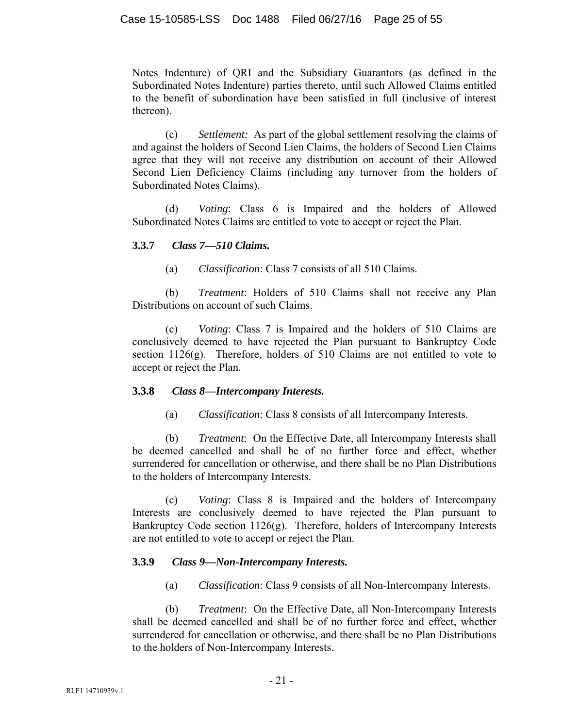Notes Indenture) of QRI and the Subsidiary Guarantors (as defined in the Subordinated Notes Indenture) parties thereto, until such Allowed Claims entitled to the benefit of subordination have been satisfied in full (inclusive of interest thereon).

(c) *Settlement:* As part of the global settlement resolving the claims of and against the holders of Second Lien Claims, the holders of Second Lien Claims agree that they will not receive any distribution on account of their Allowed Second Lien Deficiency Claims (including any turnover from the holders of Subordinated Notes Claims).

(d) *Voting*: Class 6 is Impaired and the holders of Allowed Subordinated Notes Claims are entitled to vote to accept or reject the Plan.

### 3.3.7 *Class 7—510 Claims.*

(a) *Classification*: Class 7 consists of all 510 Claims.

(b) *Treatment*: Holders of 510 Claims shall not receive any Plan Distributions on account of such Claims.

(c) *Voting*: Class 7 is Impaired and the holders of 510 Claims are conclusively deemed to have rejected the Plan pursuant to Bankruptcy Code section 1126(g). Therefore, holders of 510 Claims are not entitled to vote to accept or reject the Plan.

### 3.3.8 *Class 8—Intercompany Interests.*

(a) *Classification*: Class 8 consists of all Intercompany Interests.

(b) *Treatment*: On the Effective Date, all Intercompany Interests shall be deemed cancelled and shall be of no further force and effect, whether surrendered for cancellation or otherwise, and there shall be no Plan Distributions to the holders of Intercompany Interests.

(c) *Voting*: Class 8 is Impaired and the holders of Intercompany Interests are conclusively deemed to have rejected the Plan pursuant to Bankruptcy Code section 1126(g). Therefore, holders of Intercompany Interests are not entitled to vote to accept or reject the Plan.

### 3.3.9 *Class 9—Non-Intercompany Interests.*

(a) *Classification*: Class 9 consists of all Non-Intercompany Interests.

(b) *Treatment*: On the Effective Date, all Non-Intercompany Interests shall be deemed cancelled and shall be of no further force and effect, whether surrendered for cancellation or otherwise, and there shall be no Plan Distributions to the holders of Non-Intercompany Interests.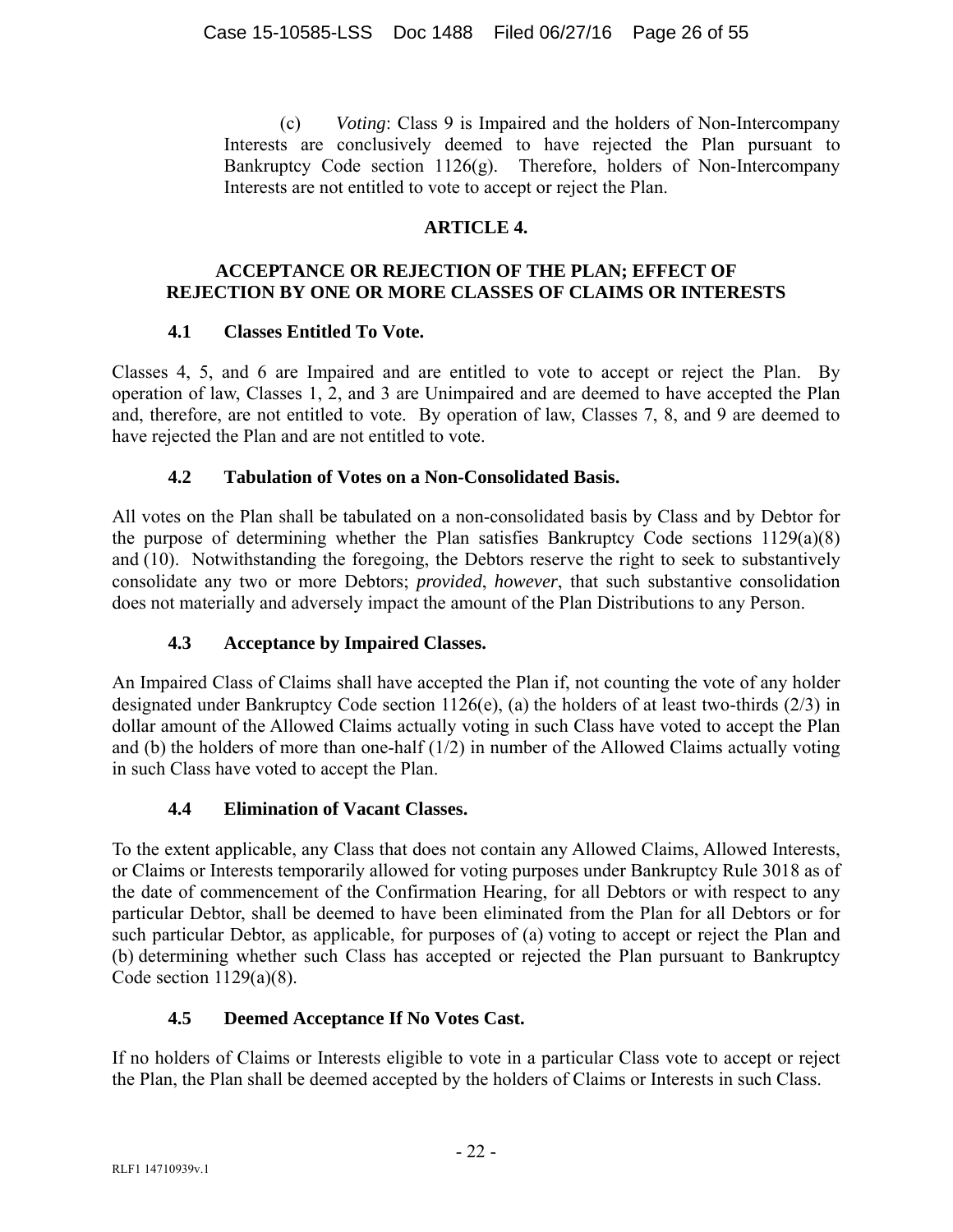(c) *Voting*: Class 9 is Impaired and the holders of Non-Intercompany Interests are conclusively deemed to have rejected the Plan pursuant to Bankruptcy Code section 1126(g). Therefore, holders of Non-Intercompany Interests are not entitled to vote to accept or reject the Plan.

## ARTICLE 4.

## ACCEPTANCE OR REJECTION OF THE PLAN; EFFECT OF REJECTION BY ONE OR MORE CLASSES OF CLAIMS OR INTERESTS

### 4.1 Classes Entitled To Vote.

Classes 4, 5, and 6 are Impaired and are entitled to vote to accept or reject the Plan. By operation of law, Classes 1, 2, and 3 are Unimpaired and are deemed to have accepted the Plan and, therefore, are not entitled to vote. By operation of law, Classes 7, 8, and 9 are deemed to have rejected the Plan and are not entitled to vote.

### 4.2 Tabulation of Votes on a Non-Consolidated Basis.

All votes on the Plan shall be tabulated on a non-consolidated basis by Class and by Debtor for the purpose of determining whether the Plan satisfies Bankruptcy Code sections 1129(a)(8) and (10). Notwithstanding the foregoing, the Debtors reserve the right to seek to substantively consolidate any two or more Debtors; *provided*, *however*, that such substantive consolidation does not materially and adversely impact the amount of the Plan Distributions to any Person.

### 4.3 Acceptance by Impaired Classes.

An Impaired Class of Claims shall have accepted the Plan if, not counting the vote of any holder designated under Bankruptcy Code section 1126(e), (a) the holders of at least two-thirds (2/3) in dollar amount of the Allowed Claims actually voting in such Class have voted to accept the Plan and (b) the holders of more than one-half (1/2) in number of the Allowed Claims actually voting in such Class have voted to accept the Plan.

### 4.4 Elimination of Vacant Classes.

To the extent applicable, any Class that does not contain any Allowed Claims, Allowed Interests, or Claims or Interests temporarily allowed for voting purposes under Bankruptcy Rule 3018 as of the date of commencement of the Confirmation Hearing, for all Debtors or with respect to any particular Debtor, shall be deemed to have been eliminated from the Plan for all Debtors or for such particular Debtor, as applicable, for purposes of (a) voting to accept or reject the Plan and (b) determining whether such Class has accepted or rejected the Plan pursuant to Bankruptcy Code section 1129(a)(8).

### 4.5 Deemed Acceptance If No Votes Cast.

If no holders of Claims or Interests eligible to vote in a particular Class vote to accept or reject the Plan, the Plan shall be deemed accepted by the holders of Claims or Interests in such Class.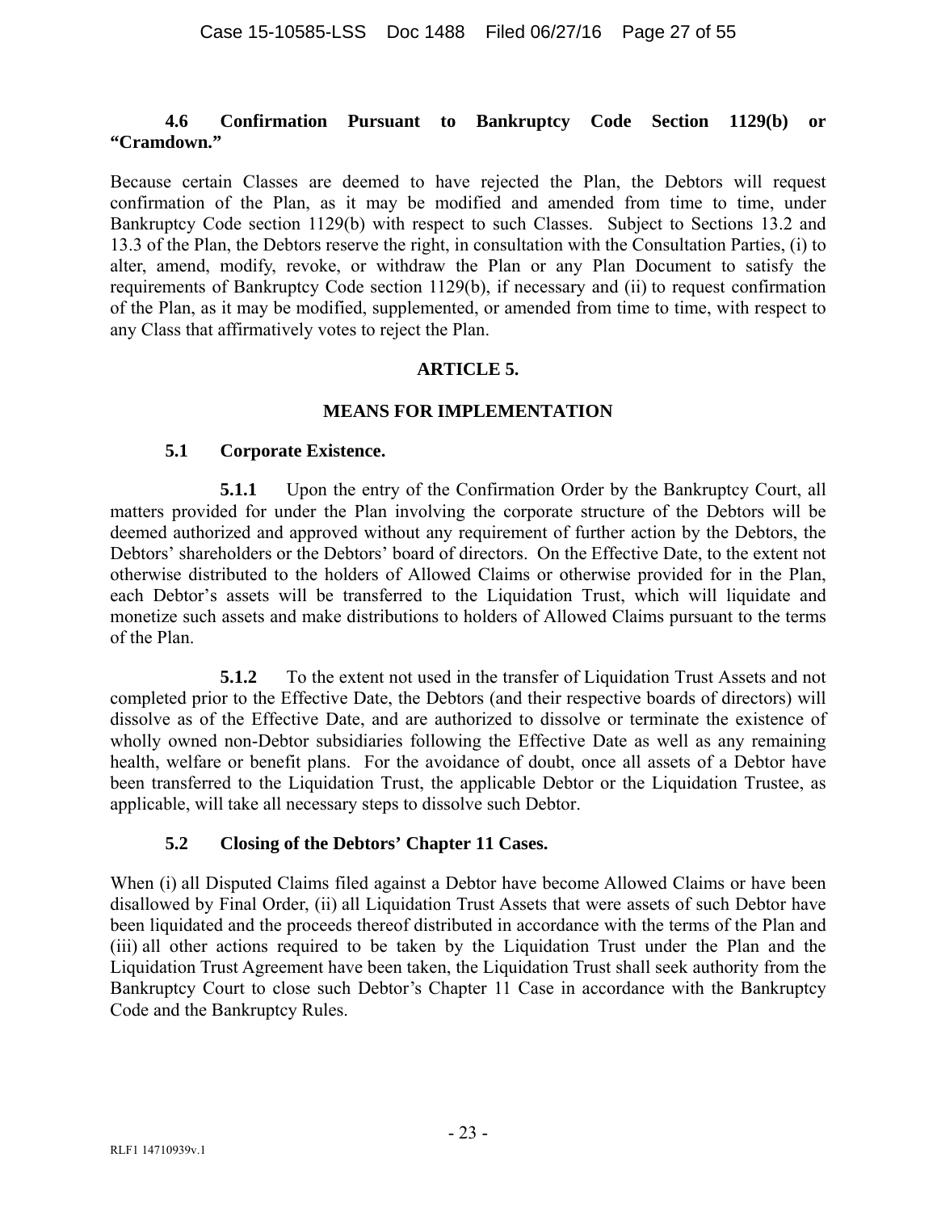**4.6 Confirmation Pursuant to Bankruptcy Code Section 1129(b) or "Cramdown."**

Because certain Classes are deemed to have rejected the Plan, the Debtors will request confirmation of the Plan, as it may be modified and amended from time to time, under Bankruptcy Code section 1129(b) with respect to such Classes. Subject to Sections 13.2 and 13.3 of the Plan, the Debtors reserve the right, in consultation with the Consultation Parties, (i) to alter, amend, modify, revoke, or withdraw the Plan or any Plan Document to satisfy the requirements of Bankruptcy Code section 1129(b), if necessary and (ii) to request confirmation of the Plan, as it may be modified, supplemented, or amended from time to time, with respect to any Class that affirmatively votes to reject the Plan.

# ARTICLE 5.

# MEANS FOR IMPLEMENTATION

**5.1 Corporate Existence.**

**5.1.1** Upon the entry of the Confirmation Order by the Bankruptcy Court, all matters provided for under the Plan involving the corporate structure of the Debtors will be deemed authorized and approved without any requirement of further action by the Debtors, the Debtors' shareholders or the Debtors' board of directors. On the Effective Date, to the extent not otherwise distributed to the holders of Allowed Claims or otherwise provided for in the Plan, each Debtor's assets will be transferred to the Liquidation Trust, which will liquidate and monetize such assets and make distributions to holders of Allowed Claims pursuant to the terms of the Plan.

**5.1.2** To the extent not used in the transfer of Liquidation Trust Assets and not completed prior to the Effective Date, the Debtors (and their respective boards of directors) will dissolve as of the Effective Date, and are authorized to dissolve or terminate the existence of wholly owned non-Debtor subsidiaries following the Effective Date as well as any remaining health, welfare or benefit plans. For the avoidance of doubt, once all assets of a Debtor have been transferred to the Liquidation Trust, the applicable Debtor or the Liquidation Trustee, as applicable, will take all necessary steps to dissolve such Debtor.

**5.2 Closing of the Debtors' Chapter 11 Cases.**

When (i) all Disputed Claims filed against a Debtor have become Allowed Claims or have been disallowed by Final Order, (ii) all Liquidation Trust Assets that were assets of such Debtor have been liquidated and the proceeds thereof distributed in accordance with the terms of the Plan and (iii) all other actions required to be taken by the Liquidation Trust under the Plan and the Liquidation Trust Agreement have been taken, the Liquidation Trust shall seek authority from the Bankruptcy Court to close such Debtor's Chapter 11 Case in accordance with the Bankruptcy Code and the Bankruptcy Rules.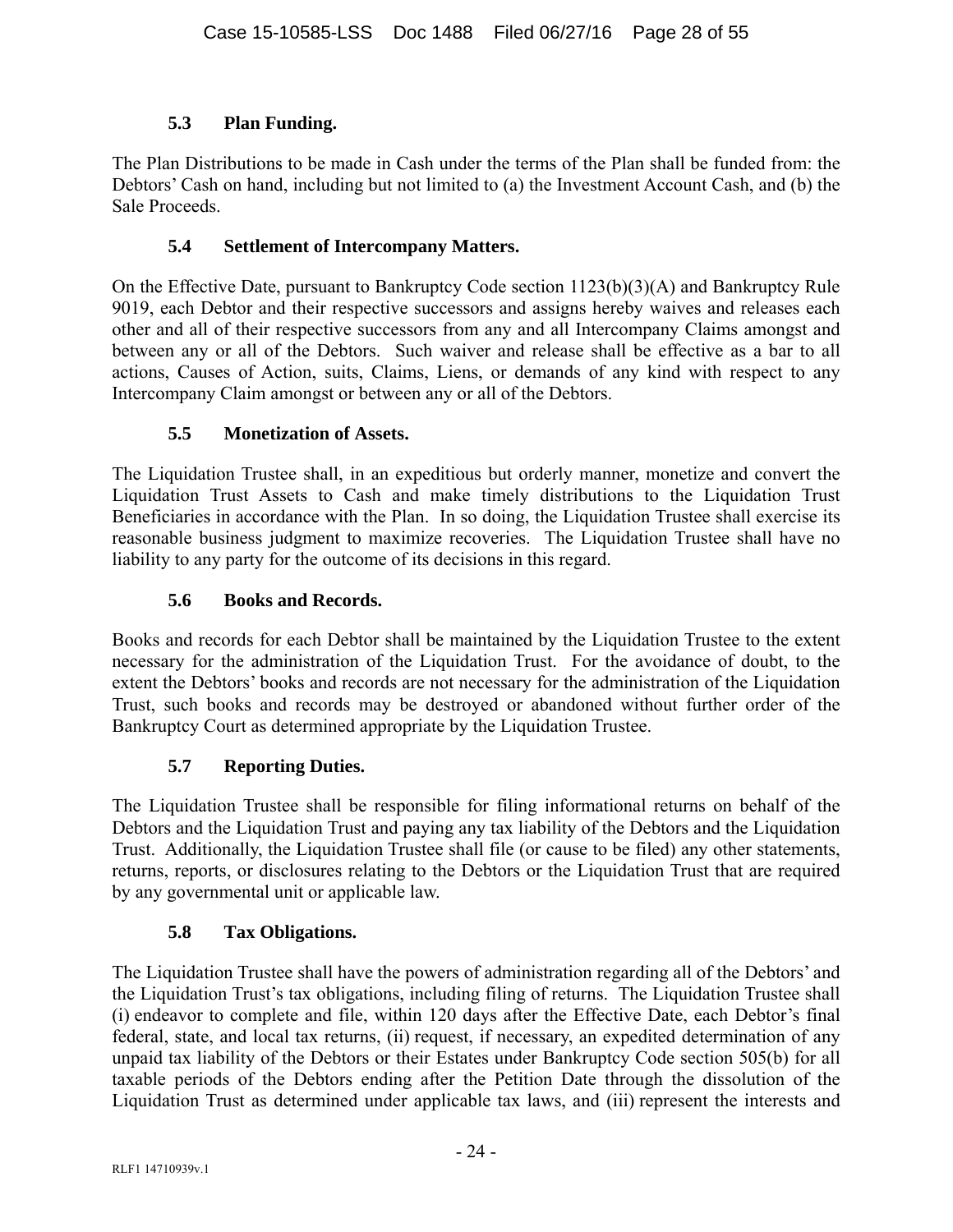### 5.3 Plan Funding.

The Plan Distributions to be made in Cash under the terms of the Plan shall be funded from: the Debtors' Cash on hand, including but not limited to (a) the Investment Account Cash, and (b) the Sale Proceeds.

### 5.4 Settlement of Intercompany Matters.

On the Effective Date, pursuant to Bankruptcy Code section 1123(b)(3)(A) and Bankruptcy Rule 9019, each Debtor and their respective successors and assigns hereby waives and releases each other and all of their respective successors from any and all Intercompany Claims amongst and between any or all of the Debtors. Such waiver and release shall be effective as a bar to all actions, Causes of Action, suits, Claims, Liens, or demands of any kind with respect to any Intercompany Claim amongst or between any or all of the Debtors.

### 5.5 Monetization of Assets.

The Liquidation Trustee shall, in an expeditious but orderly manner, monetize and convert the Liquidation Trust Assets to Cash and make timely distributions to the Liquidation Trust Beneficiaries in accordance with the Plan. In so doing, the Liquidation Trustee shall exercise its reasonable business judgment to maximize recoveries. The Liquidation Trustee shall have no liability to any party for the outcome of its decisions in this regard.

### 5.6 Books and Records.

Books and records for each Debtor shall be maintained by the Liquidation Trustee to the extent necessary for the administration of the Liquidation Trust. For the avoidance of doubt, to the extent the Debtors' books and records are not necessary for the administration of the Liquidation Trust, such books and records may be destroyed or abandoned without further order of the Bankruptcy Court as determined appropriate by the Liquidation Trustee.

### 5.7 Reporting Duties.

The Liquidation Trustee shall be responsible for filing informational returns on behalf of the Debtors and the Liquidation Trust and paying any tax liability of the Debtors and the Liquidation Trust. Additionally, the Liquidation Trustee shall file (or cause to be filed) any other statements, returns, reports, or disclosures relating to the Debtors or the Liquidation Trust that are required by any governmental unit or applicable law.

### 5.8 Tax Obligations.

The Liquidation Trustee shall have the powers of administration regarding all of the Debtors' and the Liquidation Trust's tax obligations, including filing of returns. The Liquidation Trustee shall (i) endeavor to complete and file, within 120 days after the Effective Date, each Debtor's final federal, state, and local tax returns, (ii) request, if necessary, an expedited determination of any unpaid tax liability of the Debtors or their Estates under Bankruptcy Code section 505(b) for all taxable periods of the Debtors ending after the Petition Date through the dissolution of the Liquidation Trust as determined under applicable tax laws, and (iii) represent the interests and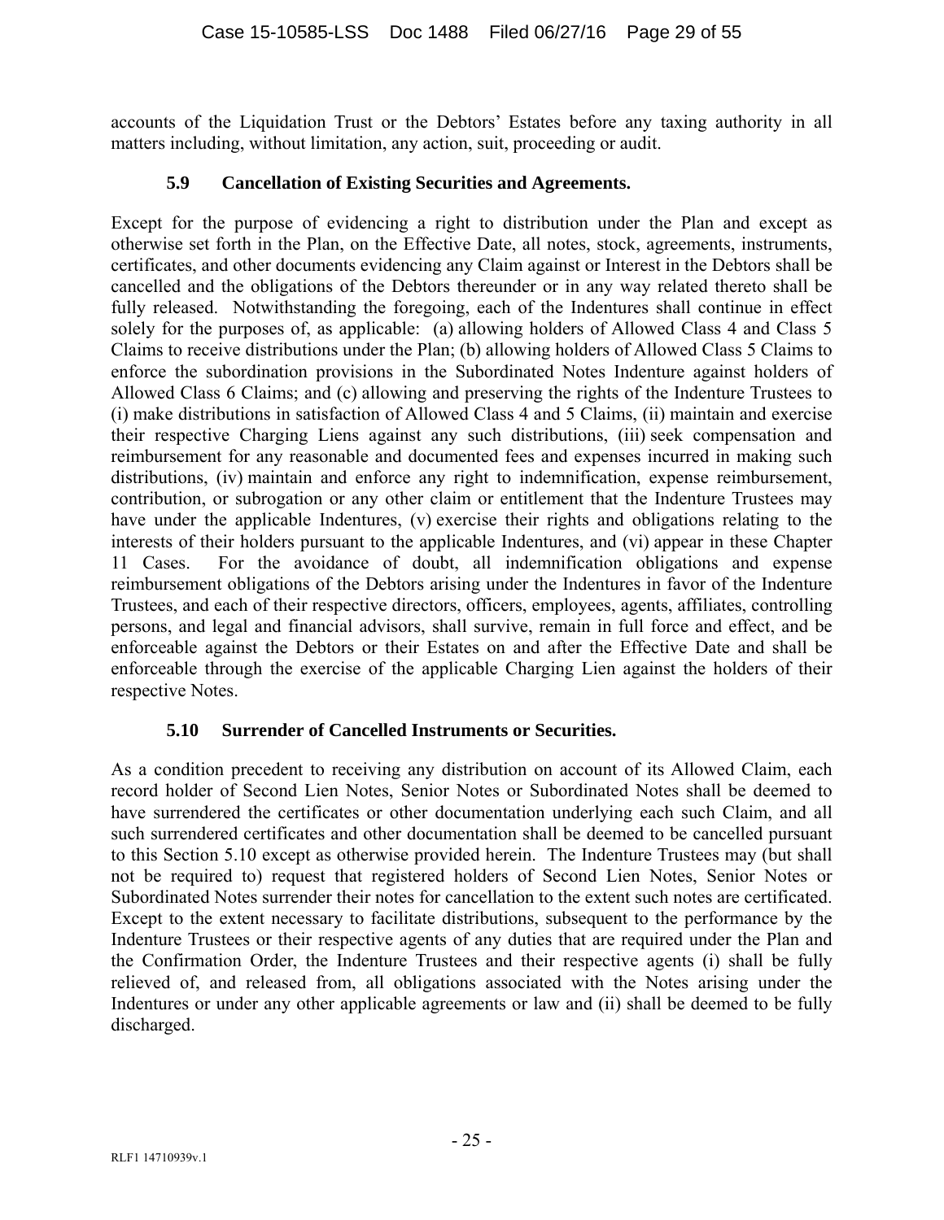accounts of the Liquidation Trust or the Debtors' Estates before any taxing authority in all matters including, without limitation, any action, suit, proceeding or audit.

### 5.9 Cancellation of Existing Securities and Agreements.

Except for the purpose of evidencing a right to distribution under the Plan and except as otherwise set forth in the Plan, on the Effective Date, all notes, stock, agreements, instruments, certificates, and other documents evidencing any Claim against or Interest in the Debtors shall be cancelled and the obligations of the Debtors thereunder or in any way related thereto shall be fully released. Notwithstanding the foregoing, each of the Indentures shall continue in effect solely for the purposes of, as applicable: (a) allowing holders of Allowed Class 4 and Class 5 Claims to receive distributions under the Plan; (b) allowing holders of Allowed Class 5 Claims to enforce the subordination provisions in the Subordinated Notes Indenture against holders of Allowed Class 6 Claims; and (c) allowing and preserving the rights of the Indenture Trustees to (i) make distributions in satisfaction of Allowed Class 4 and 5 Claims, (ii) maintain and exercise their respective Charging Liens against any such distributions, (iii) seek compensation and reimbursement for any reasonable and documented fees and expenses incurred in making such distributions, (iv) maintain and enforce any right to indemnification, expense reimbursement, contribution, or subrogation or any other claim or entitlement that the Indenture Trustees may have under the applicable Indentures, (v) exercise their rights and obligations relating to the interests of their holders pursuant to the applicable Indentures, and (vi) appear in these Chapter 11 Cases. For the avoidance of doubt, all indemnification obligations and expense reimbursement obligations of the Debtors arising under the Indentures in favor of the Indenture Trustees, and each of their respective directors, officers, employees, agents, affiliates, controlling persons, and legal and financial advisors, shall survive, remain in full force and effect, and be enforceable against the Debtors or their Estates on and after the Effective Date and shall be enforceable through the exercise of the applicable Charging Lien against the holders of their respective Notes.

### 5.10 Surrender of Cancelled Instruments or Securities.

As a condition precedent to receiving any distribution on account of its Allowed Claim, each record holder of Second Lien Notes, Senior Notes or Subordinated Notes shall be deemed to have surrendered the certificates or other documentation underlying each such Claim, and all such surrendered certificates and other documentation shall be deemed to be cancelled pursuant to this Section 5.10 except as otherwise provided herein. The Indenture Trustees may (but shall not be required to) request that registered holders of Second Lien Notes, Senior Notes or Subordinated Notes surrender their notes for cancellation to the extent such notes are certificated. Except to the extent necessary to facilitate distributions, subsequent to the performance by the Indenture Trustees or their respective agents of any duties that are required under the Plan and the Confirmation Order, the Indenture Trustees and their respective agents (i) shall be fully relieved of, and released from, all obligations associated with the Notes arising under the Indentures or under any other applicable agreements or law and (ii) shall be deemed to be fully discharged.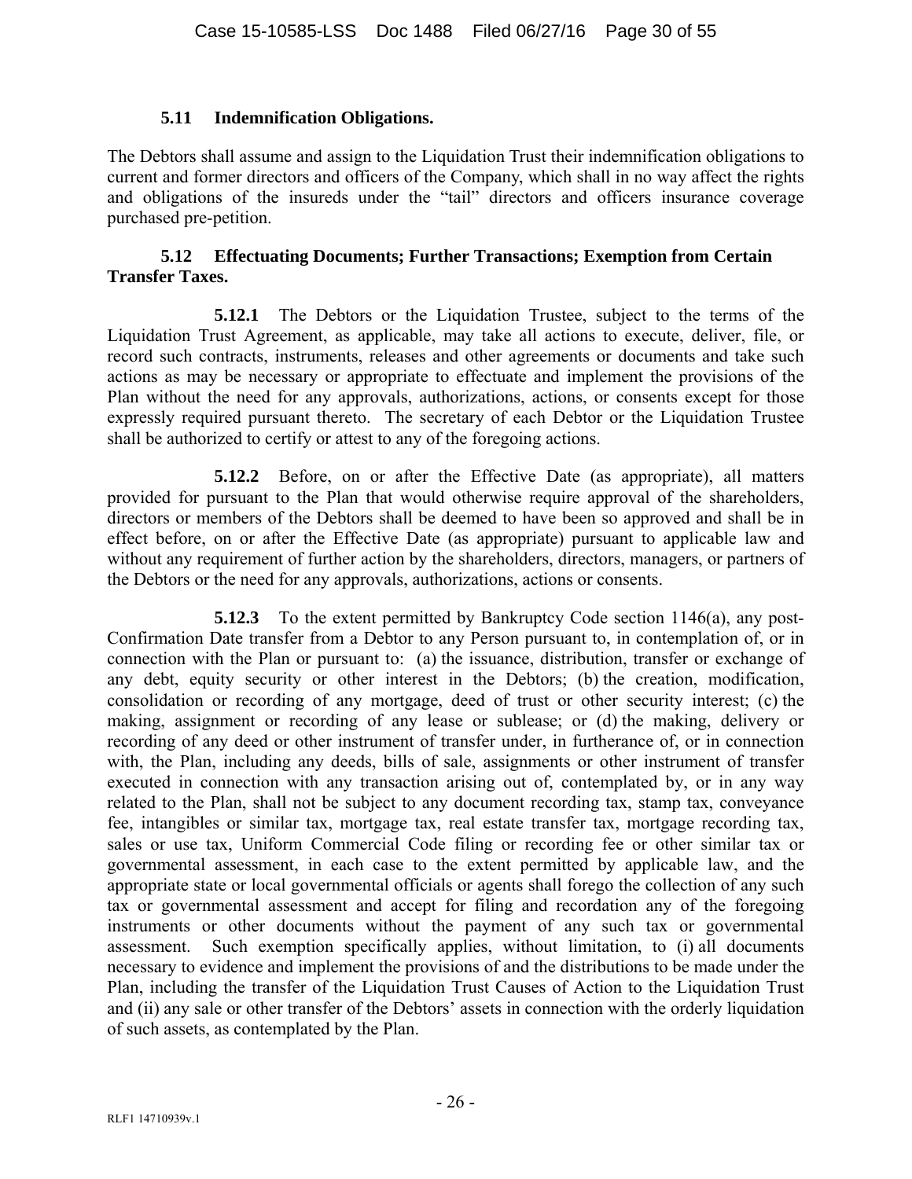### 5.11 Indemnification Obligations.

The Debtors shall assume and assign to the Liquidation Trust their indemnification obligations to current and former directors and officers of the Company, which shall in no way affect the rights and obligations of the insureds under the "tail" directors and officers insurance coverage purchased pre-petition.

### 5.12 Effectuating Documents; Further Transactions; Exemption from Certain Transfer Taxes.

**5.12.1** The Debtors or the Liquidation Trustee, subject to the terms of the Liquidation Trust Agreement, as applicable, may take all actions to execute, deliver, file, or record such contracts, instruments, releases and other agreements or documents and take such actions as may be necessary or appropriate to effectuate and implement the provisions of the Plan without the need for any approvals, authorizations, actions, or consents except for those expressly required pursuant thereto. The secretary of each Debtor or the Liquidation Trustee shall be authorized to certify or attest to any of the foregoing actions.

**5.12.2** Before, on or after the Effective Date (as appropriate), all matters provided for pursuant to the Plan that would otherwise require approval of the shareholders, directors or members of the Debtors shall be deemed to have been so approved and shall be in effect before, on or after the Effective Date (as appropriate) pursuant to applicable law and without any requirement of further action by the shareholders, directors, managers, or partners of the Debtors or the need for any approvals, authorizations, actions or consents.

**5.12.3** To the extent permitted by Bankruptcy Code section 1146(a), any post-Confirmation Date transfer from a Debtor to any Person pursuant to, in contemplation of, or in connection with the Plan or pursuant to: (a) the issuance, distribution, transfer or exchange of any debt, equity security or other interest in the Debtors; (b) the creation, modification, consolidation or recording of any mortgage, deed of trust or other security interest; (c) the making, assignment or recording of any lease or sublease; or (d) the making, delivery or recording of any deed or other instrument of transfer under, in furtherance of, or in connection with, the Plan, including any deeds, bills of sale, assignments or other instrument of transfer executed in connection with any transaction arising out of, contemplated by, or in any way related to the Plan, shall not be subject to any document recording tax, stamp tax, conveyance fee, intangibles or similar tax, mortgage tax, real estate transfer tax, mortgage recording tax, sales or use tax, Uniform Commercial Code filing or recording fee or other similar tax or governmental assessment, in each case to the extent permitted by applicable law, and the appropriate state or local governmental officials or agents shall forego the collection of any such tax or governmental assessment and accept for filing and recordation any of the foregoing instruments or other documents without the payment of any such tax or governmental assessment. Such exemption specifically applies, without limitation, to (i) all documents necessary to evidence and implement the provisions of and the distributions to be made under the Plan, including the transfer of the Liquidation Trust Causes of Action to the Liquidation Trust and (ii) any sale or other transfer of the Debtors' assets in connection with the orderly liquidation of such assets, as contemplated by the Plan.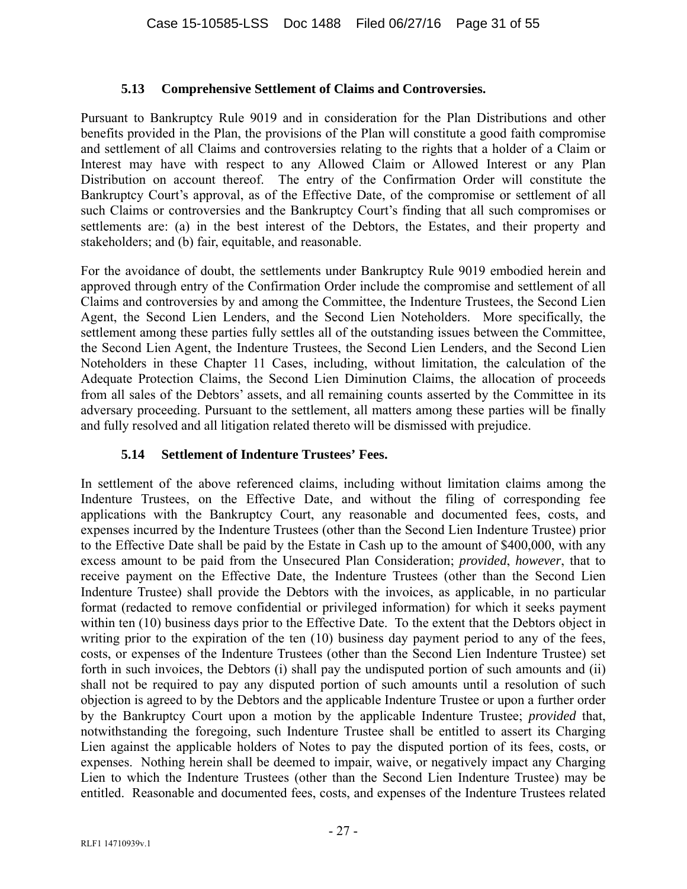### 5.13 Comprehensive Settlement of Claims and Controversies.

Pursuant to Bankruptcy Rule 9019 and in consideration for the Plan Distributions and other benefits provided in the Plan, the provisions of the Plan will constitute a good faith compromise and settlement of all Claims and controversies relating to the rights that a holder of a Claim or Interest may have with respect to any Allowed Claim or Allowed Interest or any Plan Distribution on account thereof. The entry of the Confirmation Order will constitute the Bankruptcy Court's approval, as of the Effective Date, of the compromise or settlement of all such Claims or controversies and the Bankruptcy Court's finding that all such compromises or settlements are: (a) in the best interest of the Debtors, the Estates, and their property and stakeholders; and (b) fair, equitable, and reasonable.

For the avoidance of doubt, the settlements under Bankruptcy Rule 9019 embodied herein and approved through entry of the Confirmation Order include the compromise and settlement of all Claims and controversies by and among the Committee, the Indenture Trustees, the Second Lien Agent, the Second Lien Lenders, and the Second Lien Noteholders. More specifically, the settlement among these parties fully settles all of the outstanding issues between the Committee, the Second Lien Agent, the Indenture Trustees, the Second Lien Lenders, and the Second Lien Noteholders in these Chapter 11 Cases, including, without limitation, the calculation of the Adequate Protection Claims, the Second Lien Diminution Claims, the allocation of proceeds from all sales of the Debtors' assets, and all remaining counts asserted by the Committee in its adversary proceeding. Pursuant to the settlement, all matters among these parties will be finally and fully resolved and all litigation related thereto will be dismissed with prejudice.

### 5.14 Settlement of Indenture Trustees' Fees.

In settlement of the above referenced claims, including without limitation claims among the Indenture Trustees, on the Effective Date, and without the filing of corresponding fee applications with the Bankruptcy Court, any reasonable and documented fees, costs, and expenses incurred by the Indenture Trustees (other than the Second Lien Indenture Trustee) prior to the Effective Date shall be paid by the Estate in Cash up to the amount of $400,000, with any excess amount to be paid from the Unsecured Plan Consideration; *provided*, *however*, that to receive payment on the Effective Date, the Indenture Trustees (other than the Second Lien Indenture Trustee) shall provide the Debtors with the invoices, as applicable, in no particular format (redacted to remove confidential or privileged information) for which it seeks payment within ten (10) business days prior to the Effective Date. To the extent that the Debtors object in writing prior to the expiration of the ten (10) business day payment period to any of the fees, costs, or expenses of the Indenture Trustees (other than the Second Lien Indenture Trustee) set forth in such invoices, the Debtors (i) shall pay the undisputed portion of such amounts and (ii) shall not be required to pay any disputed portion of such amounts until a resolution of such objection is agreed to by the Debtors and the applicable Indenture Trustee or upon a further order by the Bankruptcy Court upon a motion by the applicable Indenture Trustee; *provided* that, notwithstanding the foregoing, such Indenture Trustee shall be entitled to assert its Charging Lien against the applicable holders of Notes to pay the disputed portion of its fees, costs, or expenses. Nothing herein shall be deemed to impair, waive, or negatively impact any Charging Lien to which the Indenture Trustees (other than the Second Lien Indenture Trustee) may be entitled. Reasonable and documented fees, costs, and expenses of the Indenture Trustees related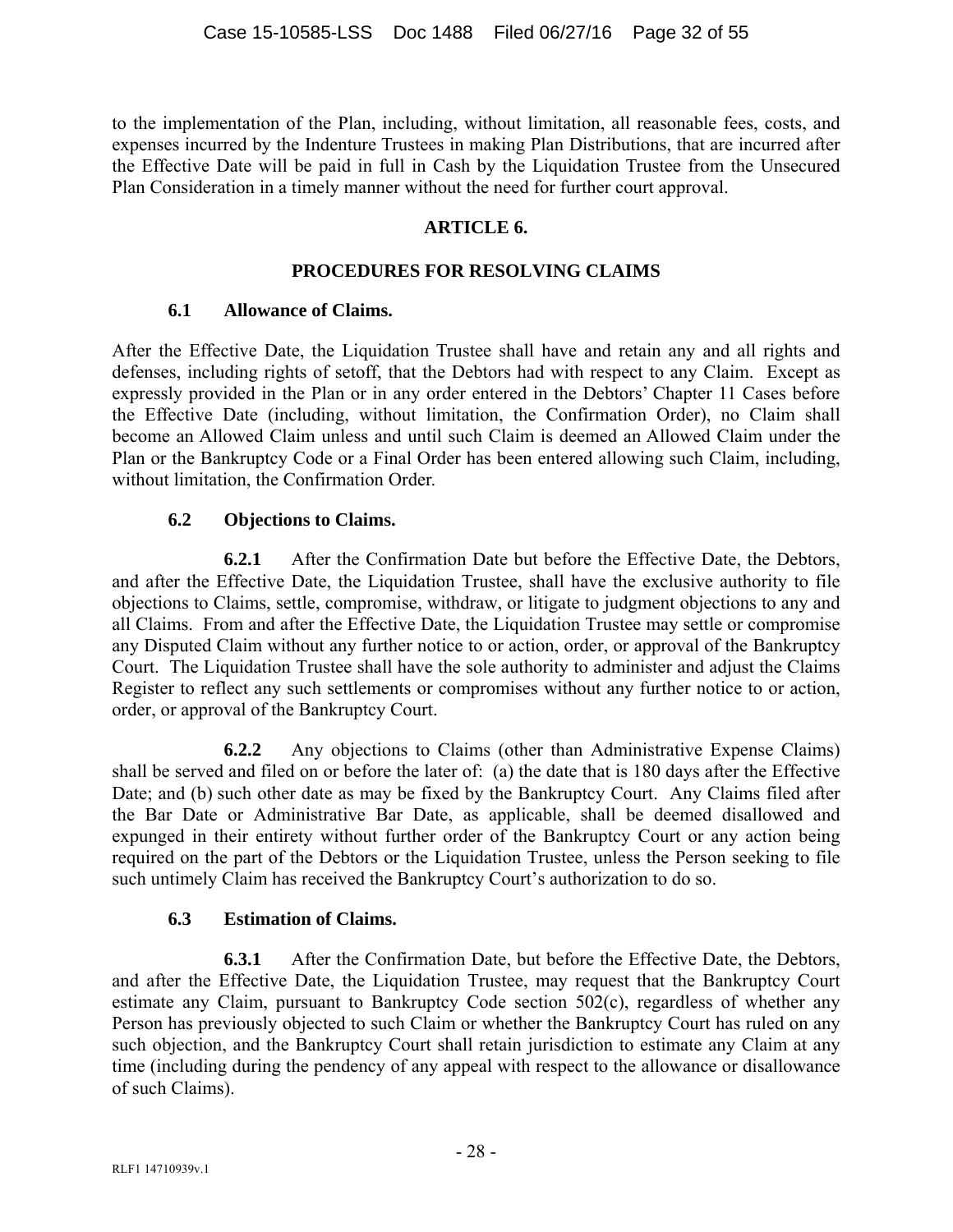to the implementation of the Plan, including, without limitation, all reasonable fees, costs, and expenses incurred by the Indenture Trustees in making Plan Distributions, that are incurred after the Effective Date will be paid in full in Cash by the Liquidation Trustee from the Unsecured Plan Consideration in a timely manner without the need for further court approval.

## ARTICLE 6.

## PROCEDURES FOR RESOLVING CLAIMS

### 6.1 Allowance of Claims.

After the Effective Date, the Liquidation Trustee shall have and retain any and all rights and defenses, including rights of setoff, that the Debtors had with respect to any Claim. Except as expressly provided in the Plan or in any order entered in the Debtors' Chapter 11 Cases before the Effective Date (including, without limitation, the Confirmation Order), no Claim shall become an Allowed Claim unless and until such Claim is deemed an Allowed Claim under the Plan or the Bankruptcy Code or a Final Order has been entered allowing such Claim, including, without limitation, the Confirmation Order.

### 6.2 Objections to Claims.

**6.2.1** After the Confirmation Date but before the Effective Date, the Debtors, and after the Effective Date, the Liquidation Trustee, shall have the exclusive authority to file objections to Claims, settle, compromise, withdraw, or litigate to judgment objections to any and all Claims. From and after the Effective Date, the Liquidation Trustee may settle or compromise any Disputed Claim without any further notice to or action, order, or approval of the Bankruptcy Court. The Liquidation Trustee shall have the sole authority to administer and adjust the Claims Register to reflect any such settlements or compromises without any further notice to or action, order, or approval of the Bankruptcy Court.

**6.2.2** Any objections to Claims (other than Administrative Expense Claims) shall be served and filed on or before the later of: (a) the date that is 180 days after the Effective Date; and (b) such other date as may be fixed by the Bankruptcy Court. Any Claims filed after the Bar Date or Administrative Bar Date, as applicable, shall be deemed disallowed and expunged in their entirety without further order of the Bankruptcy Court or any action being required on the part of the Debtors or the Liquidation Trustee, unless the Person seeking to file such untimely Claim has received the Bankruptcy Court's authorization to do so.

### 6.3 Estimation of Claims.

**6.3.1** After the Confirmation Date, but before the Effective Date, the Debtors, and after the Effective Date, the Liquidation Trustee, may request that the Bankruptcy Court estimate any Claim, pursuant to Bankruptcy Code section 502(c), regardless of whether any Person has previously objected to such Claim or whether the Bankruptcy Court has ruled on any such objection, and the Bankruptcy Court shall retain jurisdiction to estimate any Claim at any time (including during the pendency of any appeal with respect to the allowance or disallowance of such Claims).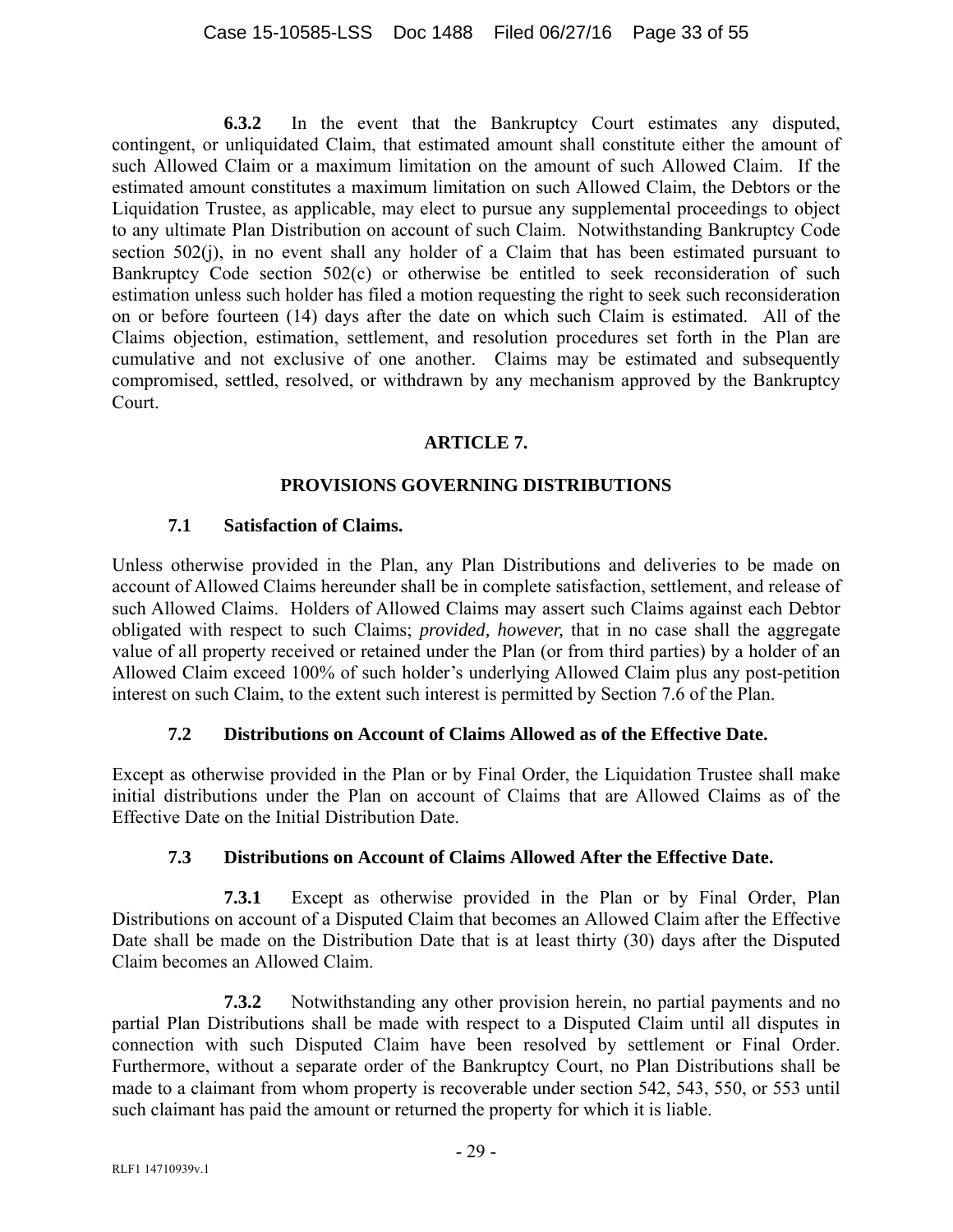**6.3.2** In the event that the Bankruptcy Court estimates any disputed, contingent, or unliquidated Claim, that estimated amount shall constitute either the amount of such Allowed Claim or a maximum limitation on the amount of such Allowed Claim. If the estimated amount constitutes a maximum limitation on such Allowed Claim, the Debtors or the Liquidation Trustee, as applicable, may elect to pursue any supplemental proceedings to object to any ultimate Plan Distribution on account of such Claim. Notwithstanding Bankruptcy Code section 502(j), in no event shall any holder of a Claim that has been estimated pursuant to Bankruptcy Code section 502(c) or otherwise be entitled to seek reconsideration of such estimation unless such holder has filed a motion requesting the right to seek such reconsideration on or before fourteen (14) days after the date on which such Claim is estimated. All of the Claims objection, estimation, settlement, and resolution procedures set forth in the Plan are cumulative and not exclusive of one another. Claims may be estimated and subsequently compromised, settled, resolved, or withdrawn by any mechanism approved by the Bankruptcy Court.

# ARTICLE 7.

# PROVISIONS GOVERNING DISTRIBUTIONS

## 7.1 Satisfaction of Claims.

Unless otherwise provided in the Plan, any Plan Distributions and deliveries to be made on account of Allowed Claims hereunder shall be in complete satisfaction, settlement, and release of such Allowed Claims. Holders of Allowed Claims may assert such Claims against each Debtor obligated with respect to such Claims; *provided, however,* that in no case shall the aggregate value of all property received or retained under the Plan (or from third parties) by a holder of an Allowed Claim exceed 100% of such holder's underlying Allowed Claim plus any post-petition interest on such Claim, to the extent such interest is permitted by Section 7.6 of the Plan.

## 7.2 Distributions on Account of Claims Allowed as of the Effective Date.

Except as otherwise provided in the Plan or by Final Order, the Liquidation Trustee shall make initial distributions under the Plan on account of Claims that are Allowed Claims as of the Effective Date on the Initial Distribution Date.

## 7.3 Distributions on Account of Claims Allowed After the Effective Date.

**7.3.1** Except as otherwise provided in the Plan or by Final Order, Plan Distributions on account of a Disputed Claim that becomes an Allowed Claim after the Effective Date shall be made on the Distribution Date that is at least thirty (30) days after the Disputed Claim becomes an Allowed Claim.

**7.3.2** Notwithstanding any other provision herein, no partial payments and no partial Plan Distributions shall be made with respect to a Disputed Claim until all disputes in connection with such Disputed Claim have been resolved by settlement or Final Order. Furthermore, without a separate order of the Bankruptcy Court, no Plan Distributions shall be made to a claimant from whom property is recoverable under section 542, 543, 550, or 553 until such claimant has paid the amount or returned the property for which it is liable.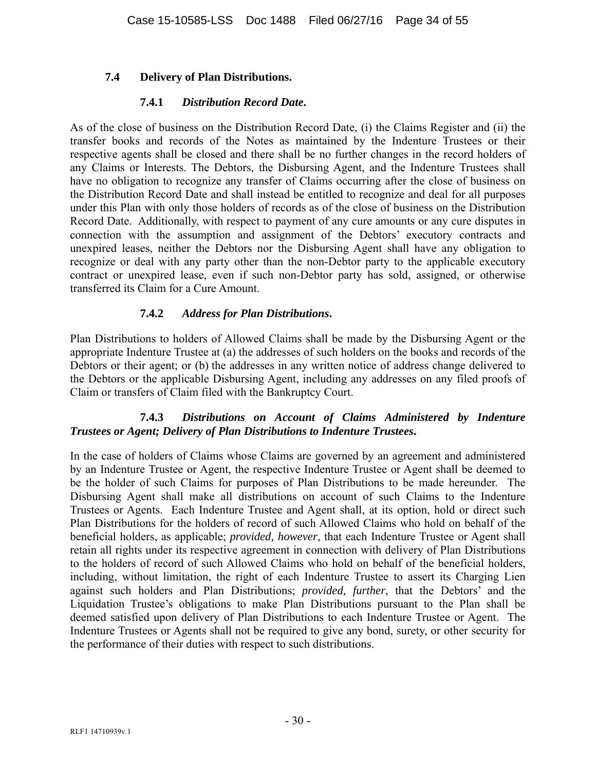### 7.4 Delivery of Plan Distributions.

#### 7.4.1 *Distribution Record Date*.

As of the close of business on the Distribution Record Date, (i) the Claims Register and (ii) the transfer books and records of the Notes as maintained by the Indenture Trustees or their respective agents shall be closed and there shall be no further changes in the record holders of any Claims or Interests. The Debtors, the Disbursing Agent, and the Indenture Trustees shall have no obligation to recognize any transfer of Claims occurring after the close of business on the Distribution Record Date and shall instead be entitled to recognize and deal for all purposes under this Plan with only those holders of records as of the close of business on the Distribution Record Date. Additionally, with respect to payment of any cure amounts or any cure disputes in connection with the assumption and assignment of the Debtors' executory contracts and unexpired leases, neither the Debtors nor the Disbursing Agent shall have any obligation to recognize or deal with any party other than the non-Debtor party to the applicable executory contract or unexpired lease, even if such non-Debtor party has sold, assigned, or otherwise transferred its Claim for a Cure Amount.

#### 7.4.2 *Address for Plan Distributions*.

Plan Distributions to holders of Allowed Claims shall be made by the Disbursing Agent or the appropriate Indenture Trustee at (a) the addresses of such holders on the books and records of the Debtors or their agent; or (b) the addresses in any written notice of address change delivered to the Debtors or the applicable Disbursing Agent, including any addresses on any filed proofs of Claim or transfers of Claim filed with the Bankruptcy Court.

#### 7.4.3 *Distributions on Account of Claims Administered by Indenture Trustees or Agent; Delivery of Plan Distributions to Indenture Trustees*.

In the case of holders of Claims whose Claims are governed by an agreement and administered by an Indenture Trustee or Agent, the respective Indenture Trustee or Agent shall be deemed to be the holder of such Claims for purposes of Plan Distributions to be made hereunder. The Disbursing Agent shall make all distributions on account of such Claims to the Indenture Trustees or Agents. Each Indenture Trustee and Agent shall, at its option, hold or direct such Plan Distributions for the holders of record of such Allowed Claims who hold on behalf of the beneficial holders, as applicable; *provided, however*, that each Indenture Trustee or Agent shall retain all rights under its respective agreement in connection with delivery of Plan Distributions to the holders of record of such Allowed Claims who hold on behalf of the beneficial holders, including, without limitation, the right of each Indenture Trustee to assert its Charging Lien against such holders and Plan Distributions; *provided, further*, that the Debtors' and the Liquidation Trustee's obligations to make Plan Distributions pursuant to the Plan shall be deemed satisfied upon delivery of Plan Distributions to each Indenture Trustee or Agent. The Indenture Trustees or Agents shall not be required to give any bond, surety, or other security for the performance of their duties with respect to such distributions.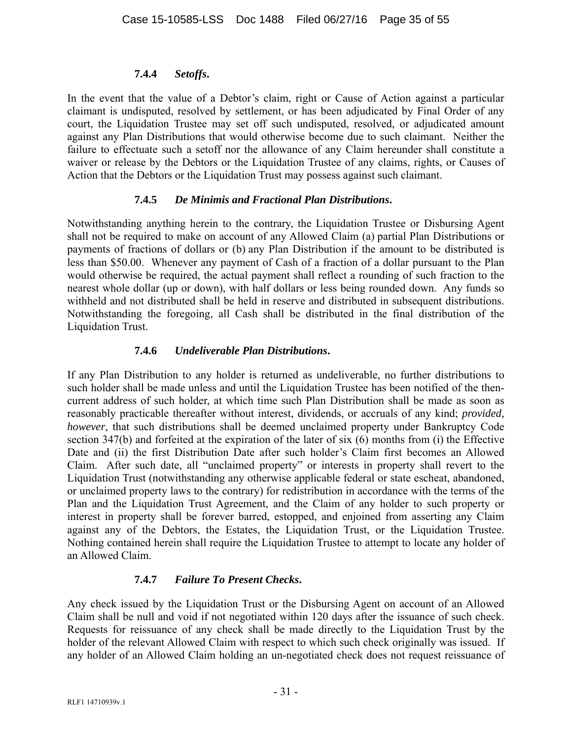#### 7.4.4 *Setoffs.*

In the event that the value of a Debtor's claim, right or Cause of Action against a particular claimant is undisputed, resolved by settlement, or has been adjudicated by Final Order of any court, the Liquidation Trustee may set off such undisputed, resolved, or adjudicated amount against any Plan Distributions that would otherwise become due to such claimant. Neither the failure to effectuate such a setoff nor the allowance of any Claim hereunder shall constitute a waiver or release by the Debtors or the Liquidation Trustee of any claims, rights, or Causes of Action that the Debtors or the Liquidation Trust may possess against such claimant.

#### 7.4.5 *De Minimis and Fractional Plan Distributions.*

Notwithstanding anything herein to the contrary, the Liquidation Trustee or Disbursing Agent shall not be required to make on account of any Allowed Claim (a) partial Plan Distributions or payments of fractions of dollars or (b) any Plan Distribution if the amount to be distributed is less than $50.00. Whenever any payment of Cash of a fraction of a dollar pursuant to the Plan would otherwise be required, the actual payment shall reflect a rounding of such fraction to the nearest whole dollar (up or down), with half dollars or less being rounded down. Any funds so withheld and not distributed shall be held in reserve and distributed in subsequent distributions. Notwithstanding the foregoing, all Cash shall be distributed in the final distribution of the Liquidation Trust.

#### 7.4.6 *Undeliverable Plan Distributions.*

If any Plan Distribution to any holder is returned as undeliverable, no further distributions to such holder shall be made unless and until the Liquidation Trustee has been notified of the then-current address of such holder, at which time such Plan Distribution shall be made as soon as reasonably practicable thereafter without interest, dividends, or accruals of any kind; *provided, however*, that such distributions shall be deemed unclaimed property under Bankruptcy Code section 347(b) and forfeited at the expiration of the later of six (6) months from (i) the Effective Date and (ii) the first Distribution Date after such holder's Claim first becomes an Allowed Claim. After such date, all "unclaimed property" or interests in property shall revert to the Liquidation Trust (notwithstanding any otherwise applicable federal or state escheat, abandoned, or unclaimed property laws to the contrary) for redistribution in accordance with the terms of the Plan and the Liquidation Trust Agreement, and the Claim of any holder to such property or interest in property shall be forever barred, estopped, and enjoined from asserting any Claim against any of the Debtors, the Estates, the Liquidation Trust, or the Liquidation Trustee. Nothing contained herein shall require the Liquidation Trustee to attempt to locate any holder of an Allowed Claim.

#### 7.4.7 *Failure To Present Checks.*

Any check issued by the Liquidation Trust or the Disbursing Agent on account of an Allowed Claim shall be null and void if not negotiated within 120 days after the issuance of such check. Requests for reissuance of any check shall be made directly to the Liquidation Trust by the holder of the relevant Allowed Claim with respect to which such check originally was issued. If any holder of an Allowed Claim holding an un-negotiated check does not request reissuance of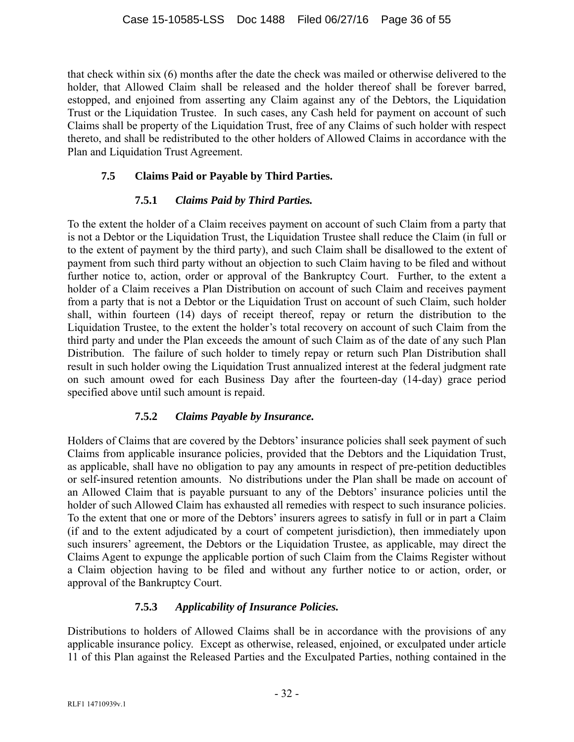that check within six (6) months after the date the check was mailed or otherwise delivered to the holder, that Allowed Claim shall be released and the holder thereof shall be forever barred, estopped, and enjoined from asserting any Claim against any of the Debtors, the Liquidation Trust or the Liquidation Trustee. In such cases, any Cash held for payment on account of such Claims shall be property of the Liquidation Trust, free of any Claims of such holder with respect thereto, and shall be redistributed to the other holders of Allowed Claims in accordance with the Plan and Liquidation Trust Agreement.

### 7.5 Claims Paid or Payable by Third Parties.

#### 7.5.1 *Claims Paid by Third Parties.*

To the extent the holder of a Claim receives payment on account of such Claim from a party that is not a Debtor or the Liquidation Trust, the Liquidation Trustee shall reduce the Claim (in full or to the extent of payment by the third party), and such Claim shall be disallowed to the extent of payment from such third party without an objection to such Claim having to be filed and without further notice to, action, order or approval of the Bankruptcy Court. Further, to the extent a holder of a Claim receives a Plan Distribution on account of such Claim and receives payment from a party that is not a Debtor or the Liquidation Trust on account of such Claim, such holder shall, within fourteen (14) days of receipt thereof, repay or return the distribution to the Liquidation Trustee, to the extent the holder's total recovery on account of such Claim from the third party and under the Plan exceeds the amount of such Claim as of the date of any such Plan Distribution. The failure of such holder to timely repay or return such Plan Distribution shall result in such holder owing the Liquidation Trust annualized interest at the federal judgment rate on such amount owed for each Business Day after the fourteen-day (14-day) grace period specified above until such amount is repaid.

#### 7.5.2 *Claims Payable by Insurance.*

Holders of Claims that are covered by the Debtors' insurance policies shall seek payment of such Claims from applicable insurance policies, provided that the Debtors and the Liquidation Trust, as applicable, shall have no obligation to pay any amounts in respect of pre-petition deductibles or self-insured retention amounts. No distributions under the Plan shall be made on account of an Allowed Claim that is payable pursuant to any of the Debtors' insurance policies until the holder of such Allowed Claim has exhausted all remedies with respect to such insurance policies. To the extent that one or more of the Debtors' insurers agrees to satisfy in full or in part a Claim (if and to the extent adjudicated by a court of competent jurisdiction), then immediately upon such insurers' agreement, the Debtors or the Liquidation Trustee, as applicable, may direct the Claims Agent to expunge the applicable portion of such Claim from the Claims Register without a Claim objection having to be filed and without any further notice to or action, order, or approval of the Bankruptcy Court.

#### 7.5.3 *Applicability of Insurance Policies.*

Distributions to holders of Allowed Claims shall be in accordance with the provisions of any applicable insurance policy. Except as otherwise, released, enjoined, or exculpated under article 11 of this Plan against the Released Parties and the Exculpated Parties, nothing contained in the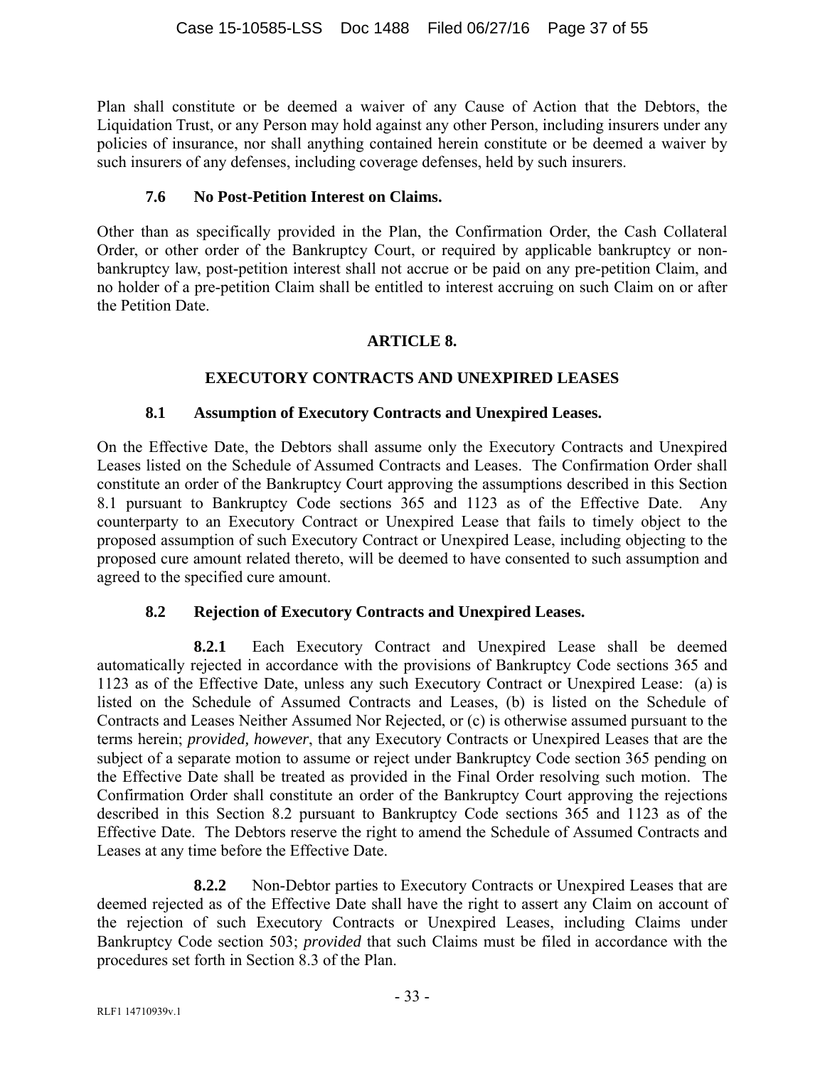Plan shall constitute or be deemed a waiver of any Cause of Action that the Debtors, the Liquidation Trust, or any Person may hold against any other Person, including insurers under any policies of insurance, nor shall anything contained herein constitute or be deemed a waiver by such insurers of any defenses, including coverage defenses, held by such insurers.

### 7.6 No Post-Petition Interest on Claims.

Other than as specifically provided in the Plan, the Confirmation Order, the Cash Collateral Order, or other order of the Bankruptcy Court, or required by applicable bankruptcy or non-bankruptcy law, post-petition interest shall not accrue or be paid on any pre-petition Claim, and no holder of a pre-petition Claim shall be entitled to interest accruing on such Claim on or after the Petition Date.

## ARTICLE 8.

## EXECUTORY CONTRACTS AND UNEXPIRED LEASES

### 8.1 Assumption of Executory Contracts and Unexpired Leases.

On the Effective Date, the Debtors shall assume only the Executory Contracts and Unexpired Leases listed on the Schedule of Assumed Contracts and Leases. The Confirmation Order shall constitute an order of the Bankruptcy Court approving the assumptions described in this Section 8.1 pursuant to Bankruptcy Code sections 365 and 1123 as of the Effective Date. Any counterparty to an Executory Contract or Unexpired Lease that fails to timely object to the proposed assumption of such Executory Contract or Unexpired Lease, including objecting to the proposed cure amount related thereto, will be deemed to have consented to such assumption and agreed to the specified cure amount.

### 8.2 Rejection of Executory Contracts and Unexpired Leases.

**8.2.1** Each Executory Contract and Unexpired Lease shall be deemed automatically rejected in accordance with the provisions of Bankruptcy Code sections 365 and 1123 as of the Effective Date, unless any such Executory Contract or Unexpired Lease: (a) is listed on the Schedule of Assumed Contracts and Leases, (b) is listed on the Schedule of Contracts and Leases Neither Assumed Nor Rejected, or (c) is otherwise assumed pursuant to the terms herein; *provided, however*, that any Executory Contracts or Unexpired Leases that are the subject of a separate motion to assume or reject under Bankruptcy Code section 365 pending on the Effective Date shall be treated as provided in the Final Order resolving such motion. The Confirmation Order shall constitute an order of the Bankruptcy Court approving the rejections described in this Section 8.2 pursuant to Bankruptcy Code sections 365 and 1123 as of the Effective Date. The Debtors reserve the right to amend the Schedule of Assumed Contracts and Leases at any time before the Effective Date.

**8.2.2** Non-Debtor parties to Executory Contracts or Unexpired Leases that are deemed rejected as of the Effective Date shall have the right to assert any Claim on account of the rejection of such Executory Contracts or Unexpired Leases, including Claims under Bankruptcy Code section 503; *provided* that such Claims must be filed in accordance with the procedures set forth in Section 8.3 of the Plan.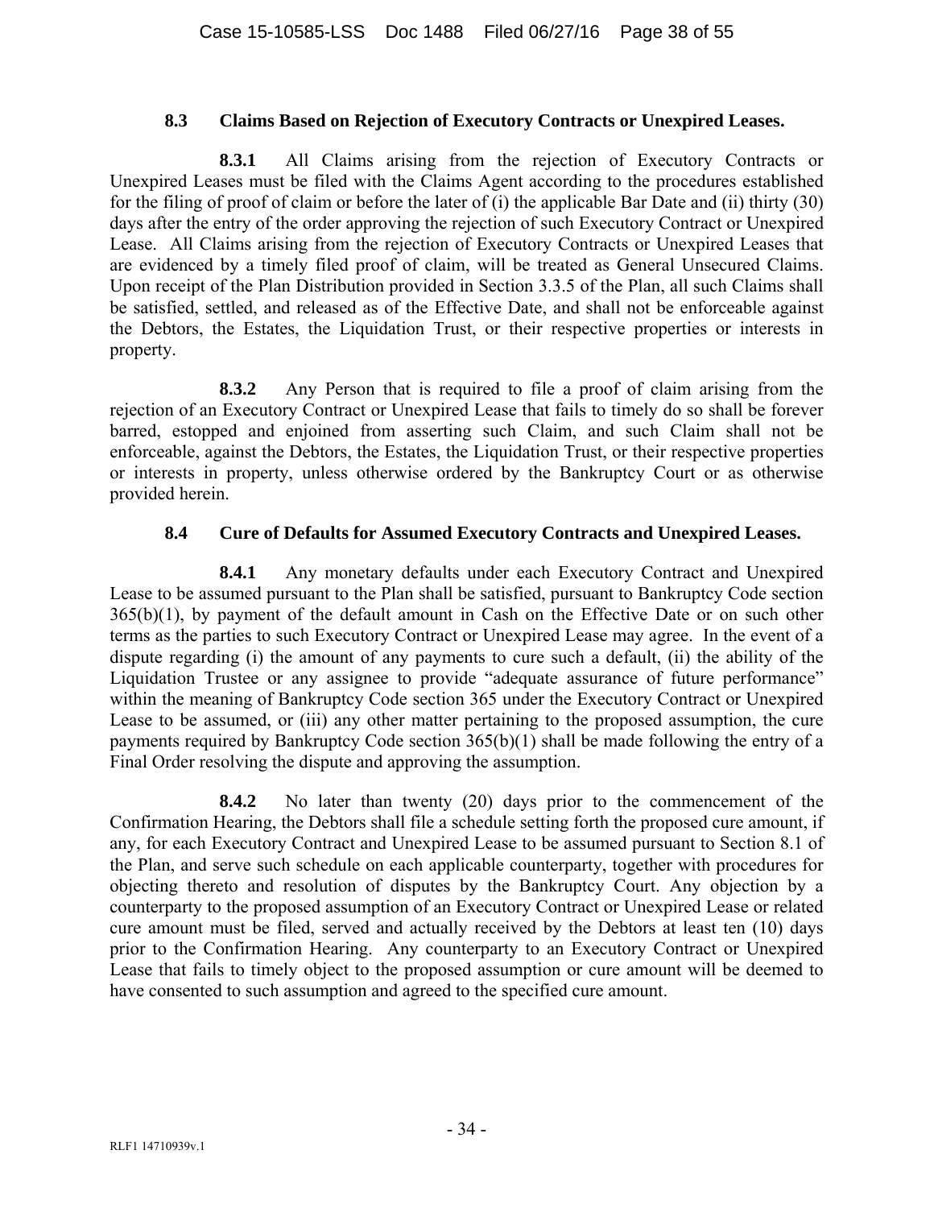### 8.3 Claims Based on Rejection of Executory Contracts or Unexpired Leases.

**8.3.1** All Claims arising from the rejection of Executory Contracts or Unexpired Leases must be filed with the Claims Agent according to the procedures established for the filing of proof of claim or before the later of (i) the applicable Bar Date and (ii) thirty (30) days after the entry of the order approving the rejection of such Executory Contract or Unexpired Lease. All Claims arising from the rejection of Executory Contracts or Unexpired Leases that are evidenced by a timely filed proof of claim, will be treated as General Unsecured Claims. Upon receipt of the Plan Distribution provided in Section 3.3.5 of the Plan, all such Claims shall be satisfied, settled, and released as of the Effective Date, and shall not be enforceable against the Debtors, the Estates, the Liquidation Trust, or their respective properties or interests in property.

**8.3.2** Any Person that is required to file a proof of claim arising from the rejection of an Executory Contract or Unexpired Lease that fails to timely do so shall be forever barred, estopped and enjoined from asserting such Claim, and such Claim shall not be enforceable, against the Debtors, the Estates, the Liquidation Trust, or their respective properties or interests in property, unless otherwise ordered by the Bankruptcy Court or as otherwise provided herein.

### 8.4 Cure of Defaults for Assumed Executory Contracts and Unexpired Leases.

**8.4.1** Any monetary defaults under each Executory Contract and Unexpired Lease to be assumed pursuant to the Plan shall be satisfied, pursuant to Bankruptcy Code section 365(b)(1), by payment of the default amount in Cash on the Effective Date or on such other terms as the parties to such Executory Contract or Unexpired Lease may agree. In the event of a dispute regarding (i) the amount of any payments to cure such a default, (ii) the ability of the Liquidation Trustee or any assignee to provide "adequate assurance of future performance" within the meaning of Bankruptcy Code section 365 under the Executory Contract or Unexpired Lease to be assumed, or (iii) any other matter pertaining to the proposed assumption, the cure payments required by Bankruptcy Code section 365(b)(1) shall be made following the entry of a Final Order resolving the dispute and approving the assumption.

**8.4.2** No later than twenty (20) days prior to the commencement of the Confirmation Hearing, the Debtors shall file a schedule setting forth the proposed cure amount, if any, for each Executory Contract and Unexpired Lease to be assumed pursuant to Section 8.1 of the Plan, and serve such schedule on each applicable counterparty, together with procedures for objecting thereto and resolution of disputes by the Bankruptcy Court. Any objection by a counterparty to the proposed assumption of an Executory Contract or Unexpired Lease or related cure amount must be filed, served and actually received by the Debtors at least ten (10) days prior to the Confirmation Hearing. Any counterparty to an Executory Contract or Unexpired Lease that fails to timely object to the proposed assumption or cure amount will be deemed to have consented to such assumption and agreed to the specified cure amount.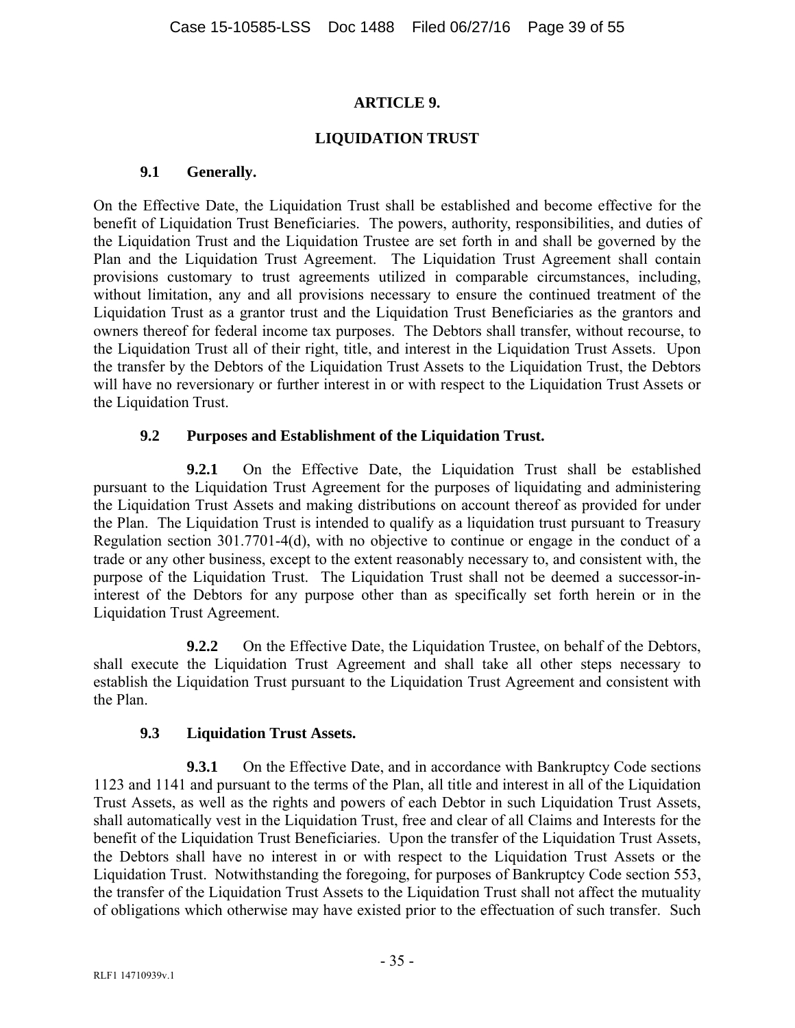## ARTICLE 9.

## LIQUIDATION TRUST

### 9.1 Generally.

On the Effective Date, the Liquidation Trust shall be established and become effective for the benefit of Liquidation Trust Beneficiaries. The powers, authority, responsibilities, and duties of the Liquidation Trust and the Liquidation Trustee are set forth in and shall be governed by the Plan and the Liquidation Trust Agreement. The Liquidation Trust Agreement shall contain provisions customary to trust agreements utilized in comparable circumstances, including, without limitation, any and all provisions necessary to ensure the continued treatment of the Liquidation Trust as a grantor trust and the Liquidation Trust Beneficiaries as the grantors and owners thereof for federal income tax purposes. The Debtors shall transfer, without recourse, to the Liquidation Trust all of their right, title, and interest in the Liquidation Trust Assets. Upon the transfer by the Debtors of the Liquidation Trust Assets to the Liquidation Trust, the Debtors will have no reversionary or further interest in or with respect to the Liquidation Trust Assets or the Liquidation Trust.

### 9.2 Purposes and Establishment of the Liquidation Trust.

**9.2.1** On the Effective Date, the Liquidation Trust shall be established pursuant to the Liquidation Trust Agreement for the purposes of liquidating and administering the Liquidation Trust Assets and making distributions on account thereof as provided for under the Plan. The Liquidation Trust is intended to qualify as a liquidation trust pursuant to Treasury Regulation section 301.7701-4(d), with no objective to continue or engage in the conduct of a trade or any other business, except to the extent reasonably necessary to, and consistent with, the purpose of the Liquidation Trust. The Liquidation Trust shall not be deemed a successor-in-interest of the Debtors for any purpose other than as specifically set forth herein or in the Liquidation Trust Agreement.

**9.2.2** On the Effective Date, the Liquidation Trustee, on behalf of the Debtors, shall execute the Liquidation Trust Agreement and shall take all other steps necessary to establish the Liquidation Trust pursuant to the Liquidation Trust Agreement and consistent with the Plan.

### 9.3 Liquidation Trust Assets.

**9.3.1** On the Effective Date, and in accordance with Bankruptcy Code sections 1123 and 1141 and pursuant to the terms of the Plan, all title and interest in all of the Liquidation Trust Assets, as well as the rights and powers of each Debtor in such Liquidation Trust Assets, shall automatically vest in the Liquidation Trust, free and clear of all Claims and Interests for the benefit of the Liquidation Trust Beneficiaries. Upon the transfer of the Liquidation Trust Assets, the Debtors shall have no interest in or with respect to the Liquidation Trust Assets or the Liquidation Trust. Notwithstanding the foregoing, for purposes of Bankruptcy Code section 553, the transfer of the Liquidation Trust Assets to the Liquidation Trust shall not affect the mutuality of obligations which otherwise may have existed prior to the effectuation of such transfer. Such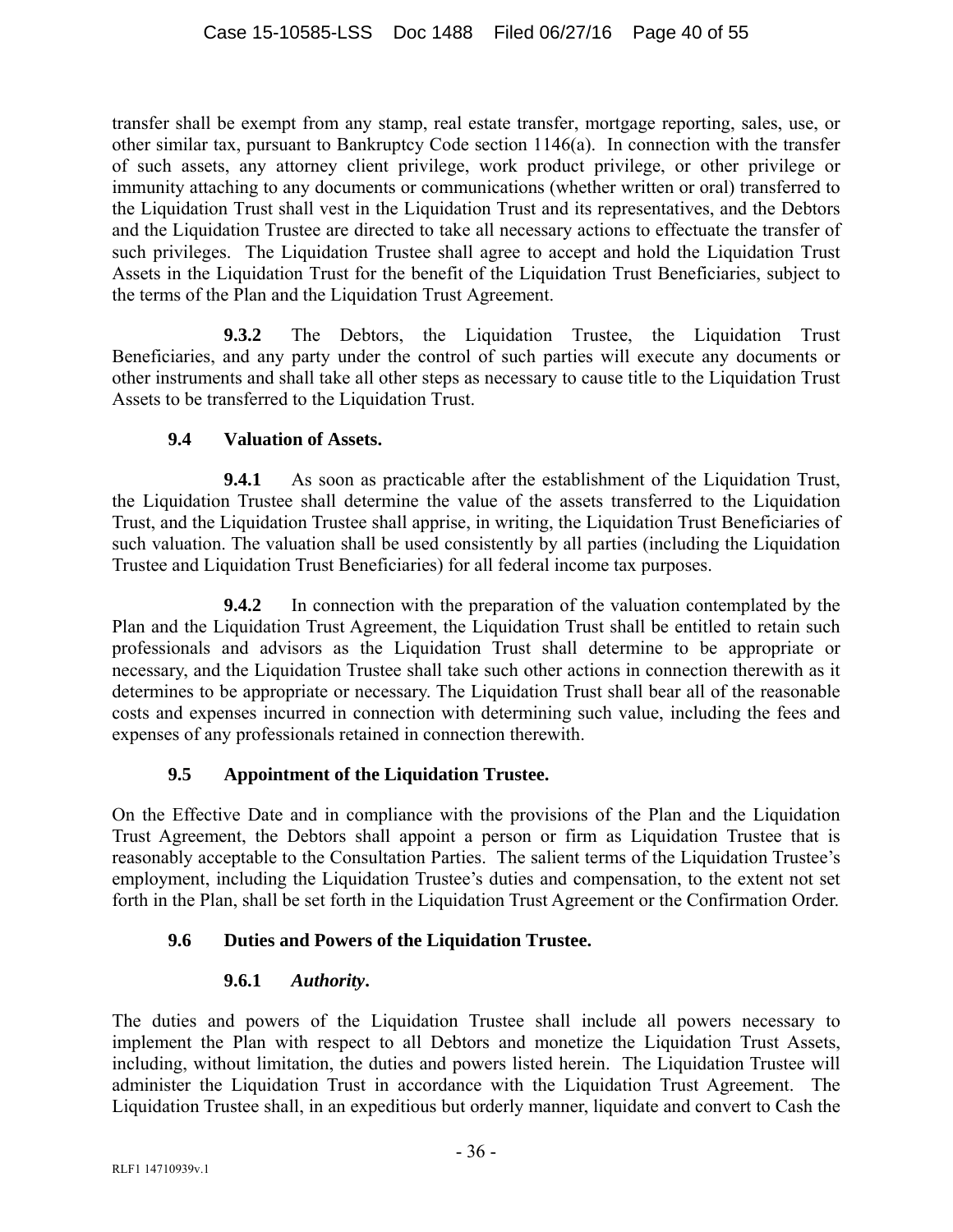transfer shall be exempt from any stamp, real estate transfer, mortgage reporting, sales, use, or other similar tax, pursuant to Bankruptcy Code section 1146(a). In connection with the transfer of such assets, any attorney client privilege, work product privilege, or other privilege or immunity attaching to any documents or communications (whether written or oral) transferred to the Liquidation Trust shall vest in the Liquidation Trust and its representatives, and the Debtors and the Liquidation Trustee are directed to take all necessary actions to effectuate the transfer of such privileges. The Liquidation Trustee shall agree to accept and hold the Liquidation Trust Assets in the Liquidation Trust for the benefit of the Liquidation Trust Beneficiaries, subject to the terms of the Plan and the Liquidation Trust Agreement.

**9.3.2** The Debtors, the Liquidation Trustee, the Liquidation Trust Beneficiaries, and any party under the control of such parties will execute any documents or other instruments and shall take all other steps as necessary to cause title to the Liquidation Trust Assets to be transferred to the Liquidation Trust.

### 9.4 Valuation of Assets.

**9.4.1** As soon as practicable after the establishment of the Liquidation Trust, the Liquidation Trustee shall determine the value of the assets transferred to the Liquidation Trust, and the Liquidation Trustee shall apprise, in writing, the Liquidation Trust Beneficiaries of such valuation. The valuation shall be used consistently by all parties (including the Liquidation Trustee and Liquidation Trust Beneficiaries) for all federal income tax purposes.

**9.4.2** In connection with the preparation of the valuation contemplated by the Plan and the Liquidation Trust Agreement, the Liquidation Trust shall be entitled to retain such professionals and advisors as the Liquidation Trust shall determine to be appropriate or necessary, and the Liquidation Trustee shall take such other actions in connection therewith as it determines to be appropriate or necessary. The Liquidation Trust shall bear all of the reasonable costs and expenses incurred in connection with determining such value, including the fees and expenses of any professionals retained in connection therewith.

### 9.5 Appointment of the Liquidation Trustee.

On the Effective Date and in compliance with the provisions of the Plan and the Liquidation Trust Agreement, the Debtors shall appoint a person or firm as Liquidation Trustee that is reasonably acceptable to the Consultation Parties. The salient terms of the Liquidation Trustee's employment, including the Liquidation Trustee's duties and compensation, to the extent not set forth in the Plan, shall be set forth in the Liquidation Trust Agreement or the Confirmation Order.

### 9.6 Duties and Powers of the Liquidation Trustee.

#### 9.6.1 *Authority*.

The duties and powers of the Liquidation Trustee shall include all powers necessary to implement the Plan with respect to all Debtors and monetize the Liquidation Trust Assets, including, without limitation, the duties and powers listed herein. The Liquidation Trustee will administer the Liquidation Trust in accordance with the Liquidation Trust Agreement. The Liquidation Trustee shall, in an expeditious but orderly manner, liquidate and convert to Cash the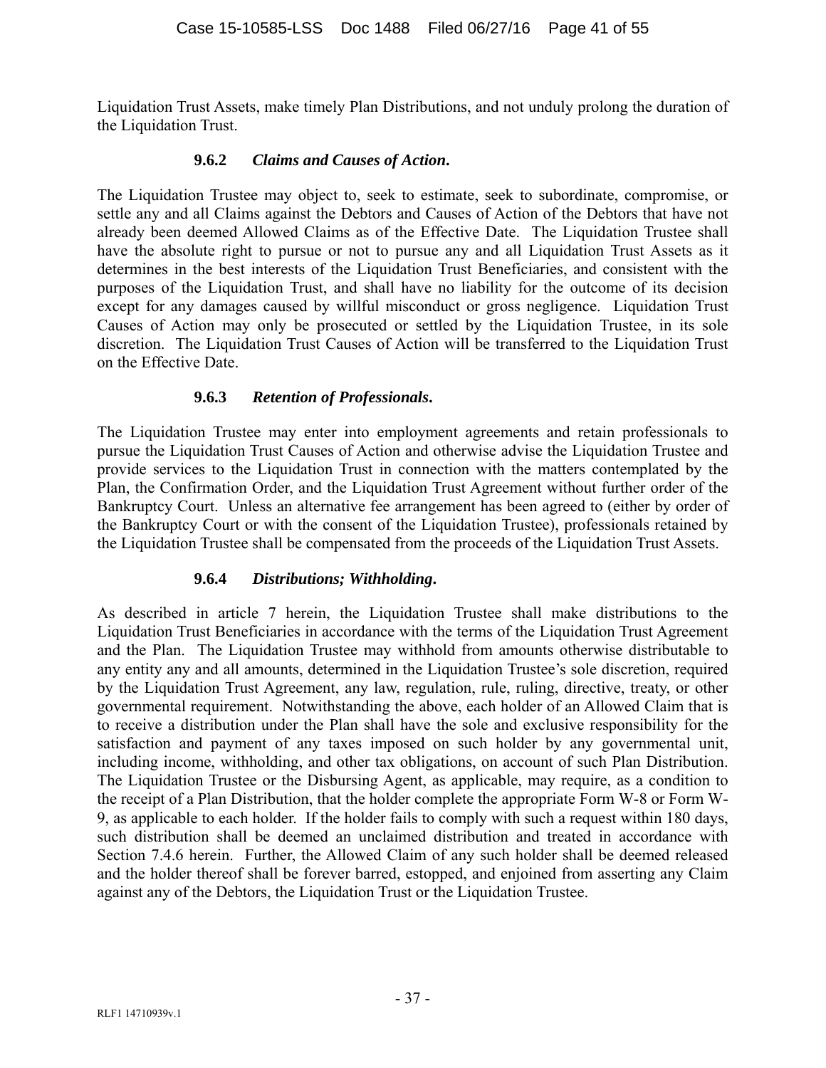Liquidation Trust Assets, make timely Plan Distributions, and not unduly prolong the duration of the Liquidation Trust.

#### 9.6.2 *Claims and Causes of Action.*

The Liquidation Trustee may object to, seek to estimate, seek to subordinate, compromise, or settle any and all Claims against the Debtors and Causes of Action of the Debtors that have not already been deemed Allowed Claims as of the Effective Date. The Liquidation Trustee shall have the absolute right to pursue or not to pursue any and all Liquidation Trust Assets as it determines in the best interests of the Liquidation Trust Beneficiaries, and consistent with the purposes of the Liquidation Trust, and shall have no liability for the outcome of its decision except for any damages caused by willful misconduct or gross negligence. Liquidation Trust Causes of Action may only be prosecuted or settled by the Liquidation Trustee, in its sole discretion. The Liquidation Trust Causes of Action will be transferred to the Liquidation Trust on the Effective Date.

#### 9.6.3 *Retention of Professionals.*

The Liquidation Trustee may enter into employment agreements and retain professionals to pursue the Liquidation Trust Causes of Action and otherwise advise the Liquidation Trustee and provide services to the Liquidation Trust in connection with the matters contemplated by the Plan, the Confirmation Order, and the Liquidation Trust Agreement without further order of the Bankruptcy Court. Unless an alternative fee arrangement has been agreed to (either by order of the Bankruptcy Court or with the consent of the Liquidation Trustee), professionals retained by the Liquidation Trustee shall be compensated from the proceeds of the Liquidation Trust Assets.

#### 9.6.4 *Distributions; Withholding.*

As described in article 7 herein, the Liquidation Trustee shall make distributions to the Liquidation Trust Beneficiaries in accordance with the terms of the Liquidation Trust Agreement and the Plan. The Liquidation Trustee may withhold from amounts otherwise distributable to any entity any and all amounts, determined in the Liquidation Trustee's sole discretion, required by the Liquidation Trust Agreement, any law, regulation, rule, ruling, directive, treaty, or other governmental requirement. Notwithstanding the above, each holder of an Allowed Claim that is to receive a distribution under the Plan shall have the sole and exclusive responsibility for the satisfaction and payment of any taxes imposed on such holder by any governmental unit, including income, withholding, and other tax obligations, on account of such Plan Distribution. The Liquidation Trustee or the Disbursing Agent, as applicable, may require, as a condition to the receipt of a Plan Distribution, that the holder complete the appropriate Form W-8 or Form W-9, as applicable to each holder. If the holder fails to comply with such a request within 180 days, such distribution shall be deemed an unclaimed distribution and treated in accordance with Section 7.4.6 herein. Further, the Allowed Claim of any such holder shall be deemed released and the holder thereof shall be forever barred, estopped, and enjoined from asserting any Claim against any of the Debtors, the Liquidation Trust or the Liquidation Trustee.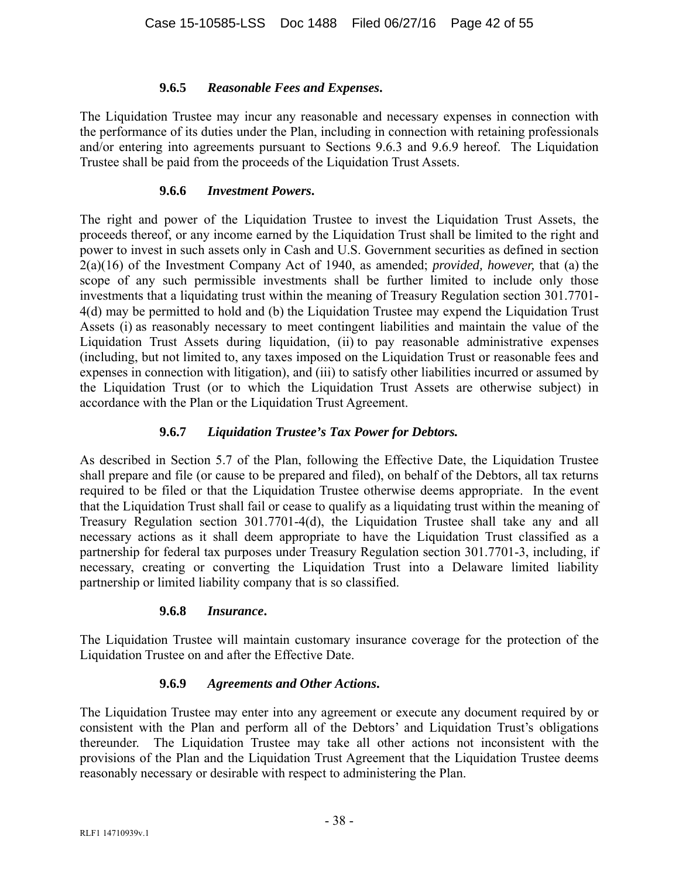#### 9.6.5 *Reasonable Fees and Expenses***.**

The Liquidation Trustee may incur any reasonable and necessary expenses in connection with the performance of its duties under the Plan, including in connection with retaining professionals and/or entering into agreements pursuant to Sections 9.6.3 and 9.6.9 hereof. The Liquidation Trustee shall be paid from the proceeds of the Liquidation Trust Assets.

#### 9.6.6 *Investment Powers***.**

The right and power of the Liquidation Trustee to invest the Liquidation Trust Assets, the proceeds thereof, or any income earned by the Liquidation Trust shall be limited to the right and power to invest in such assets only in Cash and U.S. Government securities as defined in section 2(a)(16) of the Investment Company Act of 1940, as amended; *provided, however,* that (a) the scope of any such permissible investments shall be further limited to include only those investments that a liquidating trust within the meaning of Treasury Regulation section 301.7701-4(d) may be permitted to hold and (b) the Liquidation Trustee may expend the Liquidation Trust Assets (i) as reasonably necessary to meet contingent liabilities and maintain the value of the Liquidation Trust Assets during liquidation, (ii) to pay reasonable administrative expenses (including, but not limited to, any taxes imposed on the Liquidation Trust or reasonable fees and expenses in connection with litigation), and (iii) to satisfy other liabilities incurred or assumed by the Liquidation Trust (or to which the Liquidation Trust Assets are otherwise subject) in accordance with the Plan or the Liquidation Trust Agreement.

#### 9.6.7 *Liquidation Trustee's Tax Power for Debtors.*

As described in Section 5.7 of the Plan, following the Effective Date, the Liquidation Trustee shall prepare and file (or cause to be prepared and filed), on behalf of the Debtors, all tax returns required to be filed or that the Liquidation Trustee otherwise deems appropriate. In the event that the Liquidation Trust shall fail or cease to qualify as a liquidating trust within the meaning of Treasury Regulation section 301.7701-4(d), the Liquidation Trustee shall take any and all necessary actions as it shall deem appropriate to have the Liquidation Trust classified as a partnership for federal tax purposes under Treasury Regulation section 301.7701-3, including, if necessary, creating or converting the Liquidation Trust into a Delaware limited liability partnership or limited liability company that is so classified.

#### 9.6.8 *Insurance***.**

The Liquidation Trustee will maintain customary insurance coverage for the protection of the Liquidation Trustee on and after the Effective Date.

#### 9.6.9 *Agreements and Other Actions***.**

The Liquidation Trustee may enter into any agreement or execute any document required by or consistent with the Plan and perform all of the Debtors' and Liquidation Trust's obligations thereunder. The Liquidation Trustee may take all other actions not inconsistent with the provisions of the Plan and the Liquidation Trust Agreement that the Liquidation Trustee deems reasonably necessary or desirable with respect to administering the Plan.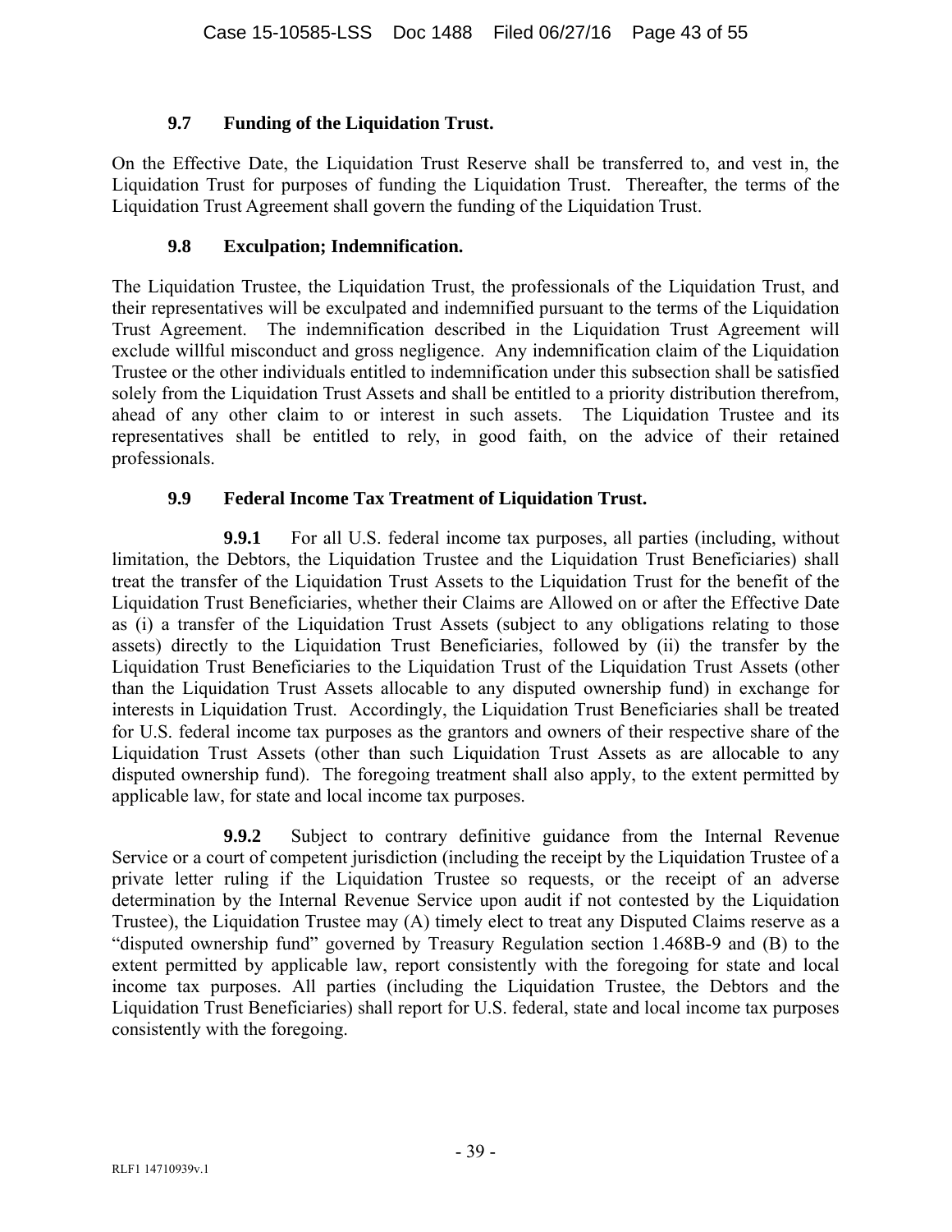### 9.7 Funding of the Liquidation Trust.

On the Effective Date, the Liquidation Trust Reserve shall be transferred to, and vest in, the Liquidation Trust for purposes of funding the Liquidation Trust. Thereafter, the terms of the Liquidation Trust Agreement shall govern the funding of the Liquidation Trust.

### 9.8 Exculpation; Indemnification.

The Liquidation Trustee, the Liquidation Trust, the professionals of the Liquidation Trust, and their representatives will be exculpated and indemnified pursuant to the terms of the Liquidation Trust Agreement. The indemnification described in the Liquidation Trust Agreement will exclude willful misconduct and gross negligence. Any indemnification claim of the Liquidation Trustee or the other individuals entitled to indemnification under this subsection shall be satisfied solely from the Liquidation Trust Assets and shall be entitled to a priority distribution therefrom, ahead of any other claim to or interest in such assets. The Liquidation Trustee and its representatives shall be entitled to rely, in good faith, on the advice of their retained professionals.

### 9.9 Federal Income Tax Treatment of Liquidation Trust.

**9.9.1** For all U.S. federal income tax purposes, all parties (including, without limitation, the Debtors, the Liquidation Trustee and the Liquidation Trust Beneficiaries) shall treat the transfer of the Liquidation Trust Assets to the Liquidation Trust for the benefit of the Liquidation Trust Beneficiaries, whether their Claims are Allowed on or after the Effective Date as (i) a transfer of the Liquidation Trust Assets (subject to any obligations relating to those assets) directly to the Liquidation Trust Beneficiaries, followed by (ii) the transfer by the Liquidation Trust Beneficiaries to the Liquidation Trust of the Liquidation Trust Assets (other than the Liquidation Trust Assets allocable to any disputed ownership fund) in exchange for interests in Liquidation Trust. Accordingly, the Liquidation Trust Beneficiaries shall be treated for U.S. federal income tax purposes as the grantors and owners of their respective share of the Liquidation Trust Assets (other than such Liquidation Trust Assets as are allocable to any disputed ownership fund). The foregoing treatment shall also apply, to the extent permitted by applicable law, for state and local income tax purposes.

**9.9.2** Subject to contrary definitive guidance from the Internal Revenue Service or a court of competent jurisdiction (including the receipt by the Liquidation Trustee of a private letter ruling if the Liquidation Trustee so requests, or the receipt of an adverse determination by the Internal Revenue Service upon audit if not contested by the Liquidation Trustee), the Liquidation Trustee may (A) timely elect to treat any Disputed Claims reserve as a "disputed ownership fund" governed by Treasury Regulation section 1.468B-9 and (B) to the extent permitted by applicable law, report consistently with the foregoing for state and local income tax purposes. All parties (including the Liquidation Trustee, the Debtors and the Liquidation Trust Beneficiaries) shall report for U.S. federal, state and local income tax purposes consistently with the foregoing.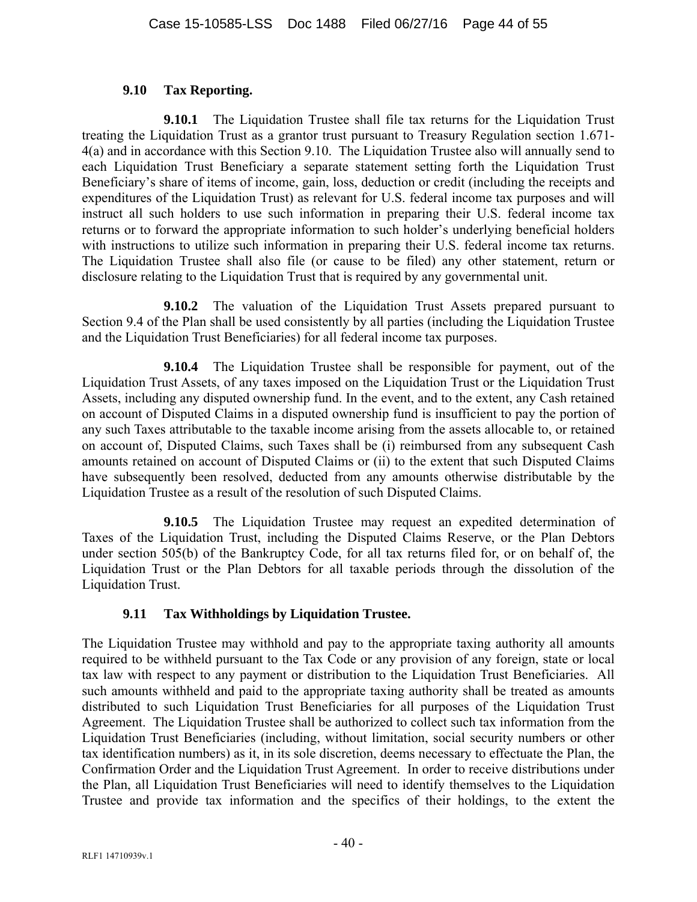### 9.10 Tax Reporting.

**9.10.1** The Liquidation Trustee shall file tax returns for the Liquidation Trust treating the Liquidation Trust as a grantor trust pursuant to Treasury Regulation section 1.671-4(a) and in accordance with this Section 9.10. The Liquidation Trustee also will annually send to each Liquidation Trust Beneficiary a separate statement setting forth the Liquidation Trust Beneficiary's share of items of income, gain, loss, deduction or credit (including the receipts and expenditures of the Liquidation Trust) as relevant for U.S. federal income tax purposes and will instruct all such holders to use such information in preparing their U.S. federal income tax returns or to forward the appropriate information to such holder's underlying beneficial holders with instructions to utilize such information in preparing their U.S. federal income tax returns. The Liquidation Trustee shall also file (or cause to be filed) any other statement, return or disclosure relating to the Liquidation Trust that is required by any governmental unit.

**9.10.2** The valuation of the Liquidation Trust Assets prepared pursuant to Section 9.4 of the Plan shall be used consistently by all parties (including the Liquidation Trustee and the Liquidation Trust Beneficiaries) for all federal income tax purposes.

**9.10.4** The Liquidation Trustee shall be responsible for payment, out of the Liquidation Trust Assets, of any taxes imposed on the Liquidation Trust or the Liquidation Trust Assets, including any disputed ownership fund. In the event, and to the extent, any Cash retained on account of Disputed Claims in a disputed ownership fund is insufficient to pay the portion of any such Taxes attributable to the taxable income arising from the assets allocable to, or retained on account of, Disputed Claims, such Taxes shall be (i) reimbursed from any subsequent Cash amounts retained on account of Disputed Claims or (ii) to the extent that such Disputed Claims have subsequently been resolved, deducted from any amounts otherwise distributable by the Liquidation Trustee as a result of the resolution of such Disputed Claims.

**9.10.5** The Liquidation Trustee may request an expedited determination of Taxes of the Liquidation Trust, including the Disputed Claims Reserve, or the Plan Debtors under section 505(b) of the Bankruptcy Code, for all tax returns filed for, or on behalf of, the Liquidation Trust or the Plan Debtors for all taxable periods through the dissolution of the Liquidation Trust.

### 9.11 Tax Withholdings by Liquidation Trustee.

The Liquidation Trustee may withhold and pay to the appropriate taxing authority all amounts required to be withheld pursuant to the Tax Code or any provision of any foreign, state or local tax law with respect to any payment or distribution to the Liquidation Trust Beneficiaries. All such amounts withheld and paid to the appropriate taxing authority shall be treated as amounts distributed to such Liquidation Trust Beneficiaries for all purposes of the Liquidation Trust Agreement. The Liquidation Trustee shall be authorized to collect such tax information from the Liquidation Trust Beneficiaries (including, without limitation, social security numbers or other tax identification numbers) as it, in its sole discretion, deems necessary to effectuate the Plan, the Confirmation Order and the Liquidation Trust Agreement. In order to receive distributions under the Plan, all Liquidation Trust Beneficiaries will need to identify themselves to the Liquidation Trustee and provide tax information and the specifics of their holdings, to the extent the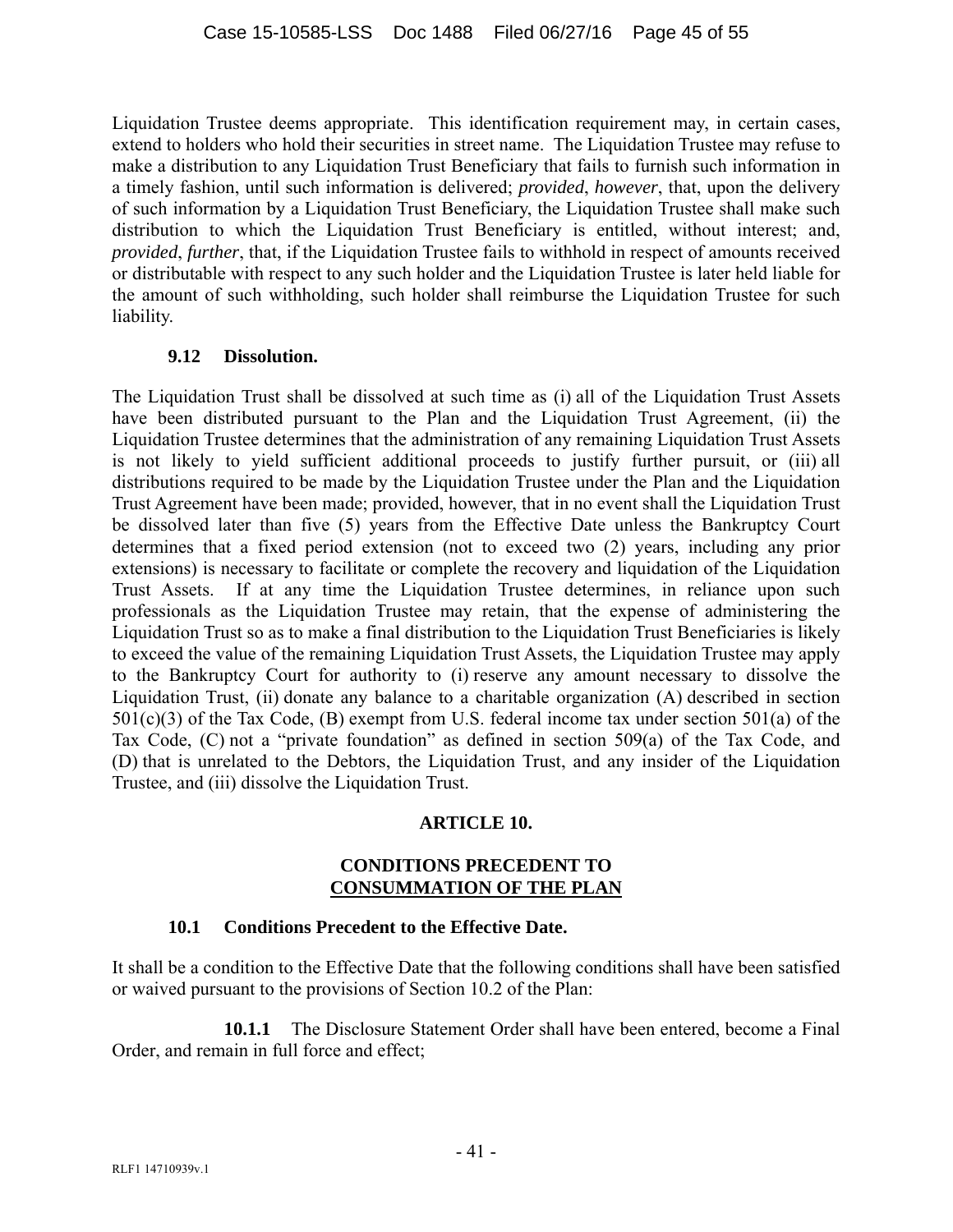Liquidation Trustee deems appropriate. This identification requirement may, in certain cases, extend to holders who hold their securities in street name. The Liquidation Trustee may refuse to make a distribution to any Liquidation Trust Beneficiary that fails to furnish such information in a timely fashion, until such information is delivered; *provided*, *however*, that, upon the delivery of such information by a Liquidation Trust Beneficiary, the Liquidation Trustee shall make such distribution to which the Liquidation Trust Beneficiary is entitled, without interest; and, *provided*, *further*, that, if the Liquidation Trustee fails to withhold in respect of amounts received or distributable with respect to any such holder and the Liquidation Trustee is later held liable for the amount of such withholding, such holder shall reimburse the Liquidation Trustee for such liability.

### 9.12 Dissolution.

The Liquidation Trust shall be dissolved at such time as (i) all of the Liquidation Trust Assets have been distributed pursuant to the Plan and the Liquidation Trust Agreement, (ii) the Liquidation Trustee determines that the administration of any remaining Liquidation Trust Assets is not likely to yield sufficient additional proceeds to justify further pursuit, or (iii) all distributions required to be made by the Liquidation Trustee under the Plan and the Liquidation Trust Agreement have been made; provided, however, that in no event shall the Liquidation Trust be dissolved later than five (5) years from the Effective Date unless the Bankruptcy Court determines that a fixed period extension (not to exceed two (2) years, including any prior extensions) is necessary to facilitate or complete the recovery and liquidation of the Liquidation Trust Assets. If at any time the Liquidation Trustee determines, in reliance upon such professionals as the Liquidation Trustee may retain, that the expense of administering the Liquidation Trust so as to make a final distribution to the Liquidation Trust Beneficiaries is likely to exceed the value of the remaining Liquidation Trust Assets, the Liquidation Trustee may apply to the Bankruptcy Court for authority to (i) reserve any amount necessary to dissolve the Liquidation Trust, (ii) donate any balance to a charitable organization (A) described in section 501(c)(3) of the Tax Code, (B) exempt from U.S. federal income tax under section 501(a) of the Tax Code, (C) not a "private foundation" as defined in section 509(a) of the Tax Code, and (D) that is unrelated to the Debtors, the Liquidation Trust, and any insider of the Liquidation Trustee, and (iii) dissolve the Liquidation Trust.

## ARTICLE 10.

## CONDITIONS PRECEDENT TO CONSUMMATION OF THE PLAN

### 10.1 Conditions Precedent to the Effective Date.

It shall be a condition to the Effective Date that the following conditions shall have been satisfied or waived pursuant to the provisions of Section 10.2 of the Plan:

**10.1.1** The Disclosure Statement Order shall have been entered, become a Final Order, and remain in full force and effect;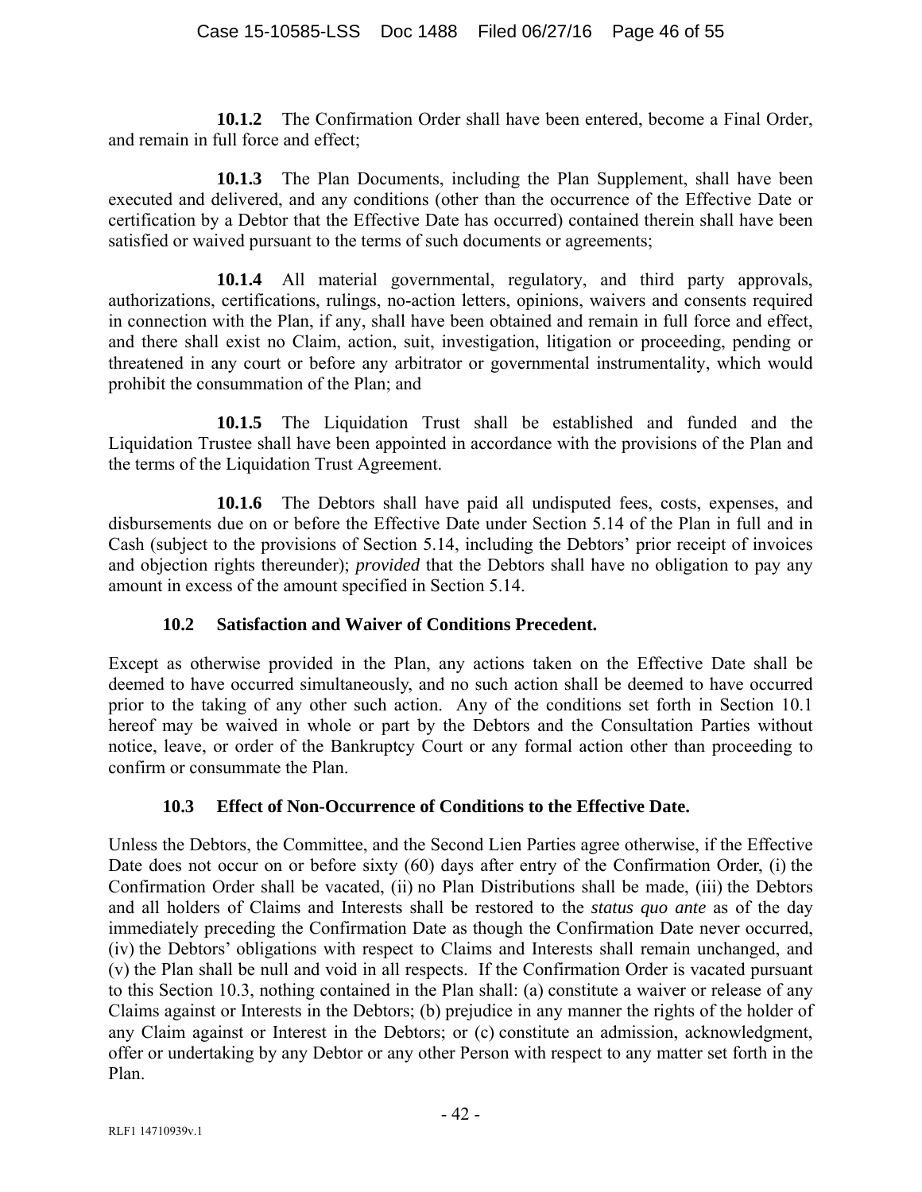**10.1.2** The Confirmation Order shall have been entered, become a Final Order, and remain in full force and effect;

**10.1.3** The Plan Documents, including the Plan Supplement, shall have been executed and delivered, and any conditions (other than the occurrence of the Effective Date or certification by a Debtor that the Effective Date has occurred) contained therein shall have been satisfied or waived pursuant to the terms of such documents or agreements;

**10.1.4** All material governmental, regulatory, and third party approvals, authorizations, certifications, rulings, no-action letters, opinions, waivers and consents required in connection with the Plan, if any, shall have been obtained and remain in full force and effect, and there shall exist no Claim, action, suit, investigation, litigation or proceeding, pending or threatened in any court or before any arbitrator or governmental instrumentality, which would prohibit the consummation of the Plan; and

**10.1.5** The Liquidation Trust shall be established and funded and the Liquidation Trustee shall have been appointed in accordance with the provisions of the Plan and the terms of the Liquidation Trust Agreement.

**10.1.6** The Debtors shall have paid all undisputed fees, costs, expenses, and disbursements due on or before the Effective Date under Section 5.14 of the Plan in full and in Cash (subject to the provisions of Section 5.14, including the Debtors' prior receipt of invoices and objection rights thereunder); *provided* that the Debtors shall have no obligation to pay any amount in excess of the amount specified in Section 5.14.

### 10.2 Satisfaction and Waiver of Conditions Precedent.

Except as otherwise provided in the Plan, any actions taken on the Effective Date shall be deemed to have occurred simultaneously, and no such action shall be deemed to have occurred prior to the taking of any other such action. Any of the conditions set forth in Section 10.1 hereof may be waived in whole or part by the Debtors and the Consultation Parties without notice, leave, or order of the Bankruptcy Court or any formal action other than proceeding to confirm or consummate the Plan.

### 10.3 Effect of Non-Occurrence of Conditions to the Effective Date.

Unless the Debtors, the Committee, and the Second Lien Parties agree otherwise, if the Effective Date does not occur on or before sixty (60) days after entry of the Confirmation Order, (i) the Confirmation Order shall be vacated, (ii) no Plan Distributions shall be made, (iii) the Debtors and all holders of Claims and Interests shall be restored to the *status quo ante* as of the day immediately preceding the Confirmation Date as though the Confirmation Date never occurred, (iv) the Debtors' obligations with respect to Claims and Interests shall remain unchanged, and (v) the Plan shall be null and void in all respects. If the Confirmation Order is vacated pursuant to this Section 10.3, nothing contained in the Plan shall: (a) constitute a waiver or release of any Claims against or Interests in the Debtors; (b) prejudice in any manner the rights of the holder of any Claim against or Interest in the Debtors; or (c) constitute an admission, acknowledgment, offer or undertaking by any Debtor or any other Person with respect to any matter set forth in the Plan.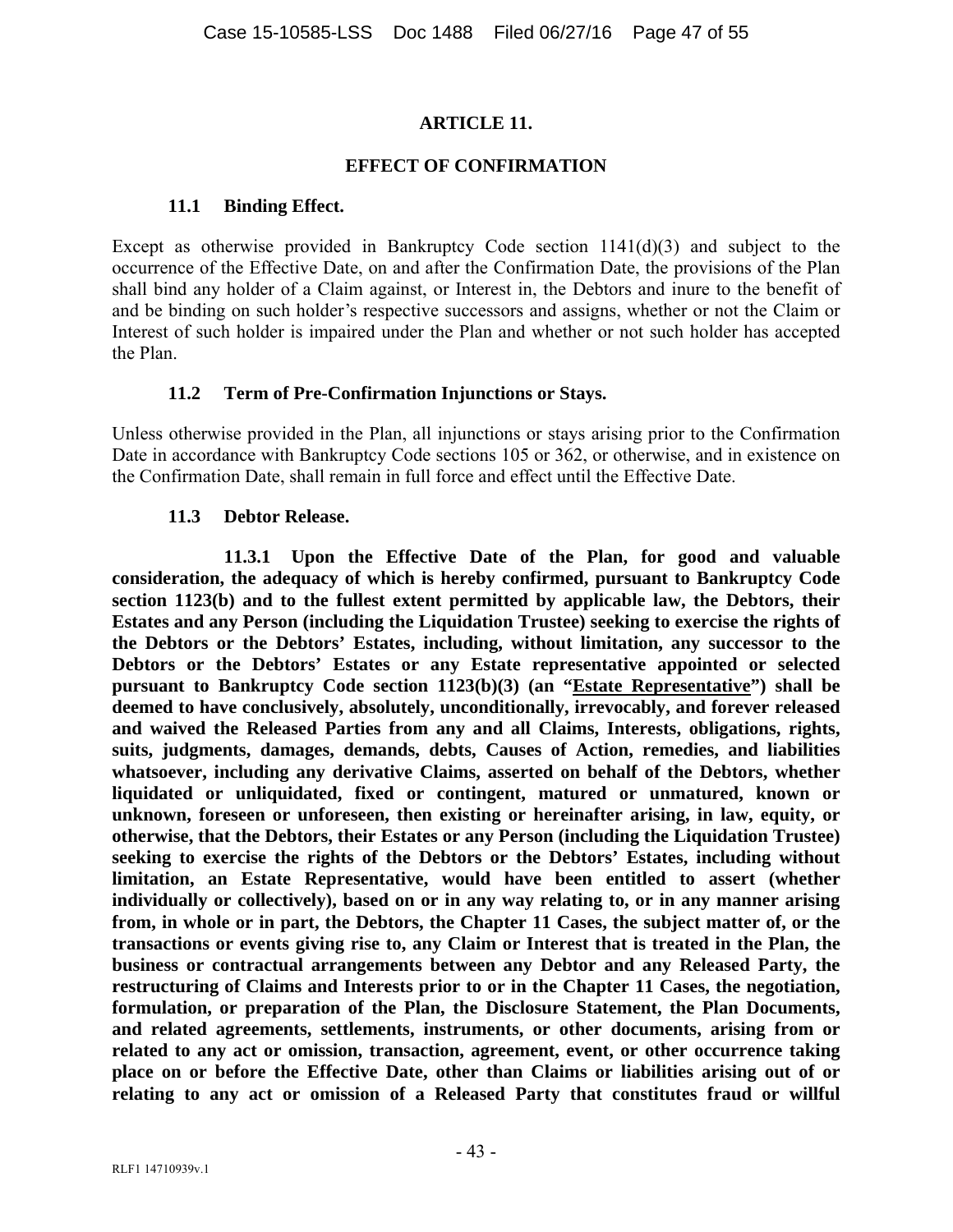## ARTICLE 11.

## EFFECT OF CONFIRMATION

### 11.1 Binding Effect.

Except as otherwise provided in Bankruptcy Code section 1141(d)(3) and subject to the occurrence of the Effective Date, on and after the Confirmation Date, the provisions of the Plan shall bind any holder of a Claim against, or Interest in, the Debtors and inure to the benefit of and be binding on such holder's respective successors and assigns, whether or not the Claim or Interest of such holder is impaired under the Plan and whether or not such holder has accepted the Plan.

### 11.2 Term of Pre-Confirmation Injunctions or Stays.

Unless otherwise provided in the Plan, all injunctions or stays arising prior to the Confirmation Date in accordance with Bankruptcy Code sections 105 or 362, or otherwise, and in existence on the Confirmation Date, shall remain in full force and effect until the Effective Date.

### 11.3 Debtor Release.

**11.3.1 Upon the Effective Date of the Plan, for good and valuable consideration, the adequacy of which is hereby confirmed, pursuant to Bankruptcy Code section 1123(b) and to the fullest extent permitted by applicable law, the Debtors, their Estates and any Person (including the Liquidation Trustee) seeking to exercise the rights of the Debtors or the Debtors' Estates, including, without limitation, any successor to the Debtors or the Debtors' Estates or any Estate representative appointed or selected pursuant to Bankruptcy Code section 1123(b)(3) (an "<u>Estate Representative</u>") shall be deemed to have conclusively, absolutely, unconditionally, irrevocably, and forever released and waived the Released Parties from any and all Claims, Interests, obligations, rights, suits, judgments, damages, demands, debts, Causes of Action, remedies, and liabilities whatsoever, including any derivative Claims, asserted on behalf of the Debtors, whether liquidated or unliquidated, fixed or contingent, matured or unmatured, known or unknown, foreseen or unforeseen, then existing or hereinafter arising, in law, equity, or otherwise, that the Debtors, their Estates or any Person (including the Liquidation Trustee) seeking to exercise the rights of the Debtors or the Debtors' Estates, including without limitation, an Estate Representative, would have been entitled to assert (whether individually or collectively), based on or in any way relating to, or in any manner arising from, in whole or in part, the Debtors, the Chapter 11 Cases, the subject matter of, or the transactions or events giving rise to, any Claim or Interest that is treated in the Plan, the business or contractual arrangements between any Debtor and any Released Party, the restructuring of Claims and Interests prior to or in the Chapter 11 Cases, the negotiation, formulation, or preparation of the Plan, the Disclosure Statement, the Plan Documents, and related agreements, settlements, instruments, or other documents, arising from or related to any act or omission, transaction, agreement, event, or other occurrence taking place on or before the Effective Date, other than Claims or liabilities arising out of or relating to any act or omission of a Released Party that constitutes fraud or willful**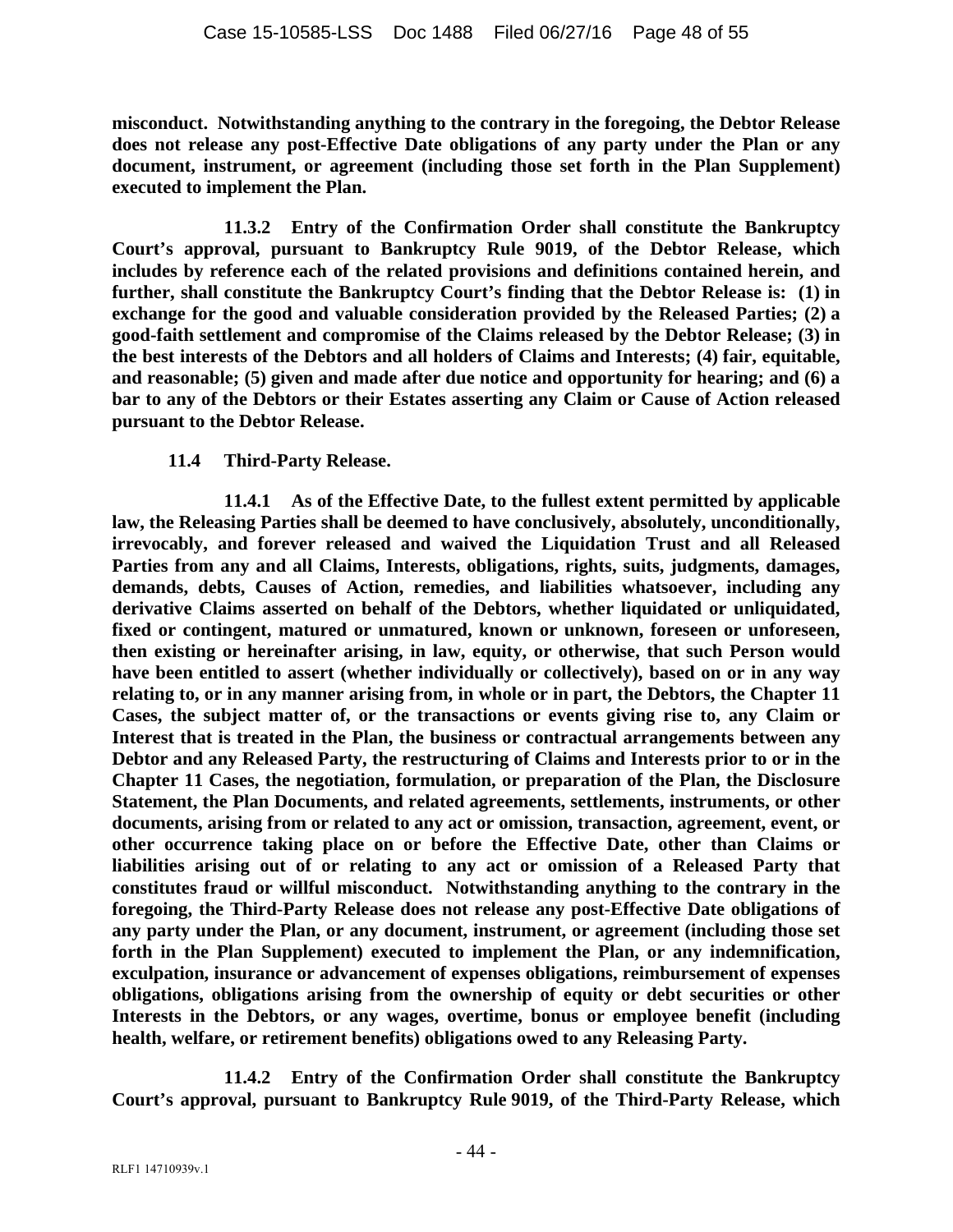**misconduct. Notwithstanding anything to the contrary in the foregoing, the Debtor Release does not release any post-Effective Date obligations of any party under the Plan or any document, instrument, or agreement (including those set forth in the Plan Supplement) executed to implement the Plan.**

**11.3.2 Entry of the Confirmation Order shall constitute the Bankruptcy Court's approval, pursuant to Bankruptcy Rule 9019, of the Debtor Release, which includes by reference each of the related provisions and definitions contained herein, and further, shall constitute the Bankruptcy Court's finding that the Debtor Release is: (1) in exchange for the good and valuable consideration provided by the Released Parties; (2) a good-faith settlement and compromise of the Claims released by the Debtor Release; (3) in the best interests of the Debtors and all holders of Claims and Interests; (4) fair, equitable, and reasonable; (5) given and made after due notice and opportunity for hearing; and (6) a bar to any of the Debtors or their Estates asserting any Claim or Cause of Action released pursuant to the Debtor Release.**

**11.4 Third-Party Release.**

**11.4.1 As of the Effective Date, to the fullest extent permitted by applicable law, the Releasing Parties shall be deemed to have conclusively, absolutely, unconditionally, irrevocably, and forever released and waived the Liquidation Trust and all Released Parties from any and all Claims, Interests, obligations, rights, suits, judgments, damages, demands, debts, Causes of Action, remedies, and liabilities whatsoever, including any derivative Claims asserted on behalf of the Debtors, whether liquidated or unliquidated, fixed or contingent, matured or unmatured, known or unknown, foreseen or unforeseen, then existing or hereinafter arising, in law, equity, or otherwise, that such Person would have been entitled to assert (whether individually or collectively), based on or in any way relating to, or in any manner arising from, in whole or in part, the Debtors, the Chapter 11 Cases, the subject matter of, or the transactions or events giving rise to, any Claim or Interest that is treated in the Plan, the business or contractual arrangements between any Debtor and any Released Party, the restructuring of Claims and Interests prior to or in the Chapter 11 Cases, the negotiation, formulation, or preparation of the Plan, the Disclosure Statement, the Plan Documents, and related agreements, settlements, instruments, or other documents, arising from or related to any act or omission, transaction, agreement, event, or other occurrence taking place on or before the Effective Date, other than Claims or liabilities arising out of or relating to any act or omission of a Released Party that constitutes fraud or willful misconduct. Notwithstanding anything to the contrary in the foregoing, the Third-Party Release does not release any post-Effective Date obligations of any party under the Plan, or any document, instrument, or agreement (including those set forth in the Plan Supplement) executed to implement the Plan, or any indemnification, exculpation, insurance or advancement of expenses obligations, reimbursement of expenses obligations, obligations arising from the ownership of equity or debt securities or other Interests in the Debtors, or any wages, overtime, bonus or employee benefit (including health, welfare, or retirement benefits) obligations owed to any Releasing Party.**

**11.4.2 Entry of the Confirmation Order shall constitute the Bankruptcy Court's approval, pursuant to Bankruptcy Rule 9019, of the Third-Party Release, which**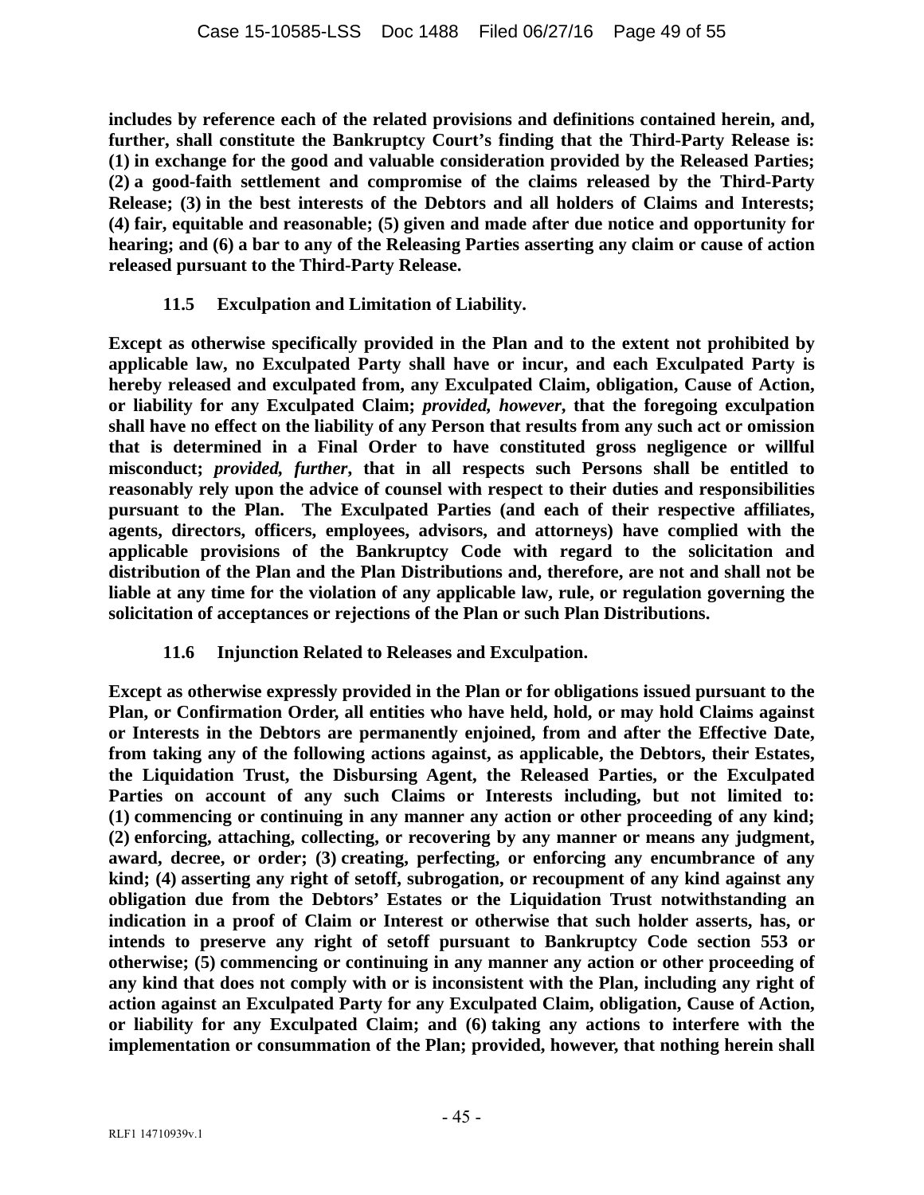**includes by reference each of the related provisions and definitions contained herein, and, further, shall constitute the Bankruptcy Court's finding that the Third-Party Release is: (1) in exchange for the good and valuable consideration provided by the Released Parties; (2) a good-faith settlement and compromise of the claims released by the Third-Party Release; (3) in the best interests of the Debtors and all holders of Claims and Interests; (4) fair, equitable and reasonable; (5) given and made after due notice and opportunity for hearing; and (6) a bar to any of the Releasing Parties asserting any claim or cause of action released pursuant to the Third-Party Release.**

### 11.5 Exculpation and Limitation of Liability.

**Except as otherwise specifically provided in the Plan and to the extent not prohibited by applicable law, no Exculpated Party shall have or incur, and each Exculpated Party is hereby released and exculpated from, any Exculpated Claim, obligation, Cause of Action, or liability for any Exculpated Claim; *provided, however*, that the foregoing exculpation shall have no effect on the liability of any Person that results from any such act or omission that is determined in a Final Order to have constituted gross negligence or willful misconduct; *provided, further*, that in all respects such Persons shall be entitled to reasonably rely upon the advice of counsel with respect to their duties and responsibilities pursuant to the Plan. The Exculpated Parties (and each of their respective affiliates, agents, directors, officers, employees, advisors, and attorneys) have complied with the applicable provisions of the Bankruptcy Code with regard to the solicitation and distribution of the Plan and the Plan Distributions and, therefore, are not and shall not be liable at any time for the violation of any applicable law, rule, or regulation governing the solicitation of acceptances or rejections of the Plan or such Plan Distributions.**

### 11.6 Injunction Related to Releases and Exculpation.

**Except as otherwise expressly provided in the Plan or for obligations issued pursuant to the Plan, or Confirmation Order, all entities who have held, hold, or may hold Claims against or Interests in the Debtors are permanently enjoined, from and after the Effective Date, from taking any of the following actions against, as applicable, the Debtors, their Estates, the Liquidation Trust, the Disbursing Agent, the Released Parties, or the Exculpated Parties on account of any such Claims or Interests including, but not limited to: (1) commencing or continuing in any manner any action or other proceeding of any kind; (2) enforcing, attaching, collecting, or recovering by any manner or means any judgment, award, decree, or order; (3) creating, perfecting, or enforcing any encumbrance of any kind; (4) asserting any right of setoff, subrogation, or recoupment of any kind against any obligation due from the Debtors' Estates or the Liquidation Trust notwithstanding an indication in a proof of Claim or Interest or otherwise that such holder asserts, has, or intends to preserve any right of setoff pursuant to Bankruptcy Code section 553 or otherwise; (5) commencing or continuing in any manner any action or other proceeding of any kind that does not comply with or is inconsistent with the Plan, including any right of action against an Exculpated Party for any Exculpated Claim, obligation, Cause of Action, or liability for any Exculpated Claim; and (6) taking any actions to interfere with the implementation or consummation of the Plan; provided, however, that nothing herein shall**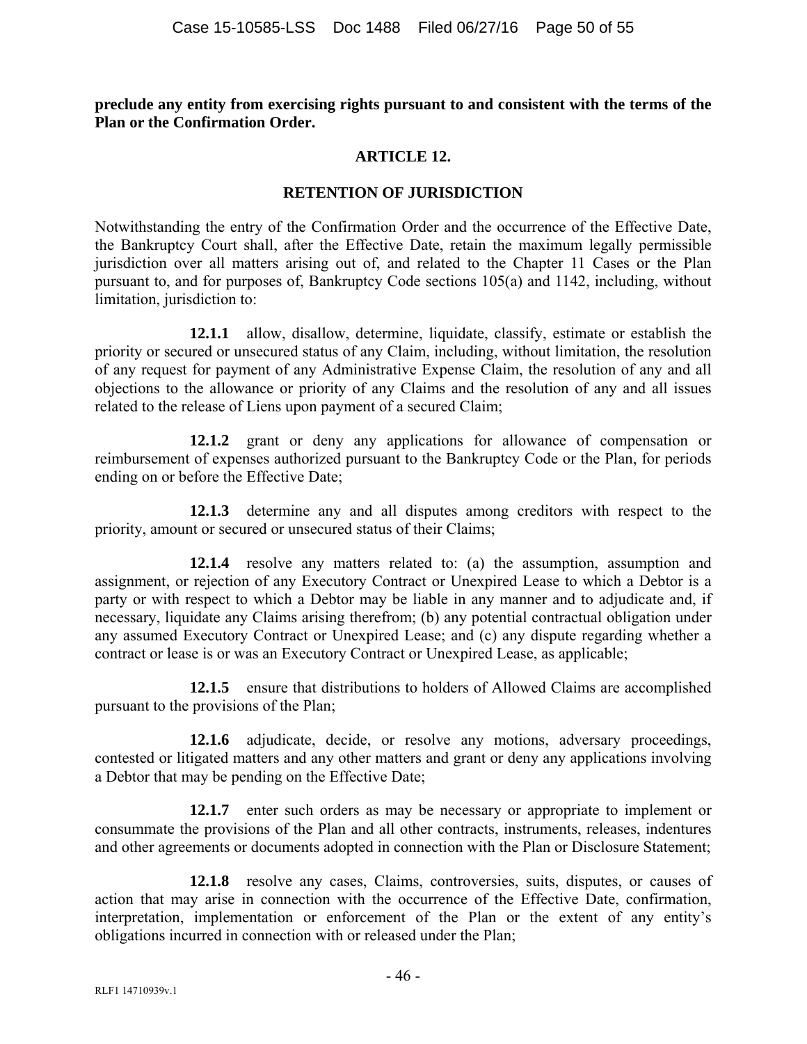**preclude any entity from exercising rights pursuant to and consistent with the terms of the Plan or the Confirmation Order.**

## ARTICLE 12.

## RETENTION OF JURISDICTION

Notwithstanding the entry of the Confirmation Order and the occurrence of the Effective Date, the Bankruptcy Court shall, after the Effective Date, retain the maximum legally permissible jurisdiction over all matters arising out of, and related to the Chapter 11 Cases or the Plan pursuant to, and for purposes of, Bankruptcy Code sections 105(a) and 1142, including, without limitation, jurisdiction to:

**12.1.1** allow, disallow, determine, liquidate, classify, estimate or establish the priority or secured or unsecured status of any Claim, including, without limitation, the resolution of any request for payment of any Administrative Expense Claim, the resolution of any and all objections to the allowance or priority of any Claims and the resolution of any and all issues related to the release of Liens upon payment of a secured Claim;

**12.1.2** grant or deny any applications for allowance of compensation or reimbursement of expenses authorized pursuant to the Bankruptcy Code or the Plan, for periods ending on or before the Effective Date;

**12.1.3** determine any and all disputes among creditors with respect to the priority, amount or secured or unsecured status of their Claims;

**12.1.4** resolve any matters related to: (a) the assumption, assumption and assignment, or rejection of any Executory Contract or Unexpired Lease to which a Debtor is a party or with respect to which a Debtor may be liable in any manner and to adjudicate and, if necessary, liquidate any Claims arising therefrom; (b) any potential contractual obligation under any assumed Executory Contract or Unexpired Lease; and (c) any dispute regarding whether a contract or lease is or was an Executory Contract or Unexpired Lease, as applicable;

**12.1.5** ensure that distributions to holders of Allowed Claims are accomplished pursuant to the provisions of the Plan;

**12.1.6** adjudicate, decide, or resolve any motions, adversary proceedings, contested or litigated matters and any other matters and grant or deny any applications involving a Debtor that may be pending on the Effective Date;

**12.1.7** enter such orders as may be necessary or appropriate to implement or consummate the provisions of the Plan and all other contracts, instruments, releases, indentures and other agreements or documents adopted in connection with the Plan or Disclosure Statement;

**12.1.8** resolve any cases, Claims, controversies, suits, disputes, or causes of action that may arise in connection with the occurrence of the Effective Date, confirmation, interpretation, implementation or enforcement of the Plan or the extent of any entity's obligations incurred in connection with or released under the Plan;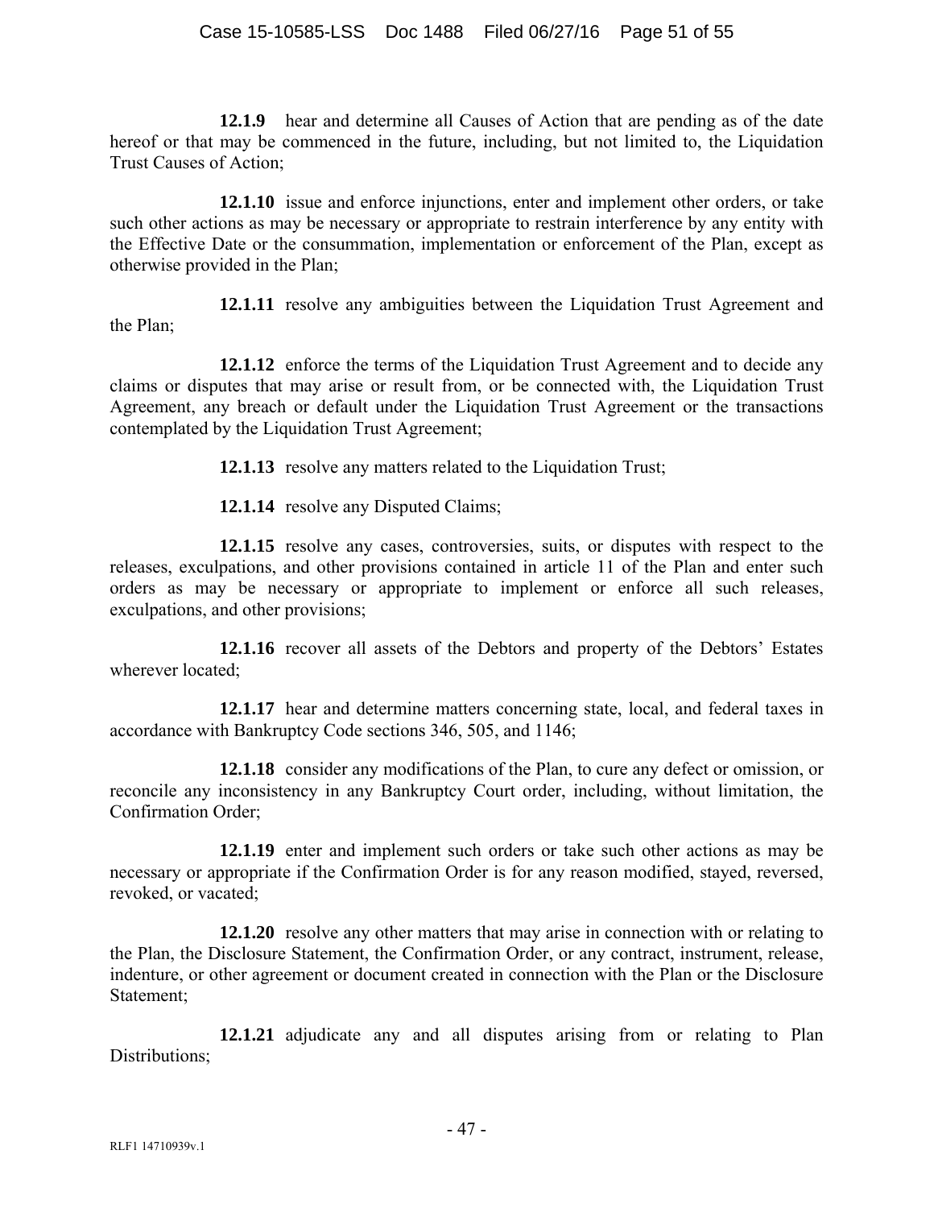**12.1.9** hear and determine all Causes of Action that are pending as of the date hereof or that may be commenced in the future, including, but not limited to, the Liquidation Trust Causes of Action;

**12.1.10** issue and enforce injunctions, enter and implement other orders, or take such other actions as may be necessary or appropriate to restrain interference by any entity with the Effective Date or the consummation, implementation or enforcement of the Plan, except as otherwise provided in the Plan;

**12.1.11** resolve any ambiguities between the Liquidation Trust Agreement and the Plan;

**12.1.12** enforce the terms of the Liquidation Trust Agreement and to decide any claims or disputes that may arise or result from, or be connected with, the Liquidation Trust Agreement, any breach or default under the Liquidation Trust Agreement or the transactions contemplated by the Liquidation Trust Agreement;

**12.1.13** resolve any matters related to the Liquidation Trust;

**12.1.14** resolve any Disputed Claims;

**12.1.15** resolve any cases, controversies, suits, or disputes with respect to the releases, exculpations, and other provisions contained in article 11 of the Plan and enter such orders as may be necessary or appropriate to implement or enforce all such releases, exculpations, and other provisions;

**12.1.16** recover all assets of the Debtors and property of the Debtors' Estates wherever located;

**12.1.17** hear and determine matters concerning state, local, and federal taxes in accordance with Bankruptcy Code sections 346, 505, and 1146;

**12.1.18** consider any modifications of the Plan, to cure any defect or omission, or reconcile any inconsistency in any Bankruptcy Court order, including, without limitation, the Confirmation Order;

**12.1.19** enter and implement such orders or take such other actions as may be necessary or appropriate if the Confirmation Order is for any reason modified, stayed, reversed, revoked, or vacated;

**12.1.20** resolve any other matters that may arise in connection with or relating to the Plan, the Disclosure Statement, the Confirmation Order, or any contract, instrument, release, indenture, or other agreement or document created in connection with the Plan or the Disclosure Statement;

**12.1.21** adjudicate any and all disputes arising from or relating to Plan Distributions;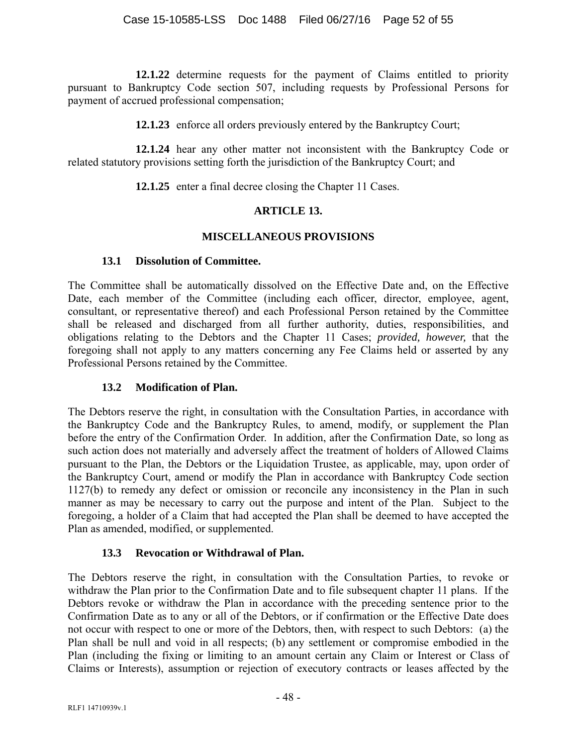**12.1.22** determine requests for the payment of Claims entitled to priority pursuant to Bankruptcy Code section 507, including requests by Professional Persons for payment of accrued professional compensation;

**12.1.23** enforce all orders previously entered by the Bankruptcy Court;

**12.1.24** hear any other matter not inconsistent with the Bankruptcy Code or related statutory provisions setting forth the jurisdiction of the Bankruptcy Court; and

**12.1.25** enter a final decree closing the Chapter 11 Cases.

## ARTICLE 13.

## MISCELLANEOUS PROVISIONS

### 13.1 Dissolution of Committee.

The Committee shall be automatically dissolved on the Effective Date and, on the Effective Date, each member of the Committee (including each officer, director, employee, agent, consultant, or representative thereof) and each Professional Person retained by the Committee shall be released and discharged from all further authority, duties, responsibilities, and obligations relating to the Debtors and the Chapter 11 Cases; *provided, however,* that the foregoing shall not apply to any matters concerning any Fee Claims held or asserted by any Professional Persons retained by the Committee.

### 13.2 Modification of Plan.

The Debtors reserve the right, in consultation with the Consultation Parties, in accordance with the Bankruptcy Code and the Bankruptcy Rules, to amend, modify, or supplement the Plan before the entry of the Confirmation Order. In addition, after the Confirmation Date, so long as such action does not materially and adversely affect the treatment of holders of Allowed Claims pursuant to the Plan, the Debtors or the Liquidation Trustee, as applicable, may, upon order of the Bankruptcy Court, amend or modify the Plan in accordance with Bankruptcy Code section 1127(b) to remedy any defect or omission or reconcile any inconsistency in the Plan in such manner as may be necessary to carry out the purpose and intent of the Plan. Subject to the foregoing, a holder of a Claim that had accepted the Plan shall be deemed to have accepted the Plan as amended, modified, or supplemented.

### 13.3 Revocation or Withdrawal of Plan.

The Debtors reserve the right, in consultation with the Consultation Parties, to revoke or withdraw the Plan prior to the Confirmation Date and to file subsequent chapter 11 plans. If the Debtors revoke or withdraw the Plan in accordance with the preceding sentence prior to the Confirmation Date as to any or all of the Debtors, or if confirmation or the Effective Date does not occur with respect to one or more of the Debtors, then, with respect to such Debtors: (a) the Plan shall be null and void in all respects; (b) any settlement or compromise embodied in the Plan (including the fixing or limiting to an amount certain any Claim or Interest or Class of Claims or Interests), assumption or rejection of executory contracts or leases affected by the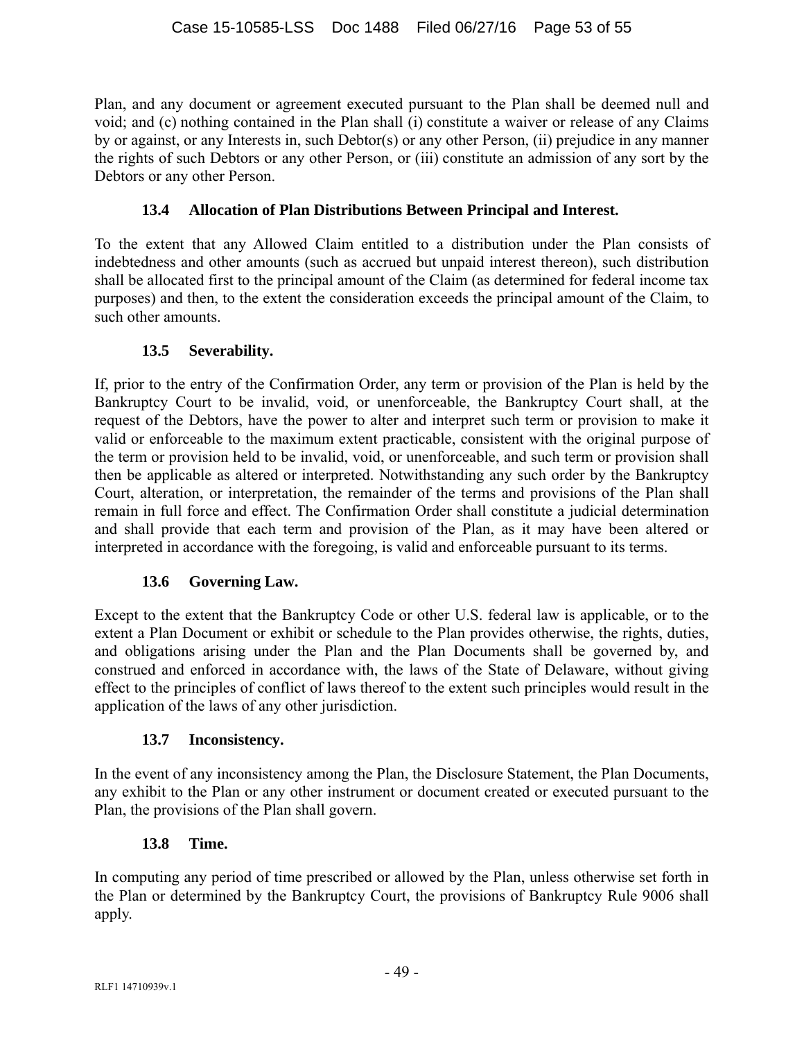Plan, and any document or agreement executed pursuant to the Plan shall be deemed null and void; and (c) nothing contained in the Plan shall (i) constitute a waiver or release of any Claims by or against, or any Interests in, such Debtor(s) or any other Person, (ii) prejudice in any manner the rights of such Debtors or any other Person, or (iii) constitute an admission of any sort by the Debtors or any other Person.

### 13.4 Allocation of Plan Distributions Between Principal and Interest.

To the extent that any Allowed Claim entitled to a distribution under the Plan consists of indebtedness and other amounts (such as accrued but unpaid interest thereon), such distribution shall be allocated first to the principal amount of the Claim (as determined for federal income tax purposes) and then, to the extent the consideration exceeds the principal amount of the Claim, to such other amounts.

### 13.5 Severability.

If, prior to the entry of the Confirmation Order, any term or provision of the Plan is held by the Bankruptcy Court to be invalid, void, or unenforceable, the Bankruptcy Court shall, at the request of the Debtors, have the power to alter and interpret such term or provision to make it valid or enforceable to the maximum extent practicable, consistent with the original purpose of the term or provision held to be invalid, void, or unenforceable, and such term or provision shall then be applicable as altered or interpreted. Notwithstanding any such order by the Bankruptcy Court, alteration, or interpretation, the remainder of the terms and provisions of the Plan shall remain in full force and effect. The Confirmation Order shall constitute a judicial determination and shall provide that each term and provision of the Plan, as it may have been altered or interpreted in accordance with the foregoing, is valid and enforceable pursuant to its terms.

### 13.6 Governing Law.

Except to the extent that the Bankruptcy Code or other U.S. federal law is applicable, or to the extent a Plan Document or exhibit or schedule to the Plan provides otherwise, the rights, duties, and obligations arising under the Plan and the Plan Documents shall be governed by, and construed and enforced in accordance with, the laws of the State of Delaware, without giving effect to the principles of conflict of laws thereof to the extent such principles would result in the application of the laws of any other jurisdiction.

### 13.7 Inconsistency.

In the event of any inconsistency among the Plan, the Disclosure Statement, the Plan Documents, any exhibit to the Plan or any other instrument or document created or executed pursuant to the Plan, the provisions of the Plan shall govern.

### 13.8 Time.

In computing any period of time prescribed or allowed by the Plan, unless otherwise set forth in the Plan or determined by the Bankruptcy Court, the provisions of Bankruptcy Rule 9006 shall apply.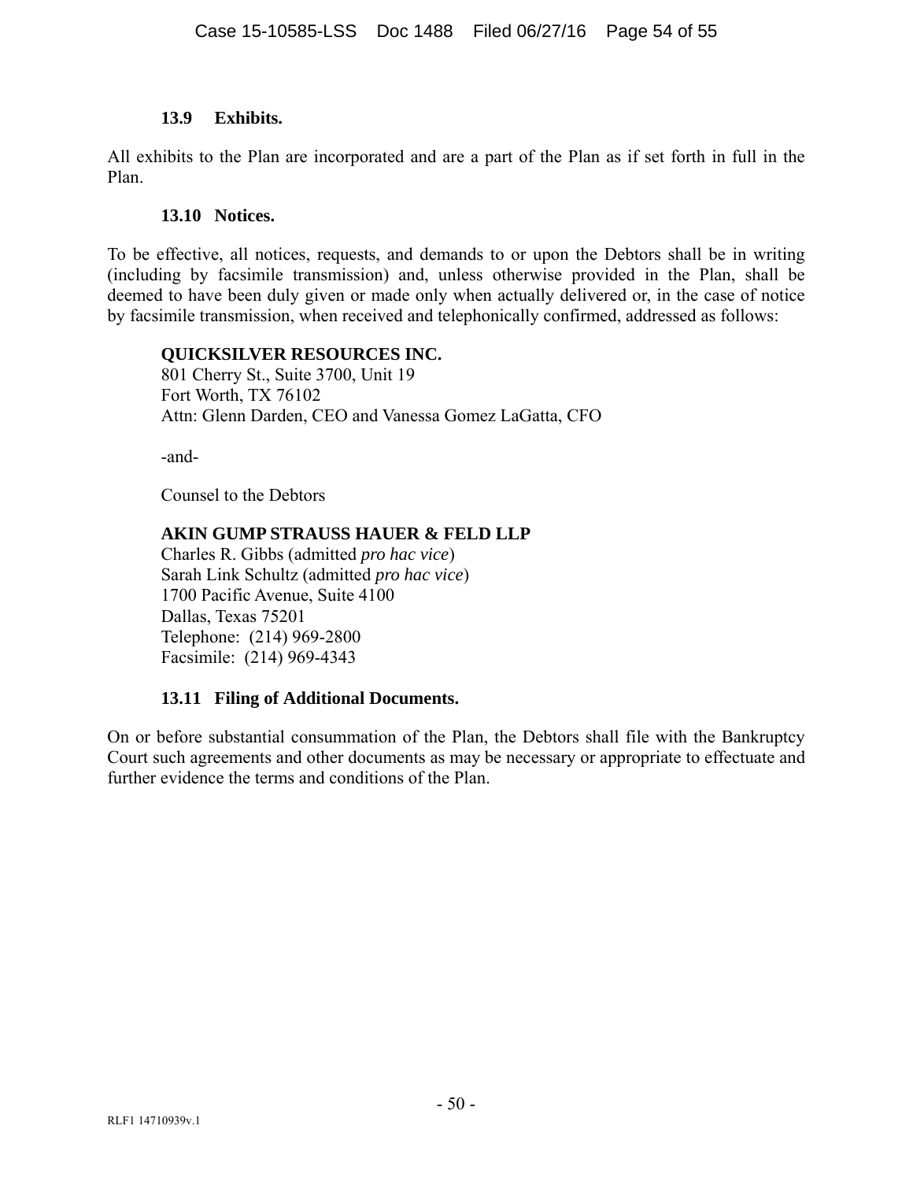### 13.9 Exhibits.

All exhibits to the Plan are incorporated and are a part of the Plan as if set forth in full in the Plan.

### 13.10 Notices.

To be effective, all notices, requests, and demands to or upon the Debtors shall be in writing (including by facsimile transmission) and, unless otherwise provided in the Plan, shall be deemed to have been duly given or made only when actually delivered or, in the case of notice by facsimile transmission, when received and telephonically confirmed, addressed as follows:

**QUICKSILVER RESOURCES INC.**
801 Cherry St., Suite 3700, Unit 19
Fort Worth, TX 76102
Attn: Glenn Darden, CEO and Vanessa Gomez LaGatta, CFO

-and-

Counsel to the Debtors

**AKIN GUMP STRAUSS HAUER & FELD LLP**
Charles R. Gibbs (admitted *pro hac vice*)
Sarah Link Schultz (admitted *pro hac vice*)
1700 Pacific Avenue, Suite 4100
Dallas, Texas 75201
Telephone: (214) 969-2800
Facsimile: (214) 969-4343

### 13.11 Filing of Additional Documents.

On or before substantial consummation of the Plan, the Debtors shall file with the Bankruptcy Court such agreements and other documents as may be necessary or appropriate to effectuate and further evidence the terms and conditions of the Plan.

RLF1 14710939v.1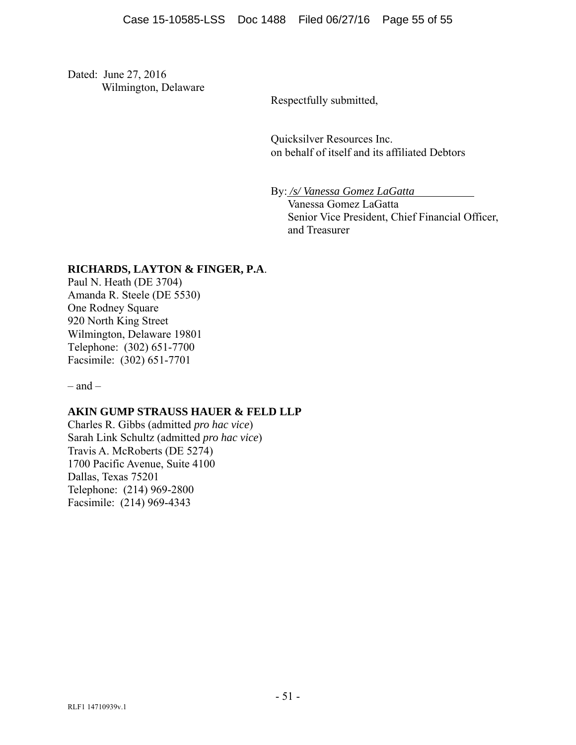Dated: June 27, 2016
Wilmington, Delaware

Respectfully submitted,

Quicksilver Resources Inc.
on behalf of itself and its affiliated Debtors

By: */s/ Vanessa Gomez LaGatta*
Vanessa Gomez LaGatta
Senior Vice President, Chief Financial Officer, and Treasurer

**RICHARDS, LAYTON & FINGER, P.A**.
Paul N. Heath (DE 3704)
Amanda R. Steele (DE 5530)
One Rodney Square
920 North King Street
Wilmington, Delaware 19801
Telephone: (302) 651-7700
Facsimile: (302) 651-7701

– and –

**AKIN GUMP STRAUSS HAUER & FELD LLP**
Charles R. Gibbs (admitted *pro hac vice*)
Sarah Link Schultz (admitted *pro hac vice*)
Travis A. McRoberts (DE 5274)
1700 Pacific Avenue, Suite 4100
Dallas, Texas 75201
Telephone: (214) 969-2800
Facsimile: (214) 969-4343

RLF1 14710939v.1